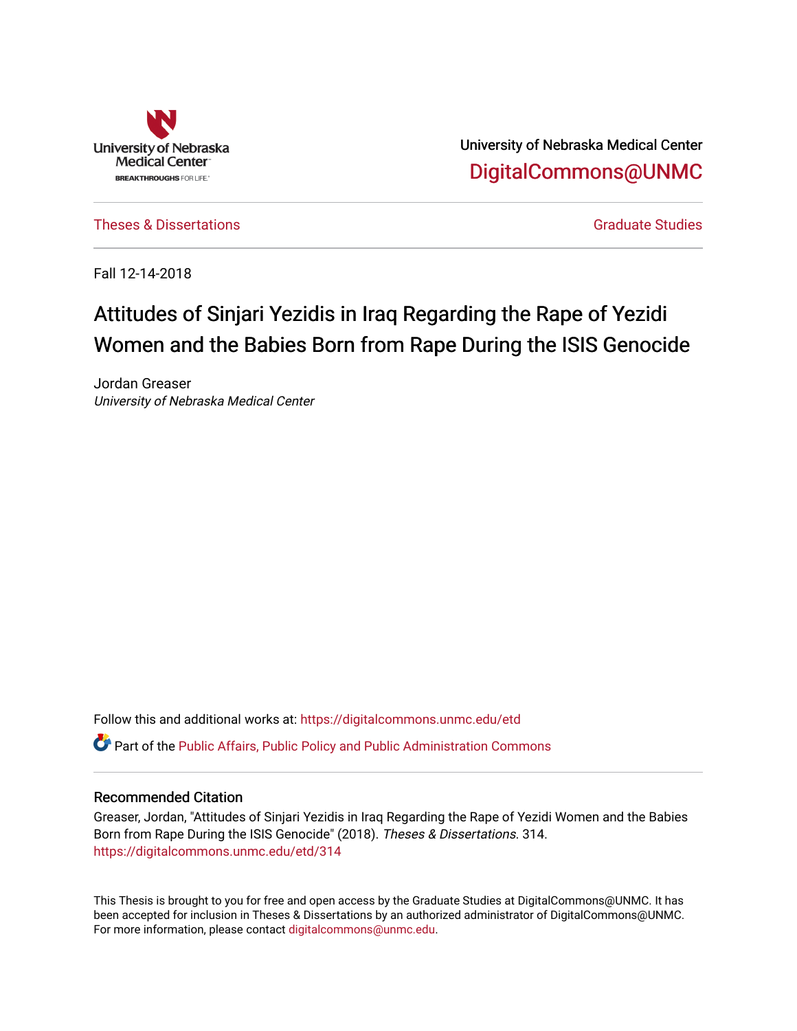University of Nebraska Medical Center

DigitalCommons@UNMC

Theses & Dissertations

Graduate Studies

Fall 12-14-2018

# Attitudes of Sinjari Yezidis in Iraq Regarding the Rape of Yezidi Women and the Babies Born from Rape During the ISIS Genocide

Jordan Greaser
*University of Nebraska Medical Center*

Follow this and additional works at: https://digitalcommons.unmc.edu/etd

Part of the Public Affairs, Public Policy and Public Administration Commons

## Recommended Citation

Greaser, Jordan, "Attitudes of Sinjari Yezidis in Iraq Regarding the Rape of Yezidi Women and the Babies Born from Rape During the ISIS Genocide" (2018). *Theses & Dissertations*. 314.
https://digitalcommons.unmc.edu/etd/314

This Thesis is brought to you for free and open access by the Graduate Studies at DigitalCommons@UNMC. It has been accepted for inclusion in Theses & Dissertations by an authorized administrator of DigitalCommons@UNMC. For more information, please contact digitalcommons@unmc.edu.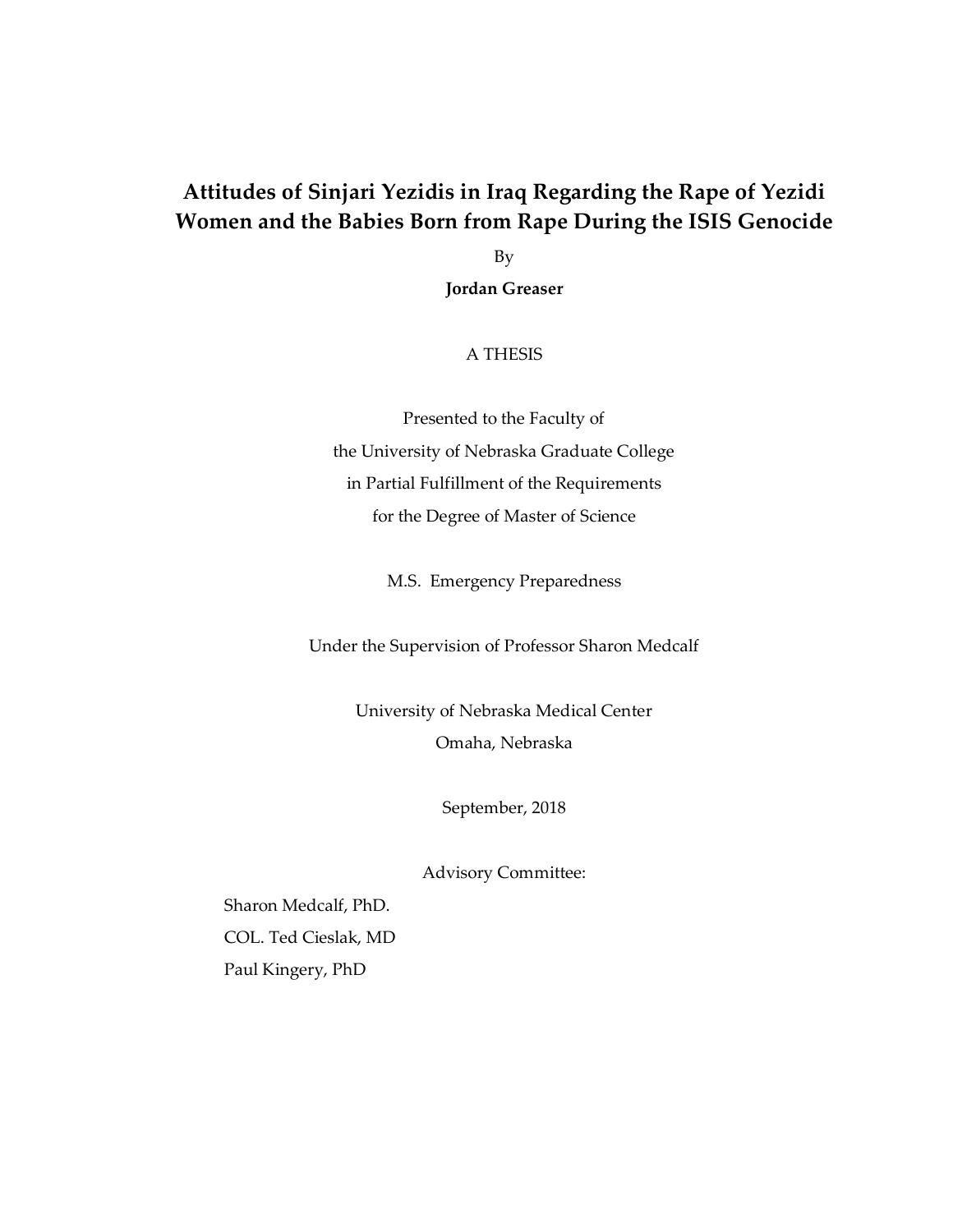# Attitudes of Sinjari Yezidis in Iraq Regarding the Rape of Yezidi Women and the Babies Born from Rape During the ISIS Genocide

By

**Jordan Greaser**

A THESIS

Presented to the Faculty of
the University of Nebraska Graduate College
in Partial Fulfillment of the Requirements
for the Degree of Master of Science

M.S. Emergency Preparedness

Under the Supervision of Professor Sharon Medcalf

University of Nebraska Medical Center
Omaha, Nebraska

September, 2018

Advisory Committee:

Sharon Medcalf, PhD.

COL. Ted Cieslak, MD

Paul Kingery, PhD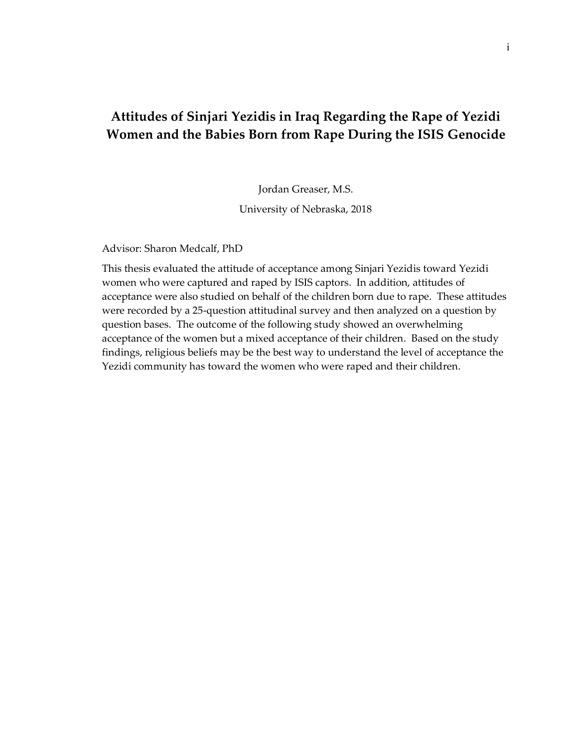# Attitudes of Sinjari Yezidis in Iraq Regarding the Rape of Yezidi Women and the Babies Born from Rape During the ISIS Genocide

Jordan Greaser, M.S.

University of Nebraska, 2018

Advisor: Sharon Medcalf, PhD

This thesis evaluated the attitude of acceptance among Sinjari Yezidis toward Yezidi women who were captured and raped by ISIS captors. In addition, attitudes of acceptance were also studied on behalf of the children born due to rape. These attitudes were recorded by a 25-question attitudinal survey and then analyzed on a question by question bases. The outcome of the following study showed an overwhelming acceptance of the women but a mixed acceptance of their children. Based on the study findings, religious beliefs may be the best way to understand the level of acceptance the Yezidi community has toward the women who were raped and their children.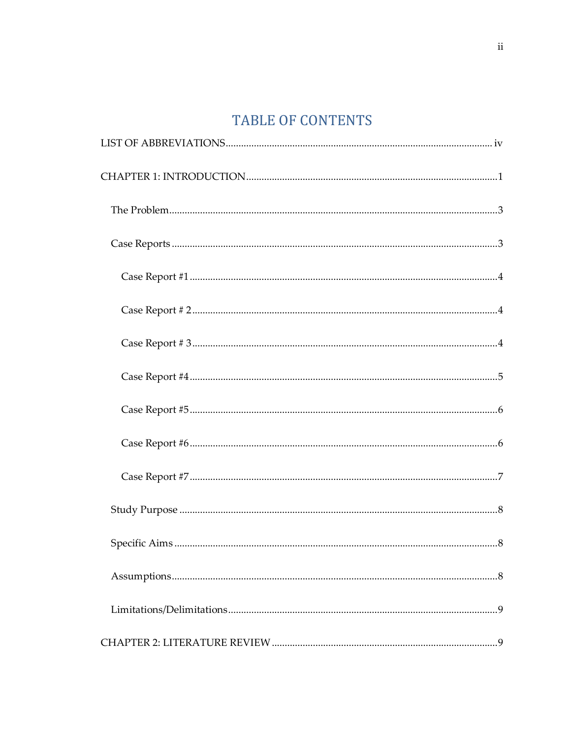# TABLE OF CONTENTS

LIST OF ABBREVIATIONS....................................................................................................... iv

CHAPTER 1: INTRODUCTION.................................................................................................1

- The Problem...............................................................................................................................3
- Case Reports .............................................................................................................................3
  - Case Report #1 ......................................................................................................................4
  - Case Report # 2......................................................................................................................4
  - Case Report # 3......................................................................................................................4
  - Case Report #4.......................................................................................................................5
  - Case Report #5.......................................................................................................................6
  - Case Report #6.......................................................................................................................6
  - Case Report #7.......................................................................................................................7
- Study Purpose ..........................................................................................................................8
- Specific Aims ............................................................................................................................8
- Assumptions.............................................................................................................................8
- Limitations/Delimitations.......................................................................................................9

CHAPTER 2: LITERATURE REVIEW ......................................................................................9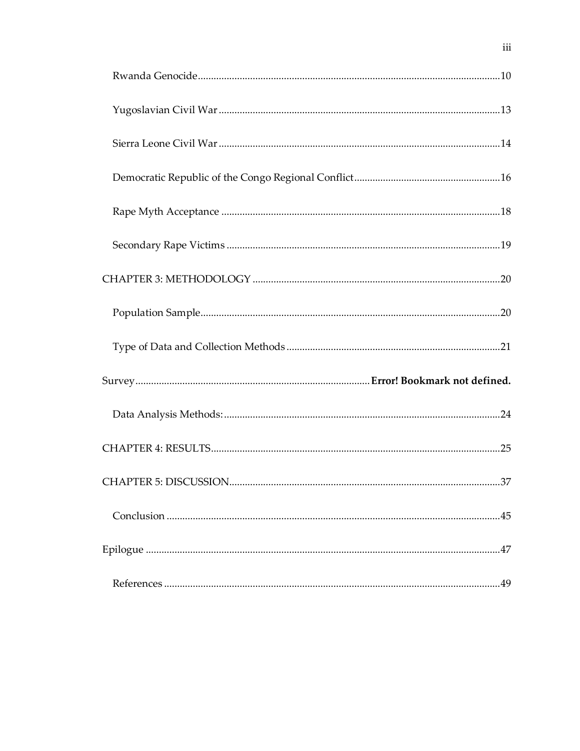Rwanda Genocide....................................................................................................10

Yugoslavian Civil War ............................................................................................13

Sierra Leone Civil War ...........................................................................................14

Democratic Republic of the Congo Regional Conflict........................................................16

Rape Myth Acceptance ..........................................................................................18

Secondary Rape Victims ........................................................................................19

CHAPTER 3: METHODOLOGY ..............................................................................20

Population Sample..................................................................................................20

Type of Data and Collection Methods ..................................................................21

Survey......................................................................................... **Error! Bookmark not defined.**

Data Analysis Methods: .........................................................................................24

CHAPTER 4: RESULTS..............................................................................................25

CHAPTER 5: DISCUSSION.......................................................................................37

Conclusion ...............................................................................................................45

Epilogue .......................................................................................................................47

References ................................................................................................................49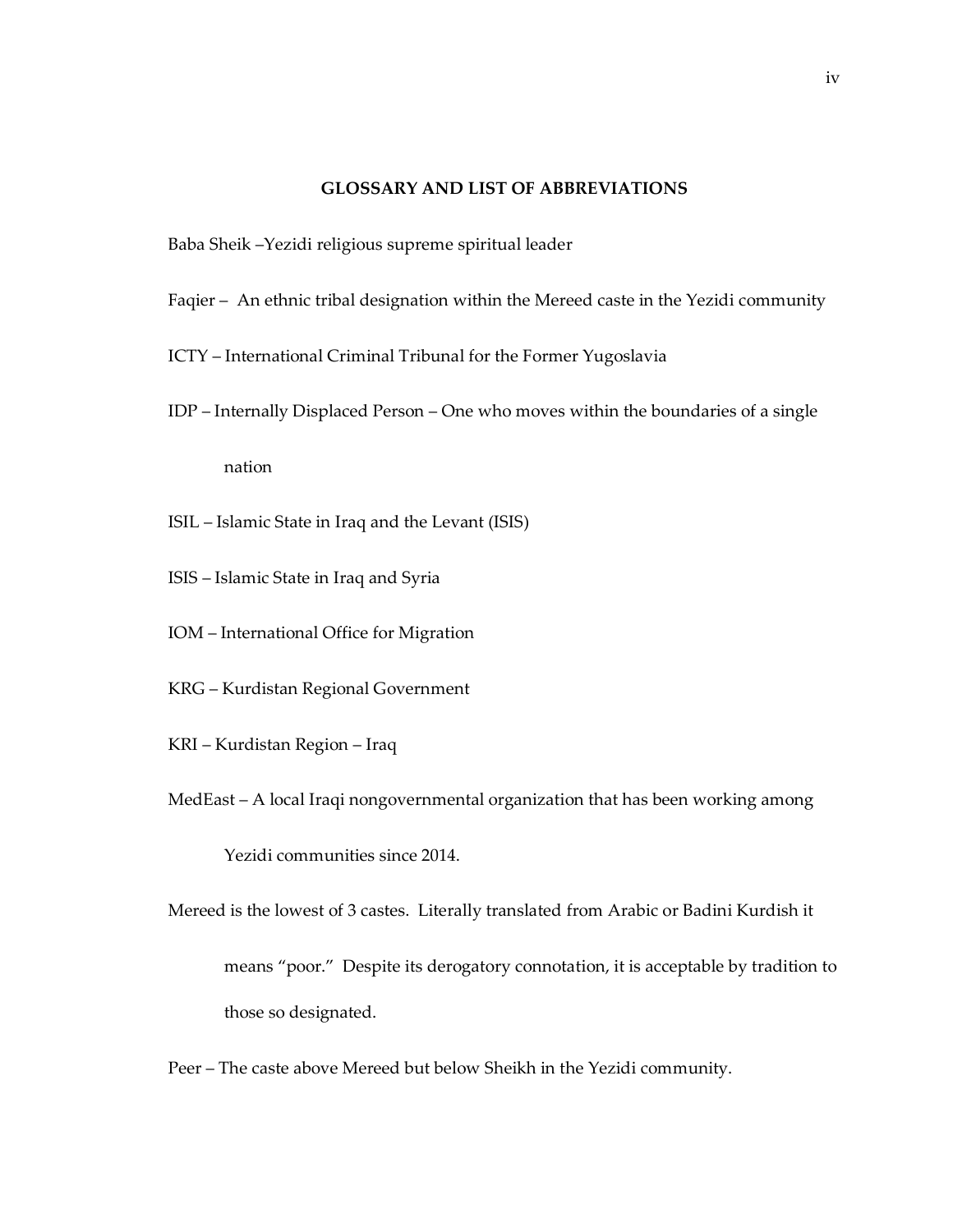## GLOSSARY AND LIST OF ABBREVIATIONS

Baba Sheik –Yezidi religious supreme spiritual leader

Faqier – An ethnic tribal designation within the Mereed caste in the Yezidi community

ICTY – International Criminal Tribunal for the Former Yugoslavia

IDP – Internally Displaced Person – One who moves within the boundaries of a single nation

ISIL – Islamic State in Iraq and the Levant (ISIS)

ISIS – Islamic State in Iraq and Syria

IOM – International Office for Migration

KRG – Kurdistan Regional Government

KRI – Kurdistan Region – Iraq

MedEast – A local Iraqi nongovernmental organization that has been working among Yezidi communities since 2014.

Mereed is the lowest of 3 castes. Literally translated from Arabic or Badini Kurdish it means "poor." Despite its derogatory connotation, it is acceptable by tradition to those so designated.

Peer – The caste above Mereed but below Sheikh in the Yezidi community.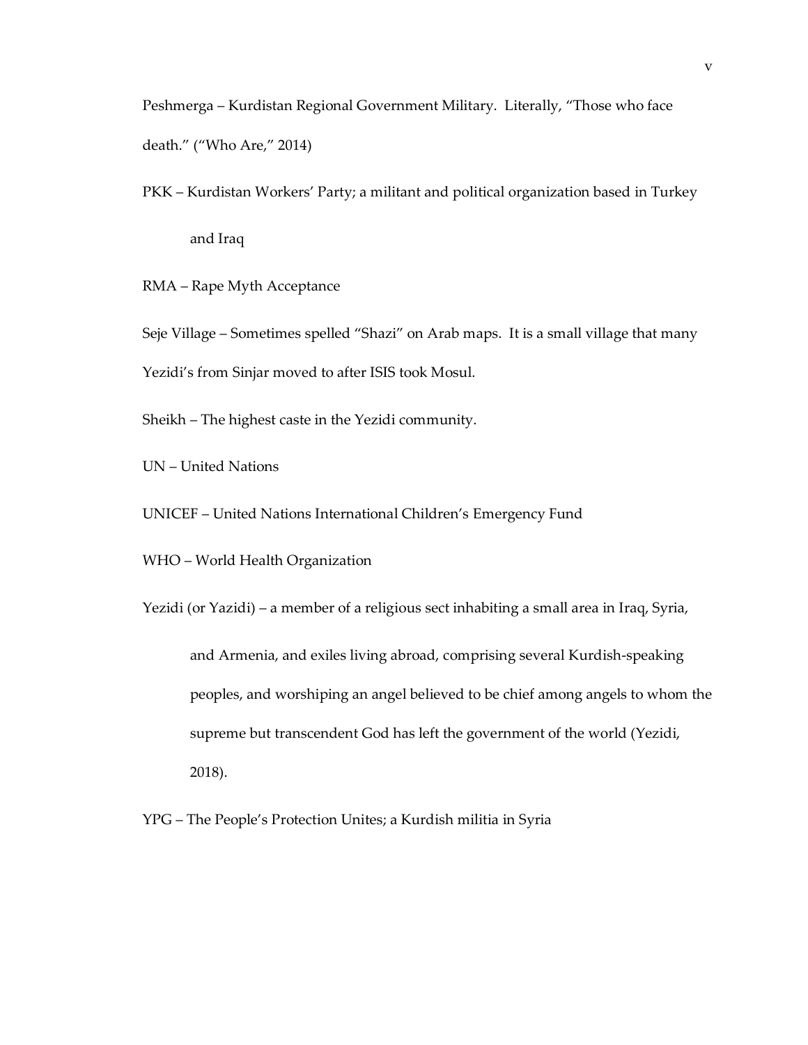Peshmerga – Kurdistan Regional Government Military. Literally, "Those who face death." ("Who Are," 2014)

PKK – Kurdistan Workers' Party; a militant and political organization based in Turkey and Iraq

RMA – Rape Myth Acceptance

Seje Village – Sometimes spelled "Shazi" on Arab maps. It is a small village that many Yezidi's from Sinjar moved to after ISIS took Mosul.

Sheikh – The highest caste in the Yezidi community.

UN – United Nations

UNICEF – United Nations International Children's Emergency Fund

WHO – World Health Organization

Yezidi (or Yazidi) – a member of a religious sect inhabiting a small area in Iraq, Syria, and Armenia, and exiles living abroad, comprising several Kurdish-speaking peoples, and worshiping an angel believed to be chief among angels to whom the supreme but transcendent God has left the government of the world (Yezidi, 2018).

YPG – The People's Protection Unites; a Kurdish militia in Syria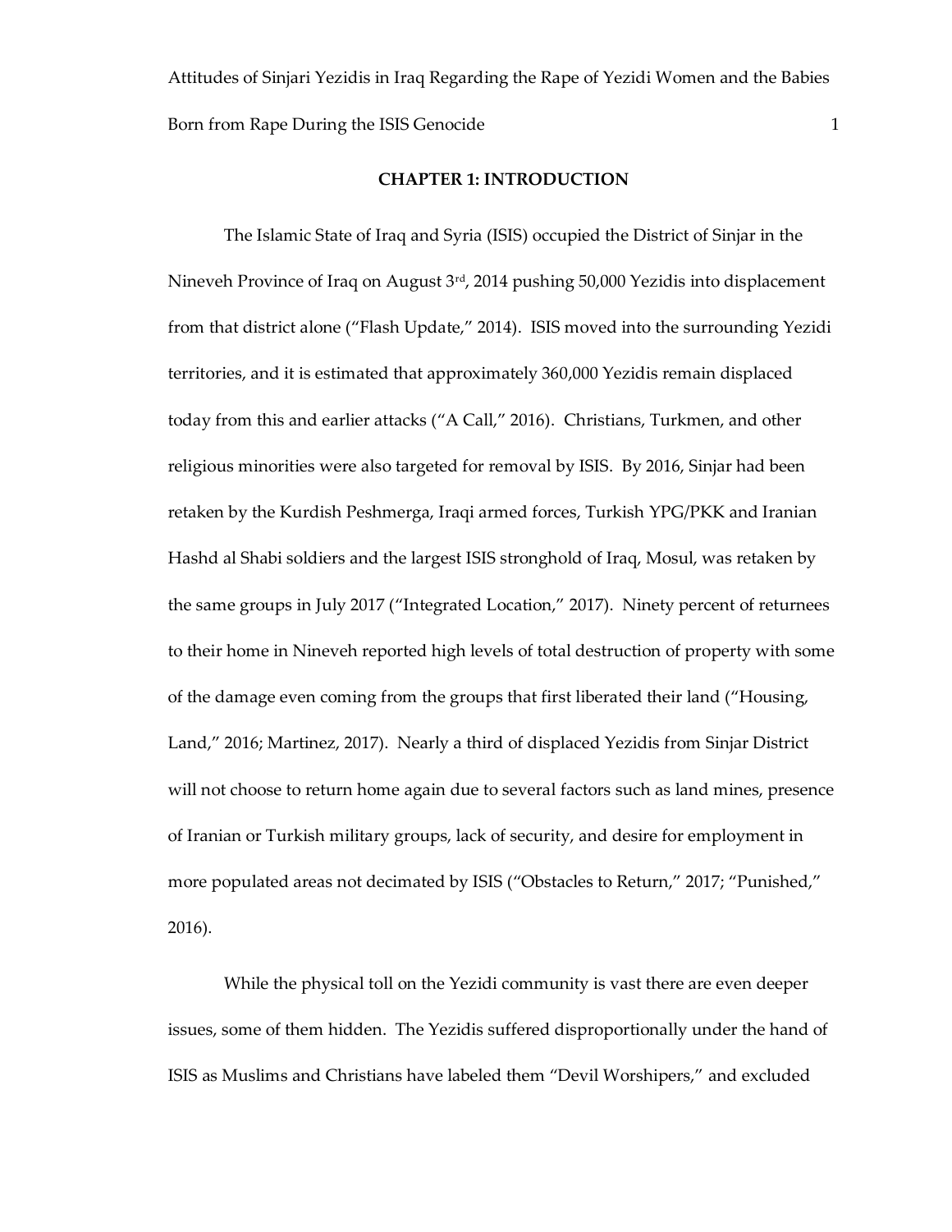## CHAPTER 1: INTRODUCTION

The Islamic State of Iraq and Syria (ISIS) occupied the District of Sinjar in the Nineveh Province of Iraq on August 3rd, 2014 pushing 50,000 Yezidis into displacement from that district alone ("Flash Update," 2014). ISIS moved into the surrounding Yezidi territories, and it is estimated that approximately 360,000 Yezidis remain displaced today from this and earlier attacks ("A Call," 2016). Christians, Turkmen, and other religious minorities were also targeted for removal by ISIS. By 2016, Sinjar had been retaken by the Kurdish Peshmerga, Iraqi armed forces, Turkish YPG/PKK and Iranian Hashd al Shabi soldiers and the largest ISIS stronghold of Iraq, Mosul, was retaken by the same groups in July 2017 ("Integrated Location," 2017). Ninety percent of returnees to their home in Nineveh reported high levels of total destruction of property with some of the damage even coming from the groups that first liberated their land ("Housing, Land," 2016; Martinez, 2017). Nearly a third of displaced Yezidis from Sinjar District will not choose to return home again due to several factors such as land mines, presence of Iranian or Turkish military groups, lack of security, and desire for employment in more populated areas not decimated by ISIS ("Obstacles to Return," 2017; "Punished," 2016).

While the physical toll on the Yezidi community is vast there are even deeper issues, some of them hidden. The Yezidis suffered disproportionally under the hand of ISIS as Muslims and Christians have labeled them "Devil Worshipers," and excluded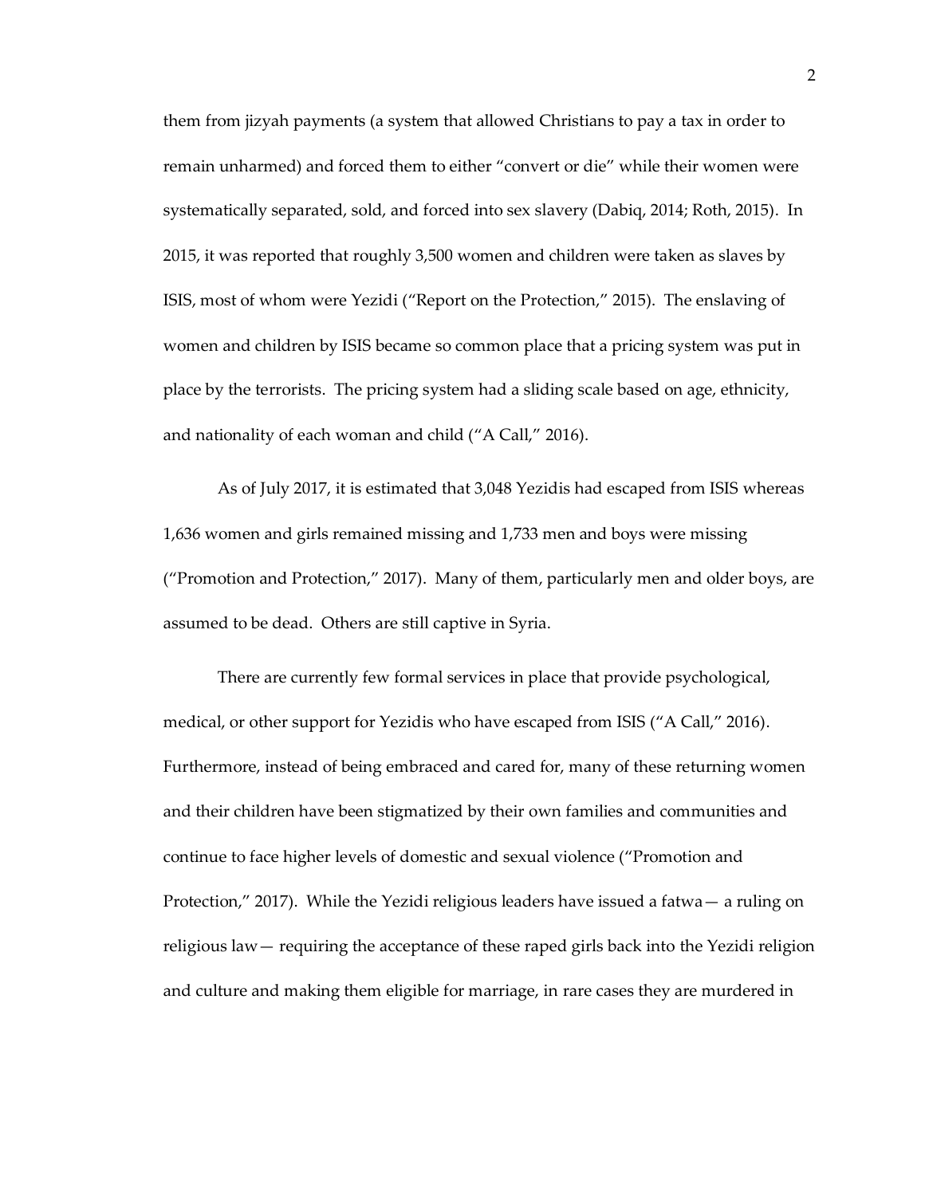them from jizyah payments (a system that allowed Christians to pay a tax in order to remain unharmed) and forced them to either "convert or die" while their women were systematically separated, sold, and forced into sex slavery (Dabiq, 2014; Roth, 2015). In 2015, it was reported that roughly 3,500 women and children were taken as slaves by ISIS, most of whom were Yezidi ("Report on the Protection," 2015). The enslaving of women and children by ISIS became so common place that a pricing system was put in place by the terrorists. The pricing system had a sliding scale based on age, ethnicity, and nationality of each woman and child ("A Call," 2016).

As of July 2017, it is estimated that 3,048 Yezidis had escaped from ISIS whereas 1,636 women and girls remained missing and 1,733 men and boys were missing ("Promotion and Protection," 2017). Many of them, particularly men and older boys, are assumed to be dead. Others are still captive in Syria.

There are currently few formal services in place that provide psychological, medical, or other support for Yezidis who have escaped from ISIS ("A Call," 2016). Furthermore, instead of being embraced and cared for, many of these returning women and their children have been stigmatized by their own families and communities and continue to face higher levels of domestic and sexual violence ("Promotion and Protection," 2017). While the Yezidi religious leaders have issued a fatwa— a ruling on religious law— requiring the acceptance of these raped girls back into the Yezidi religion and culture and making them eligible for marriage, in rare cases they are murdered in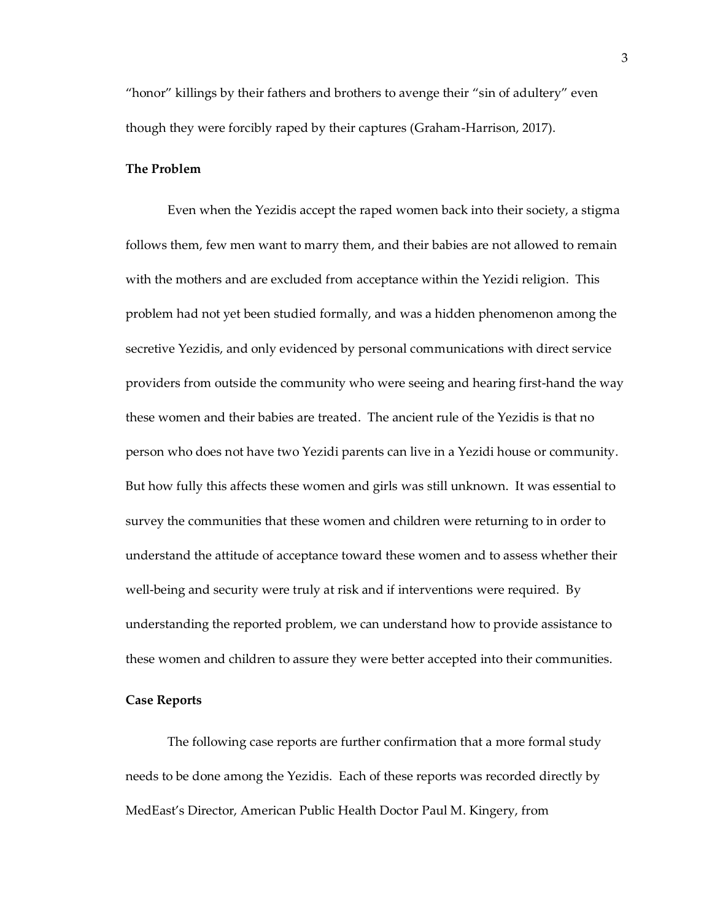"honor" killings by their fathers and brothers to avenge their "sin of adultery" even though they were forcibly raped by their captures (Graham-Harrison, 2017).

**The Problem**

Even when the Yezidis accept the raped women back into their society, a stigma follows them, few men want to marry them, and their babies are not allowed to remain with the mothers and are excluded from acceptance within the Yezidi religion. This problem had not yet been studied formally, and was a hidden phenomenon among the secretive Yezidis, and only evidenced by personal communications with direct service providers from outside the community who were seeing and hearing first-hand the way these women and their babies are treated. The ancient rule of the Yezidis is that no person who does not have two Yezidi parents can live in a Yezidi house or community. But how fully this affects these women and girls was still unknown. It was essential to survey the communities that these women and children were returning to in order to understand the attitude of acceptance toward these women and to assess whether their well-being and security were truly at risk and if interventions were required. By understanding the reported problem, we can understand how to provide assistance to these women and children to assure they were better accepted into their communities.

**Case Reports**

The following case reports are further confirmation that a more formal study needs to be done among the Yezidis. Each of these reports was recorded directly by MedEast's Director, American Public Health Doctor Paul M. Kingery, from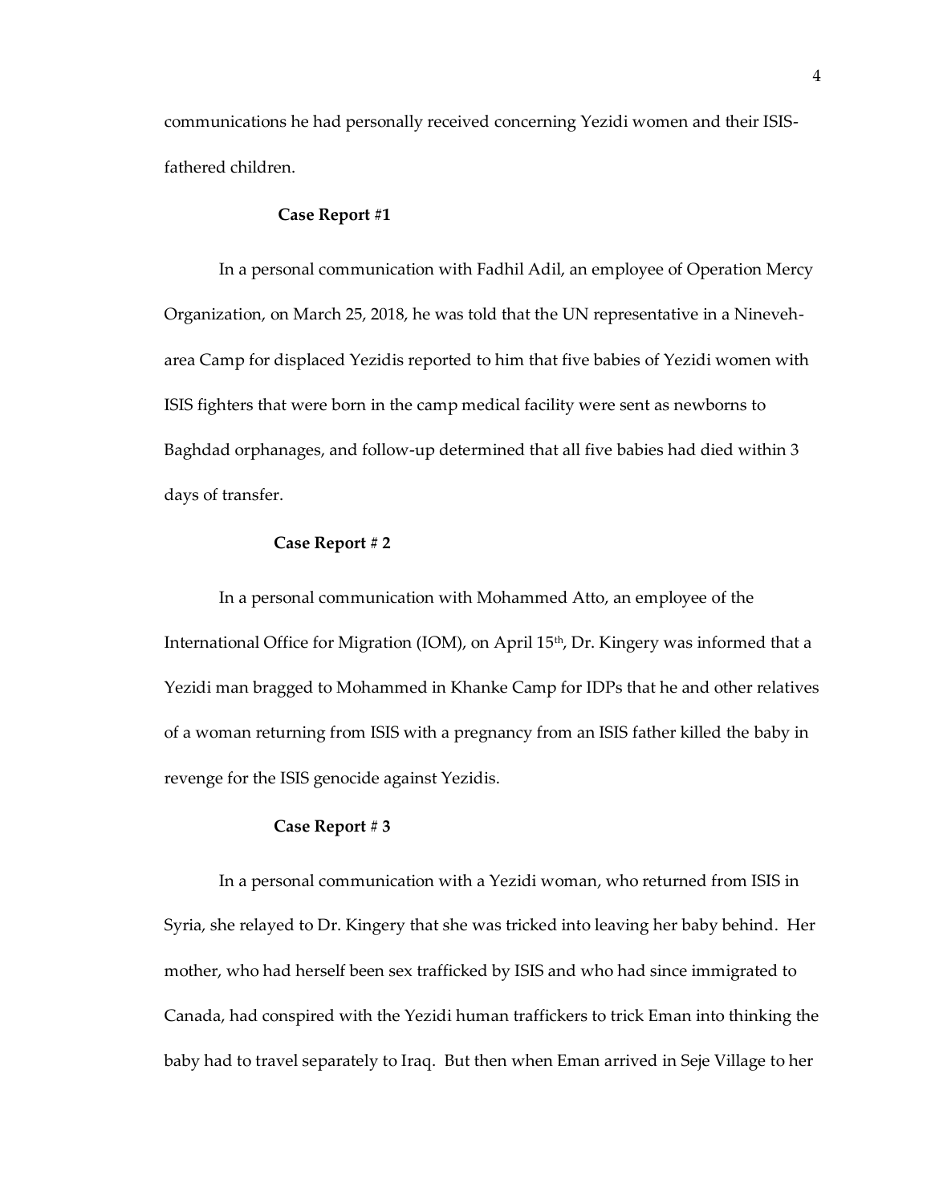communications he had personally received concerning Yezidi women and their ISIS-fathered children.

### Case Report #1

In a personal communication with Fadhil Adil, an employee of Operation Mercy Organization, on March 25, 2018, he was told that the UN representative in a Nineveh-area Camp for displaced Yezidis reported to him that five babies of Yezidi women with ISIS fighters that were born in the camp medical facility were sent as newborns to Baghdad orphanages, and follow-up determined that all five babies had died within 3 days of transfer.

### Case Report # 2

In a personal communication with Mohammed Atto, an employee of the International Office for Migration (IOM), on April 15th, Dr. Kingery was informed that a Yezidi man bragged to Mohammed in Khanke Camp for IDPs that he and other relatives of a woman returning from ISIS with a pregnancy from an ISIS father killed the baby in revenge for the ISIS genocide against Yezidis.

### Case Report # 3

In a personal communication with a Yezidi woman, who returned from ISIS in Syria, she relayed to Dr. Kingery that she was tricked into leaving her baby behind. Her mother, who had herself been sex trafficked by ISIS and who had since immigrated to Canada, had conspired with the Yezidi human traffickers to trick Eman into thinking the baby had to travel separately to Iraq. But then when Eman arrived in Seje Village to her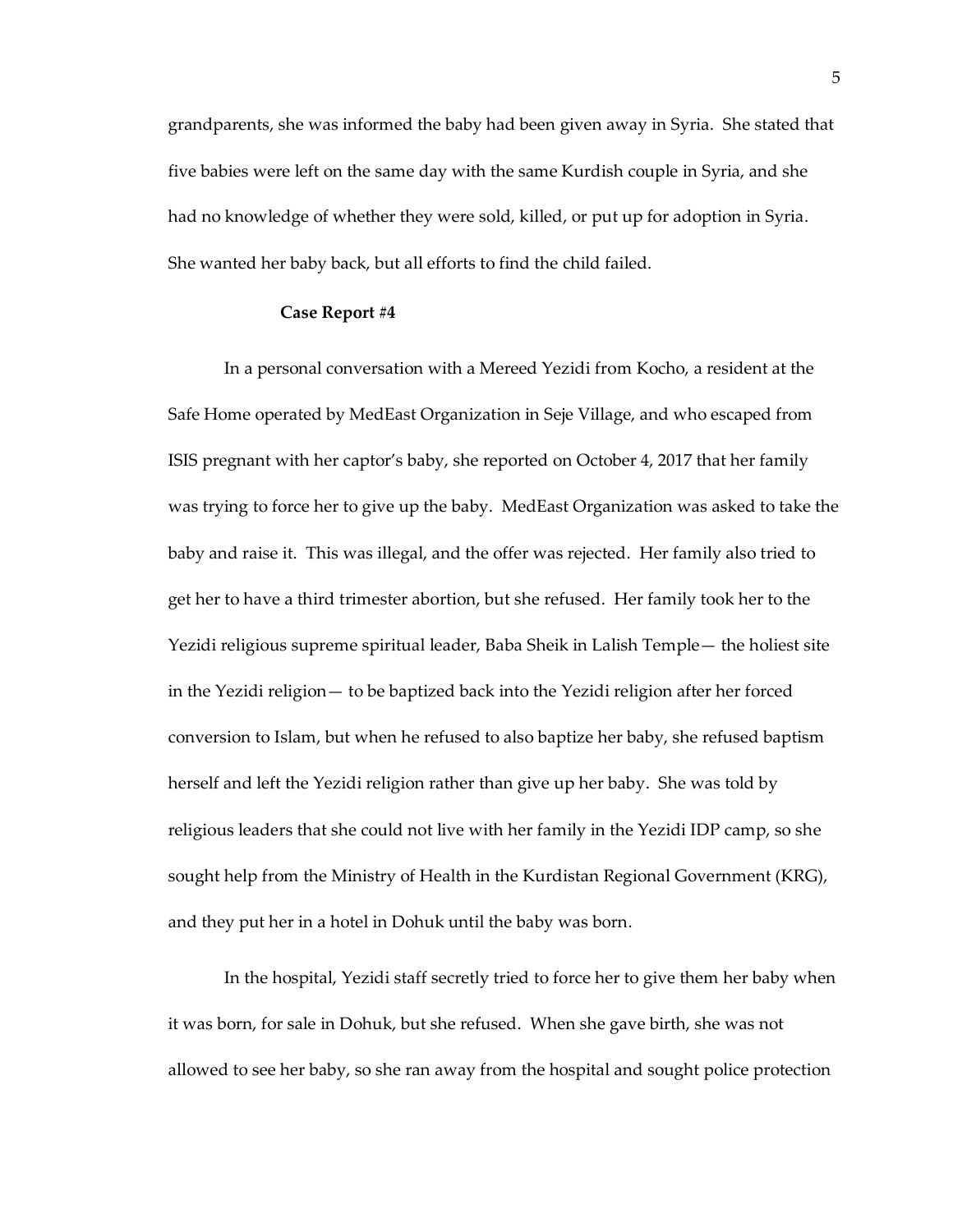grandparents, she was informed the baby had been given away in Syria. She stated that five babies were left on the same day with the same Kurdish couple in Syria, and she had no knowledge of whether they were sold, killed, or put up for adoption in Syria. She wanted her baby back, but all efforts to find the child failed.

**Case Report #4**

In a personal conversation with a Mereed Yezidi from Kocho, a resident at the Safe Home operated by MedEast Organization in Seje Village, and who escaped from ISIS pregnant with her captor's baby, she reported on October 4, 2017 that her family was trying to force her to give up the baby. MedEast Organization was asked to take the baby and raise it. This was illegal, and the offer was rejected. Her family also tried to get her to have a third trimester abortion, but she refused. Her family took her to the Yezidi religious supreme spiritual leader, Baba Sheik in Lalish Temple— the holiest site in the Yezidi religion— to be baptized back into the Yezidi religion after her forced conversion to Islam, but when he refused to also baptize her baby, she refused baptism herself and left the Yezidi religion rather than give up her baby. She was told by religious leaders that she could not live with her family in the Yezidi IDP camp, so she sought help from the Ministry of Health in the Kurdistan Regional Government (KRG), and they put her in a hotel in Dohuk until the baby was born.

In the hospital, Yezidi staff secretly tried to force her to give them her baby when it was born, for sale in Dohuk, but she refused. When she gave birth, she was not allowed to see her baby, so she ran away from the hospital and sought police protection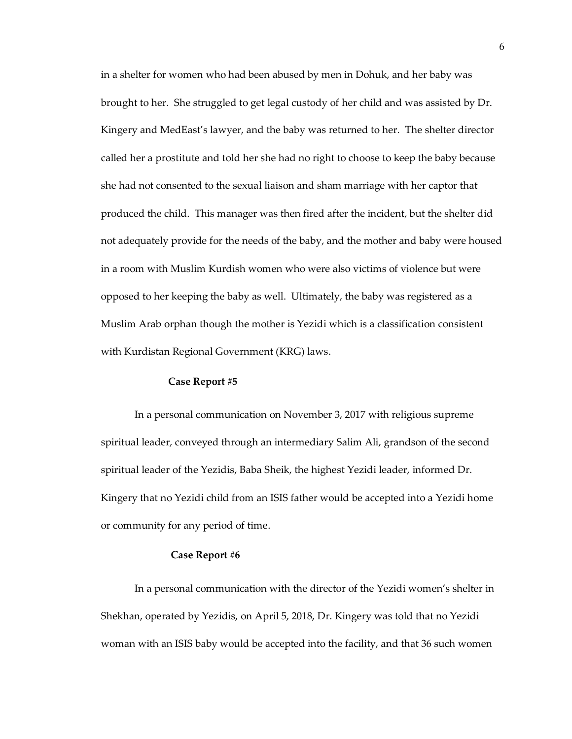in a shelter for women who had been abused by men in Dohuk, and her baby was brought to her. She struggled to get legal custody of her child and was assisted by Dr. Kingery and MedEast's lawyer, and the baby was returned to her. The shelter director called her a prostitute and told her she had no right to choose to keep the baby because she had not consented to the sexual liaison and sham marriage with her captor that produced the child. This manager was then fired after the incident, but the shelter did not adequately provide for the needs of the baby, and the mother and baby were housed in a room with Muslim Kurdish women who were also victims of violence but were opposed to her keeping the baby as well. Ultimately, the baby was registered as a Muslim Arab orphan though the mother is Yezidi which is a classification consistent with Kurdistan Regional Government (KRG) laws.

**Case Report #5**

In a personal communication on November 3, 2017 with religious supreme spiritual leader, conveyed through an intermediary Salim Ali, grandson of the second spiritual leader of the Yezidis, Baba Sheik, the highest Yezidi leader, informed Dr. Kingery that no Yezidi child from an ISIS father would be accepted into a Yezidi home or community for any period of time.

**Case Report #6**

In a personal communication with the director of the Yezidi women's shelter in Shekhan, operated by Yezidis, on April 5, 2018, Dr. Kingery was told that no Yezidi woman with an ISIS baby would be accepted into the facility, and that 36 such women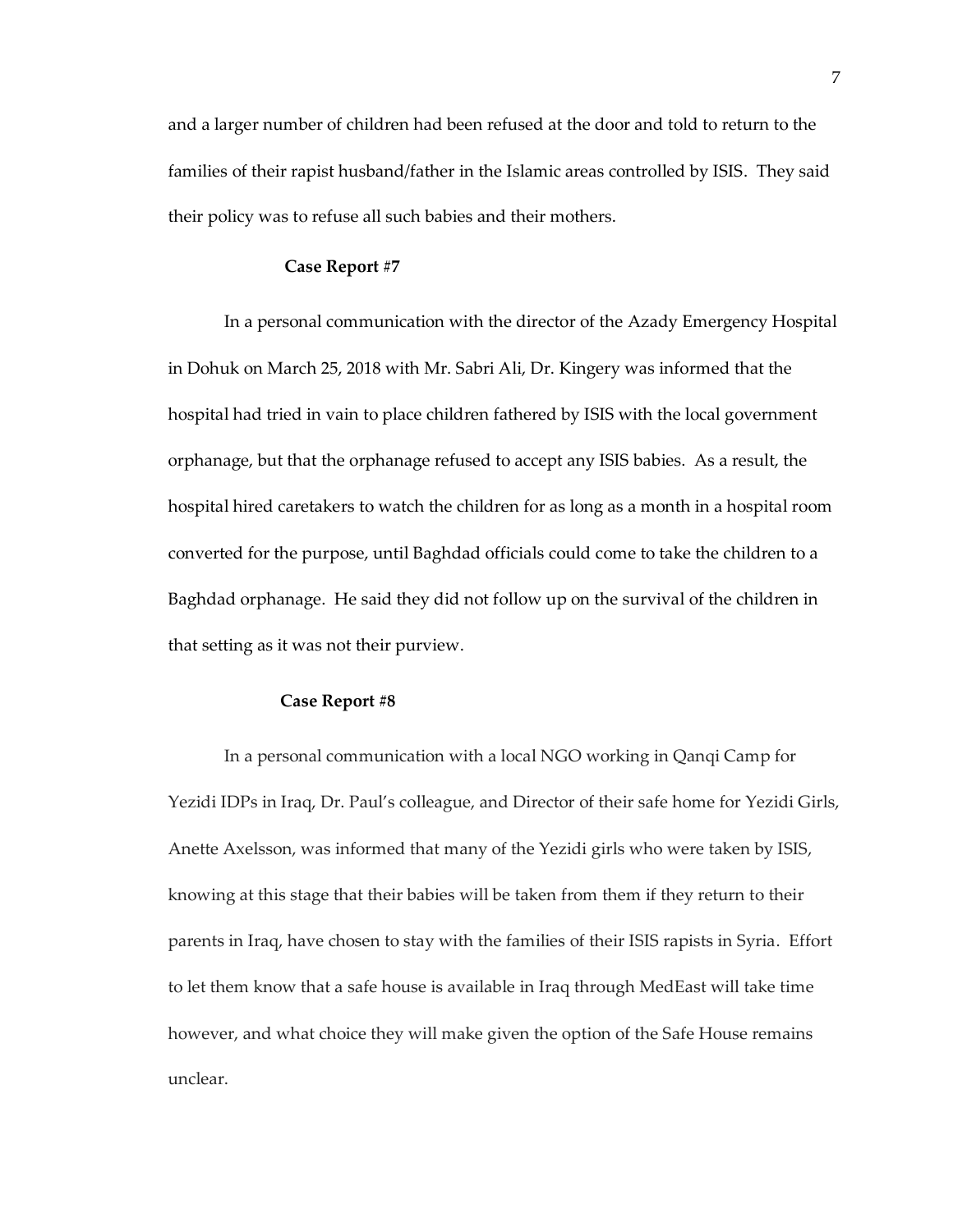and a larger number of children had been refused at the door and told to return to the families of their rapist husband/father in the Islamic areas controlled by ISIS. They said their policy was to refuse all such babies and their mothers.

**Case Report #7**

In a personal communication with the director of the Azady Emergency Hospital in Dohuk on March 25, 2018 with Mr. Sabri Ali, Dr. Kingery was informed that the hospital had tried in vain to place children fathered by ISIS with the local government orphanage, but that the orphanage refused to accept any ISIS babies. As a result, the hospital hired caretakers to watch the children for as long as a month in a hospital room converted for the purpose, until Baghdad officials could come to take the children to a Baghdad orphanage. He said they did not follow up on the survival of the children in that setting as it was not their purview.

**Case Report #8**

In a personal communication with a local NGO working in Qanqi Camp for Yezidi IDPs in Iraq, Dr. Paul's colleague, and Director of their safe home for Yezidi Girls, Anette Axelsson, was informed that many of the Yezidi girls who were taken by ISIS, knowing at this stage that their babies will be taken from them if they return to their parents in Iraq, have chosen to stay with the families of their ISIS rapists in Syria. Effort to let them know that a safe house is available in Iraq through MedEast will take time however, and what choice they will make given the option of the Safe House remains unclear.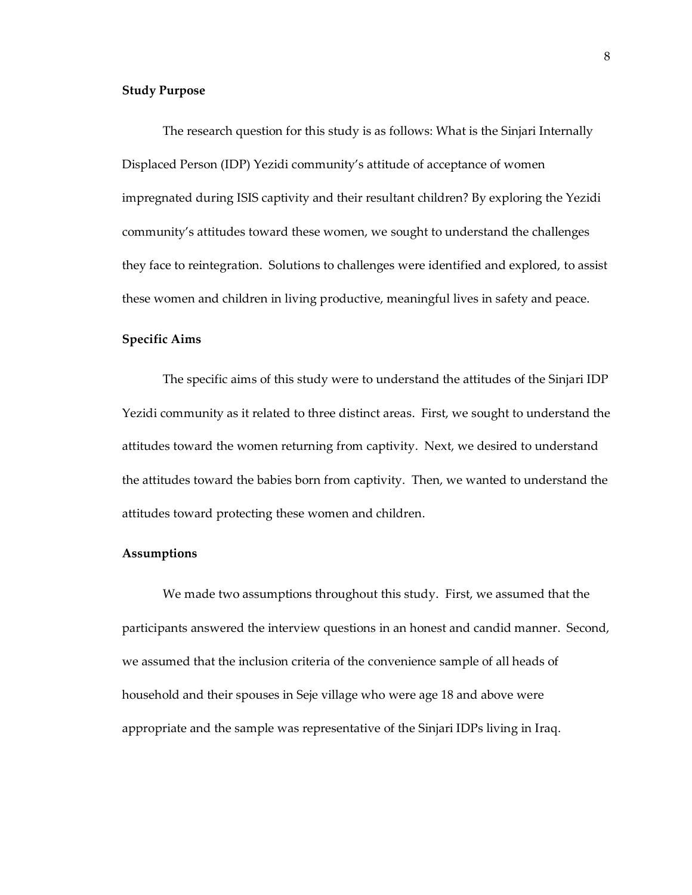### Study Purpose

The research question for this study is as follows: What is the Sinjari Internally Displaced Person (IDP) Yezidi community's attitude of acceptance of women impregnated during ISIS captivity and their resultant children? By exploring the Yezidi community's attitudes toward these women, we sought to understand the challenges they face to reintegration. Solutions to challenges were identified and explored, to assist these women and children in living productive, meaningful lives in safety and peace.

### Specific Aims

The specific aims of this study were to understand the attitudes of the Sinjari IDP Yezidi community as it related to three distinct areas. First, we sought to understand the attitudes toward the women returning from captivity. Next, we desired to understand the attitudes toward the babies born from captivity. Then, we wanted to understand the attitudes toward protecting these women and children.

### Assumptions

We made two assumptions throughout this study. First, we assumed that the participants answered the interview questions in an honest and candid manner. Second, we assumed that the inclusion criteria of the convenience sample of all heads of household and their spouses in Seje village who were age 18 and above were appropriate and the sample was representative of the Sinjari IDPs living in Iraq.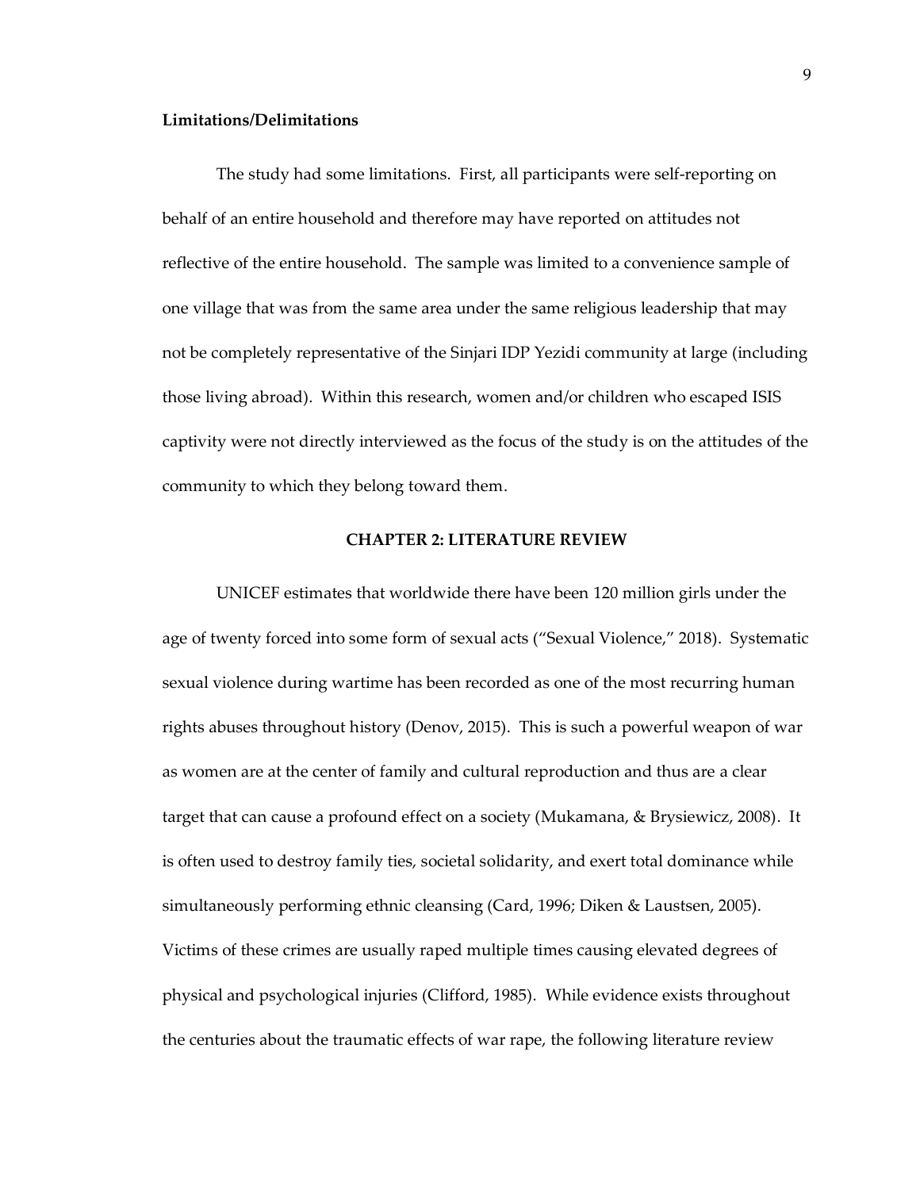**Limitations/Delimitations**

The study had some limitations. First, all participants were self-reporting on behalf of an entire household and therefore may have reported on attitudes not reflective of the entire household. The sample was limited to a convenience sample of one village that was from the same area under the same religious leadership that may not be completely representative of the Sinjari IDP Yezidi community at large (including those living abroad). Within this research, women and/or children who escaped ISIS captivity were not directly interviewed as the focus of the study is on the attitudes of the community to which they belong toward them.

## CHAPTER 2: LITERATURE REVIEW

UNICEF estimates that worldwide there have been 120 million girls under the age of twenty forced into some form of sexual acts ("Sexual Violence," 2018). Systematic sexual violence during wartime has been recorded as one of the most recurring human rights abuses throughout history (Denov, 2015). This is such a powerful weapon of war as women are at the center of family and cultural reproduction and thus are a clear target that can cause a profound effect on a society (Mukamana, & Brysiewicz, 2008). It is often used to destroy family ties, societal solidarity, and exert total dominance while simultaneously performing ethnic cleansing (Card, 1996; Diken & Laustsen, 2005). Victims of these crimes are usually raped multiple times causing elevated degrees of physical and psychological injuries (Clifford, 1985). While evidence exists throughout the centuries about the traumatic effects of war rape, the following literature review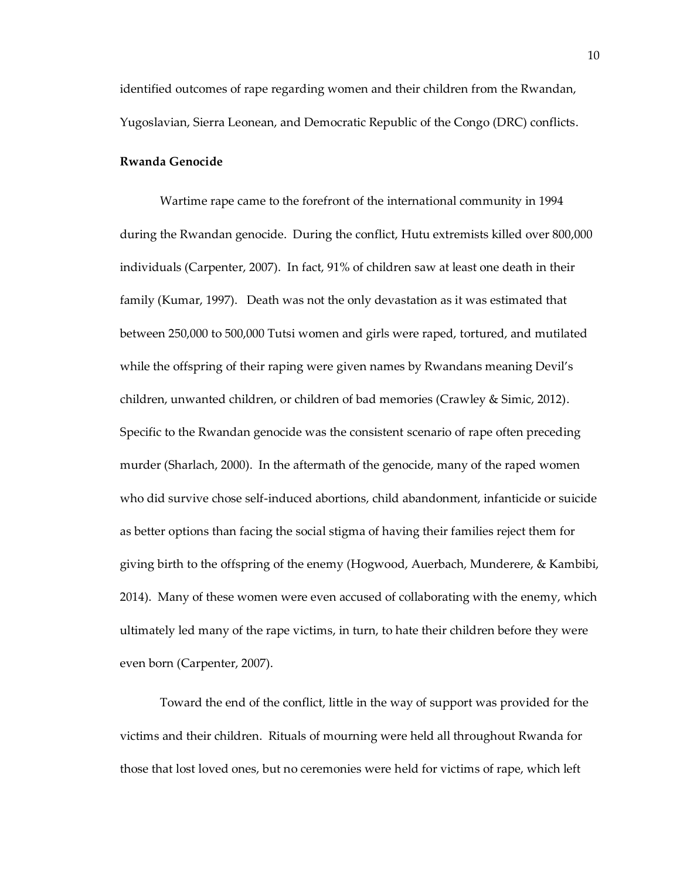identified outcomes of rape regarding women and their children from the Rwandan, Yugoslavian, Sierra Leonean, and Democratic Republic of the Congo (DRC) conflicts.

**Rwanda Genocide**

Wartime rape came to the forefront of the international community in 1994 during the Rwandan genocide. During the conflict, Hutu extremists killed over 800,000 individuals (Carpenter, 2007). In fact, 91% of children saw at least one death in their family (Kumar, 1997). Death was not the only devastation as it was estimated that between 250,000 to 500,000 Tutsi women and girls were raped, tortured, and mutilated while the offspring of their raping were given names by Rwandans meaning Devil's children, unwanted children, or children of bad memories (Crawley & Simic, 2012). Specific to the Rwandan genocide was the consistent scenario of rape often preceding murder (Sharlach, 2000). In the aftermath of the genocide, many of the raped women who did survive chose self-induced abortions, child abandonment, infanticide or suicide as better options than facing the social stigma of having their families reject them for giving birth to the offspring of the enemy (Hogwood, Auerbach, Munderere, & Kambibi, 2014). Many of these women were even accused of collaborating with the enemy, which ultimately led many of the rape victims, in turn, to hate their children before they were even born (Carpenter, 2007).

Toward the end of the conflict, little in the way of support was provided for the victims and their children. Rituals of mourning were held all throughout Rwanda for those that lost loved ones, but no ceremonies were held for victims of rape, which left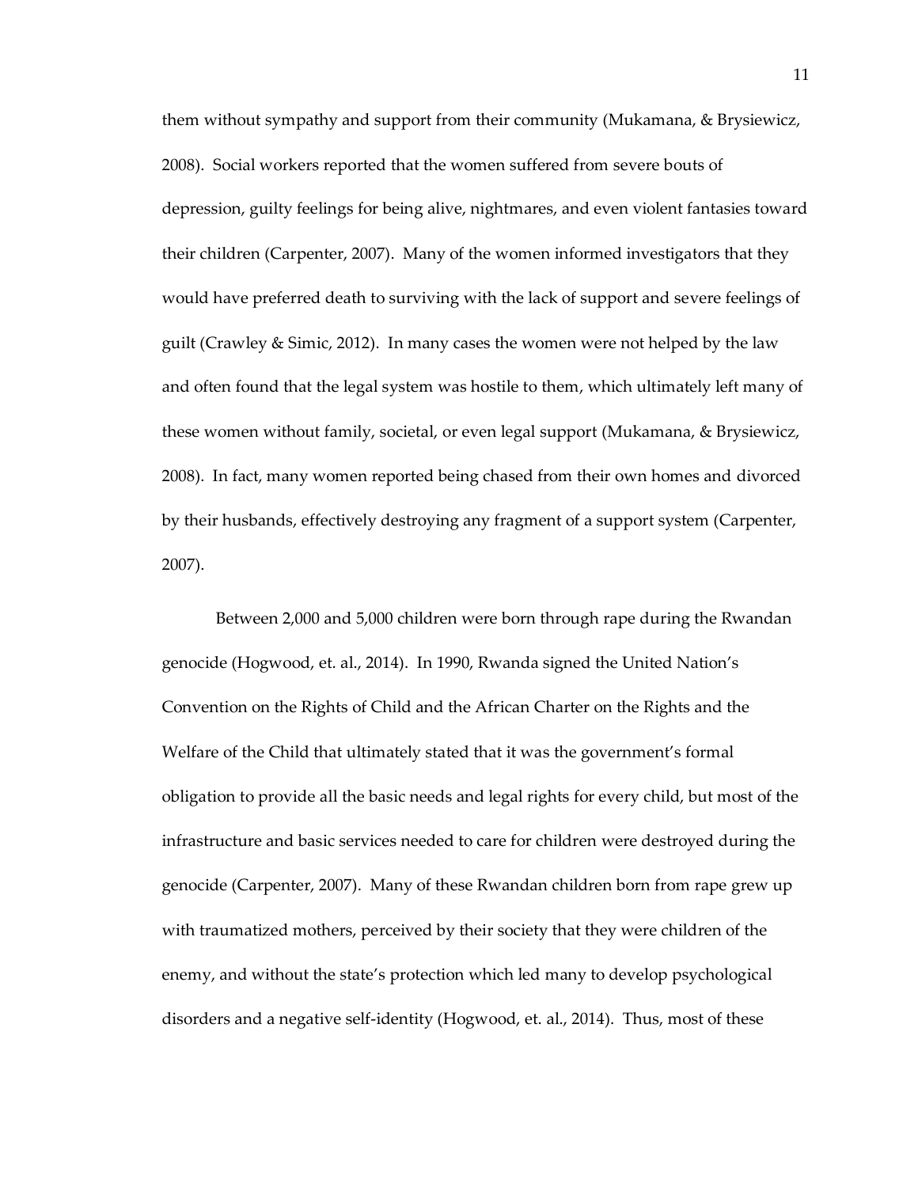them without sympathy and support from their community (Mukamana, & Brysiewicz, 2008). Social workers reported that the women suffered from severe bouts of depression, guilty feelings for being alive, nightmares, and even violent fantasies toward their children (Carpenter, 2007). Many of the women informed investigators that they would have preferred death to surviving with the lack of support and severe feelings of guilt (Crawley & Simic, 2012). In many cases the women were not helped by the law and often found that the legal system was hostile to them, which ultimately left many of these women without family, societal, or even legal support (Mukamana, & Brysiewicz, 2008). In fact, many women reported being chased from their own homes and divorced by their husbands, effectively destroying any fragment of a support system (Carpenter, 2007).

Between 2,000 and 5,000 children were born through rape during the Rwandan genocide (Hogwood, et. al., 2014). In 1990, Rwanda signed the United Nation's Convention on the Rights of Child and the African Charter on the Rights and the Welfare of the Child that ultimately stated that it was the government's formal obligation to provide all the basic needs and legal rights for every child, but most of the infrastructure and basic services needed to care for children were destroyed during the genocide (Carpenter, 2007). Many of these Rwandan children born from rape grew up with traumatized mothers, perceived by their society that they were children of the enemy, and without the state's protection which led many to develop psychological disorders and a negative self-identity (Hogwood, et. al., 2014). Thus, most of these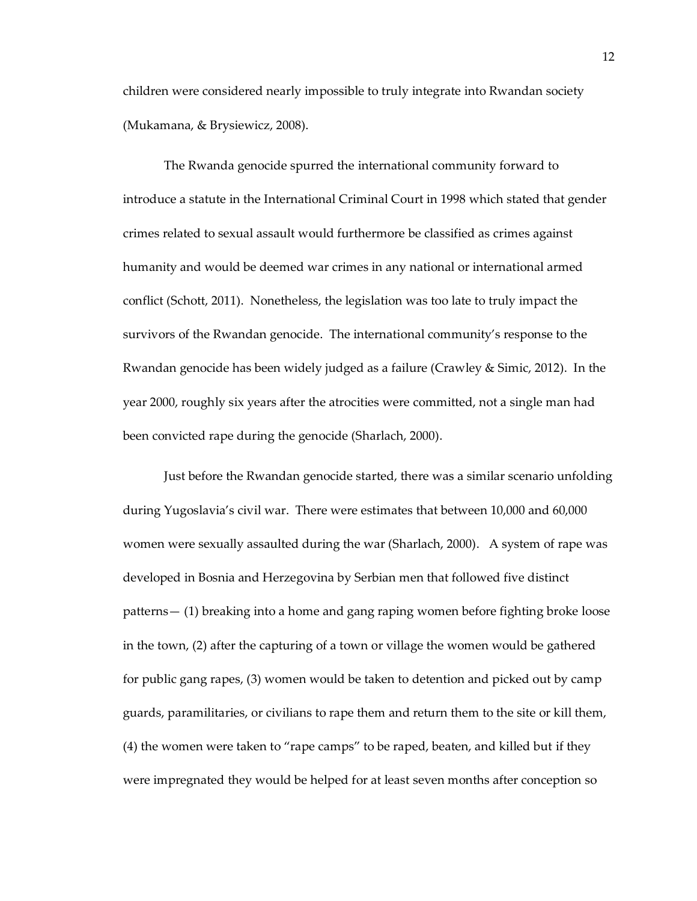children were considered nearly impossible to truly integrate into Rwandan society (Mukamana, & Brysiewicz, 2008).

The Rwanda genocide spurred the international community forward to introduce a statute in the International Criminal Court in 1998 which stated that gender crimes related to sexual assault would furthermore be classified as crimes against humanity and would be deemed war crimes in any national or international armed conflict (Schott, 2011). Nonetheless, the legislation was too late to truly impact the survivors of the Rwandan genocide. The international community's response to the Rwandan genocide has been widely judged as a failure (Crawley & Simic, 2012). In the year 2000, roughly six years after the atrocities were committed, not a single man had been convicted rape during the genocide (Sharlach, 2000).

Just before the Rwandan genocide started, there was a similar scenario unfolding during Yugoslavia's civil war. There were estimates that between 10,000 and 60,000 women were sexually assaulted during the war (Sharlach, 2000). A system of rape was developed in Bosnia and Herzegovina by Serbian men that followed five distinct patterns— (1) breaking into a home and gang raping women before fighting broke loose in the town, (2) after the capturing of a town or village the women would be gathered for public gang rapes, (3) women would be taken to detention and picked out by camp guards, paramilitaries, or civilians to rape them and return them to the site or kill them, (4) the women were taken to "rape camps" to be raped, beaten, and killed but if they were impregnated they would be helped for at least seven months after conception so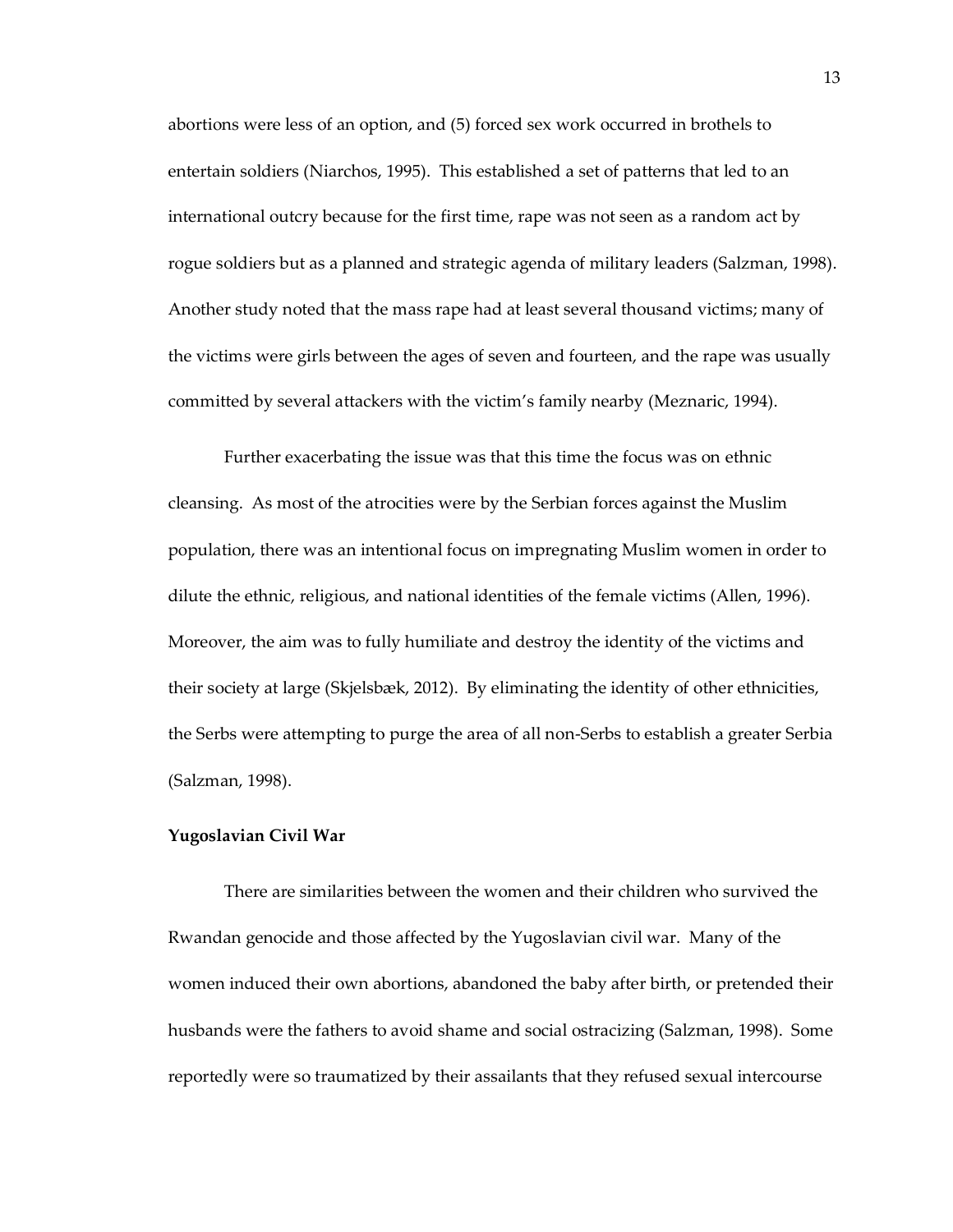abortions were less of an option, and (5) forced sex work occurred in brothels to entertain soldiers (Niarchos, 1995). This established a set of patterns that led to an international outcry because for the first time, rape was not seen as a random act by rogue soldiers but as a planned and strategic agenda of military leaders (Salzman, 1998). Another study noted that the mass rape had at least several thousand victims; many of the victims were girls between the ages of seven and fourteen, and the rape was usually committed by several attackers with the victim's family nearby (Meznaric, 1994).

Further exacerbating the issue was that this time the focus was on ethnic cleansing. As most of the atrocities were by the Serbian forces against the Muslim population, there was an intentional focus on impregnating Muslim women in order to dilute the ethnic, religious, and national identities of the female victims (Allen, 1996). Moreover, the aim was to fully humiliate and destroy the identity of the victims and their society at large (Skjelsbæk, 2012). By eliminating the identity of other ethnicities, the Serbs were attempting to purge the area of all non-Serbs to establish a greater Serbia (Salzman, 1998).

**Yugoslavian Civil War**

There are similarities between the women and their children who survived the Rwandan genocide and those affected by the Yugoslavian civil war. Many of the women induced their own abortions, abandoned the baby after birth, or pretended their husbands were the fathers to avoid shame and social ostracizing (Salzman, 1998). Some reportedly were so traumatized by their assailants that they refused sexual intercourse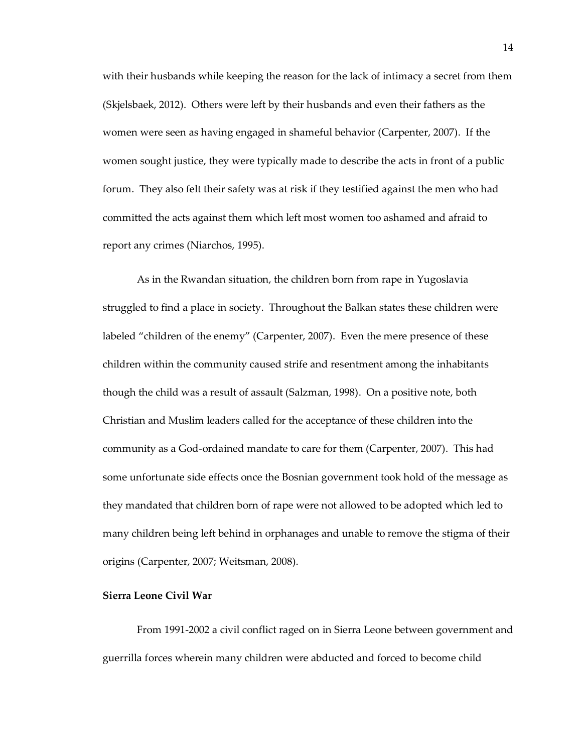with their husbands while keeping the reason for the lack of intimacy a secret from them (Skjelsbaek, 2012). Others were left by their husbands and even their fathers as the women were seen as having engaged in shameful behavior (Carpenter, 2007). If the women sought justice, they were typically made to describe the acts in front of a public forum. They also felt their safety was at risk if they testified against the men who had committed the acts against them which left most women too ashamed and afraid to report any crimes (Niarchos, 1995).

As in the Rwandan situation, the children born from rape in Yugoslavia struggled to find a place in society. Throughout the Balkan states these children were labeled "children of the enemy" (Carpenter, 2007). Even the mere presence of these children within the community caused strife and resentment among the inhabitants though the child was a result of assault (Salzman, 1998). On a positive note, both Christian and Muslim leaders called for the acceptance of these children into the community as a God-ordained mandate to care for them (Carpenter, 2007). This had some unfortunate side effects once the Bosnian government took hold of the message as they mandated that children born of rape were not allowed to be adopted which led to many children being left behind in orphanages and unable to remove the stigma of their origins (Carpenter, 2007; Weitsman, 2008).

**Sierra Leone Civil War**

From 1991-2002 a civil conflict raged on in Sierra Leone between government and guerrilla forces wherein many children were abducted and forced to become child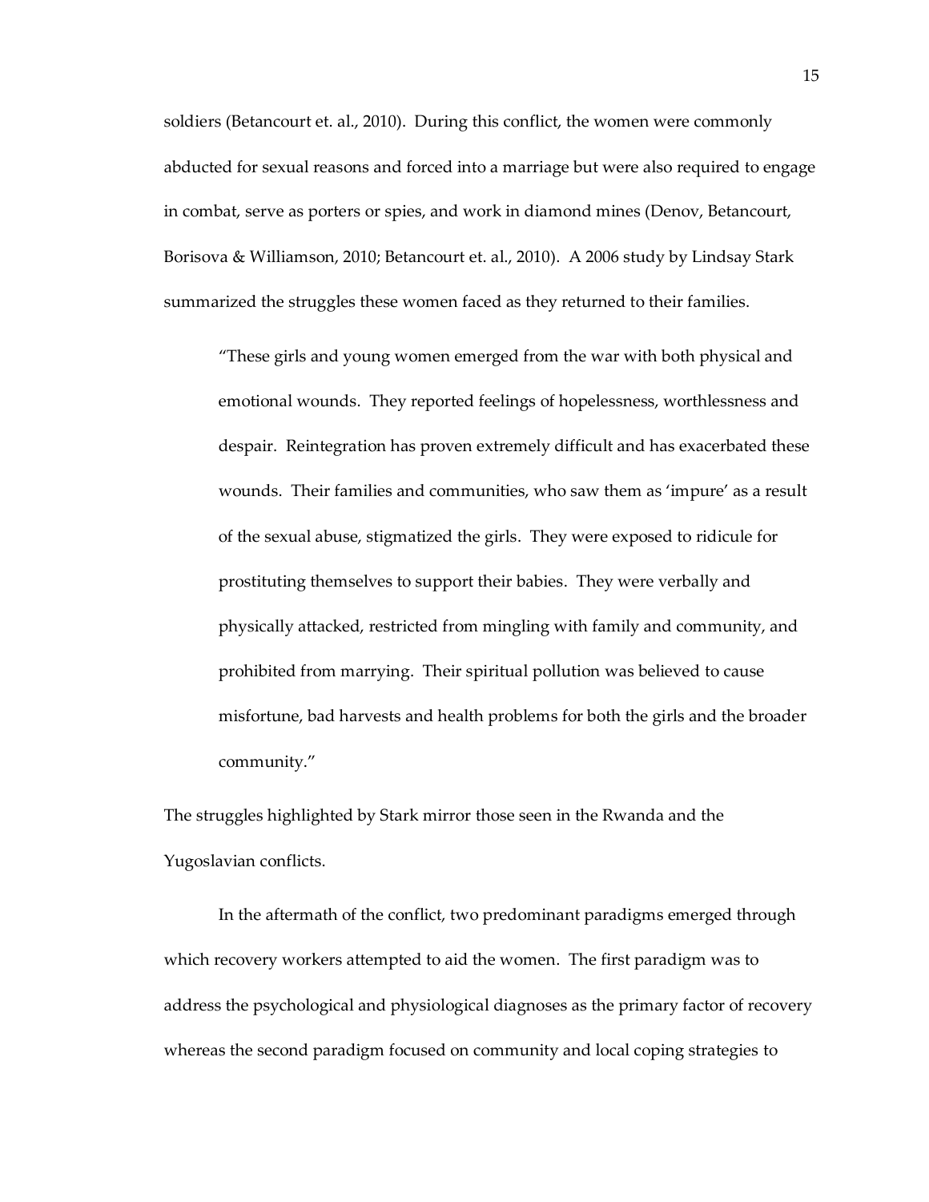soldiers (Betancourt et. al., 2010). During this conflict, the women were commonly abducted for sexual reasons and forced into a marriage but were also required to engage in combat, serve as porters or spies, and work in diamond mines (Denov, Betancourt, Borisova & Williamson, 2010; Betancourt et. al., 2010). A 2006 study by Lindsay Stark summarized the struggles these women faced as they returned to their families.

> "These girls and young women emerged from the war with both physical and emotional wounds. They reported feelings of hopelessness, worthlessness and despair. Reintegration has proven extremely difficult and has exacerbated these wounds. Their families and communities, who saw them as 'impure' as a result of the sexual abuse, stigmatized the girls. They were exposed to ridicule for prostituting themselves to support their babies. They were verbally and physically attacked, restricted from mingling with family and community, and prohibited from marrying. Their spiritual pollution was believed to cause misfortune, bad harvests and health problems for both the girls and the broader community."

The struggles highlighted by Stark mirror those seen in the Rwanda and the Yugoslavian conflicts.

In the aftermath of the conflict, two predominant paradigms emerged through which recovery workers attempted to aid the women. The first paradigm was to address the psychological and physiological diagnoses as the primary factor of recovery whereas the second paradigm focused on community and local coping strategies to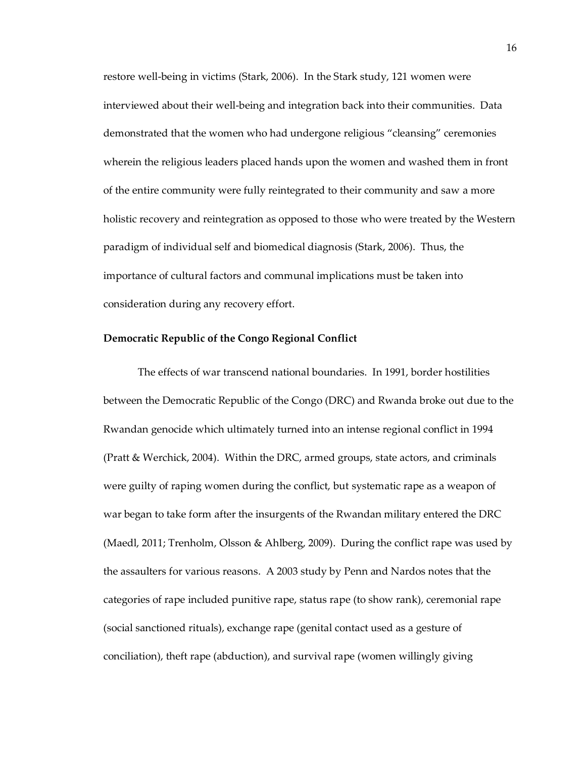restore well-being in victims (Stark, 2006). In the Stark study, 121 women were interviewed about their well-being and integration back into their communities. Data demonstrated that the women who had undergone religious "cleansing" ceremonies wherein the religious leaders placed hands upon the women and washed them in front of the entire community were fully reintegrated to their community and saw a more holistic recovery and reintegration as opposed to those who were treated by the Western paradigm of individual self and biomedical diagnosis (Stark, 2006). Thus, the importance of cultural factors and communal implications must be taken into consideration during any recovery effort.

**Democratic Republic of the Congo Regional Conflict**

The effects of war transcend national boundaries. In 1991, border hostilities between the Democratic Republic of the Congo (DRC) and Rwanda broke out due to the Rwandan genocide which ultimately turned into an intense regional conflict in 1994 (Pratt & Werchick, 2004). Within the DRC, armed groups, state actors, and criminals were guilty of raping women during the conflict, but systematic rape as a weapon of war began to take form after the insurgents of the Rwandan military entered the DRC (Maedl, 2011; Trenholm, Olsson & Ahlberg, 2009). During the conflict rape was used by the assaulters for various reasons. A 2003 study by Penn and Nardos notes that the categories of rape included punitive rape, status rape (to show rank), ceremonial rape (social sanctioned rituals), exchange rape (genital contact used as a gesture of conciliation), theft rape (abduction), and survival rape (women willingly giving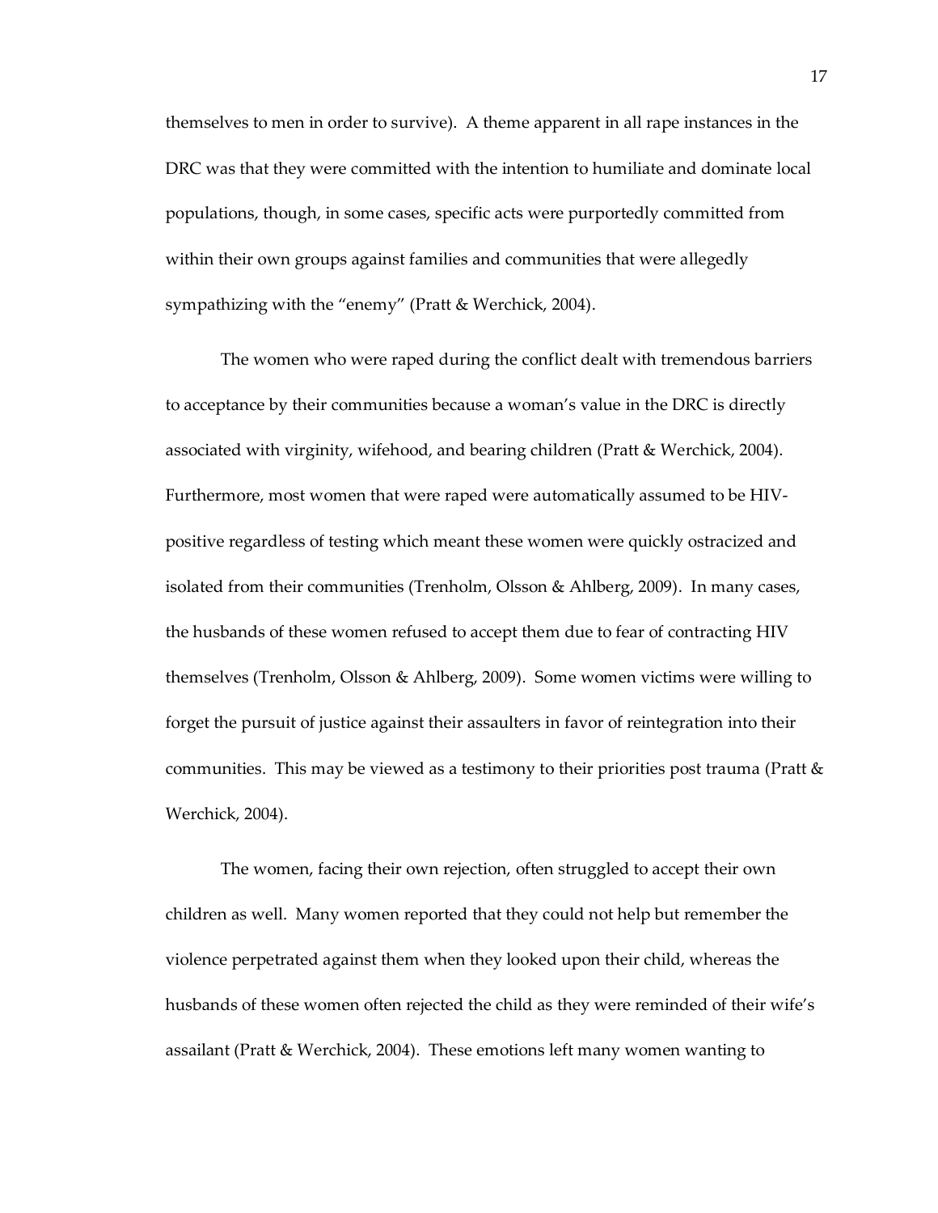themselves to men in order to survive). A theme apparent in all rape instances in the DRC was that they were committed with the intention to humiliate and dominate local populations, though, in some cases, specific acts were purportedly committed from within their own groups against families and communities that were allegedly sympathizing with the "enemy" (Pratt & Werchick, 2004).

The women who were raped during the conflict dealt with tremendous barriers to acceptance by their communities because a woman's value in the DRC is directly associated with virginity, wifehood, and bearing children (Pratt & Werchick, 2004). Furthermore, most women that were raped were automatically assumed to be HIV-positive regardless of testing which meant these women were quickly ostracized and isolated from their communities (Trenholm, Olsson & Ahlberg, 2009). In many cases, the husbands of these women refused to accept them due to fear of contracting HIV themselves (Trenholm, Olsson & Ahlberg, 2009). Some women victims were willing to forget the pursuit of justice against their assaulters in favor of reintegration into their communities. This may be viewed as a testimony to their priorities post trauma (Pratt & Werchick, 2004).

The women, facing their own rejection, often struggled to accept their own children as well. Many women reported that they could not help but remember the violence perpetrated against them when they looked upon their child, whereas the husbands of these women often rejected the child as they were reminded of their wife's assailant (Pratt & Werchick, 2004). These emotions left many women wanting to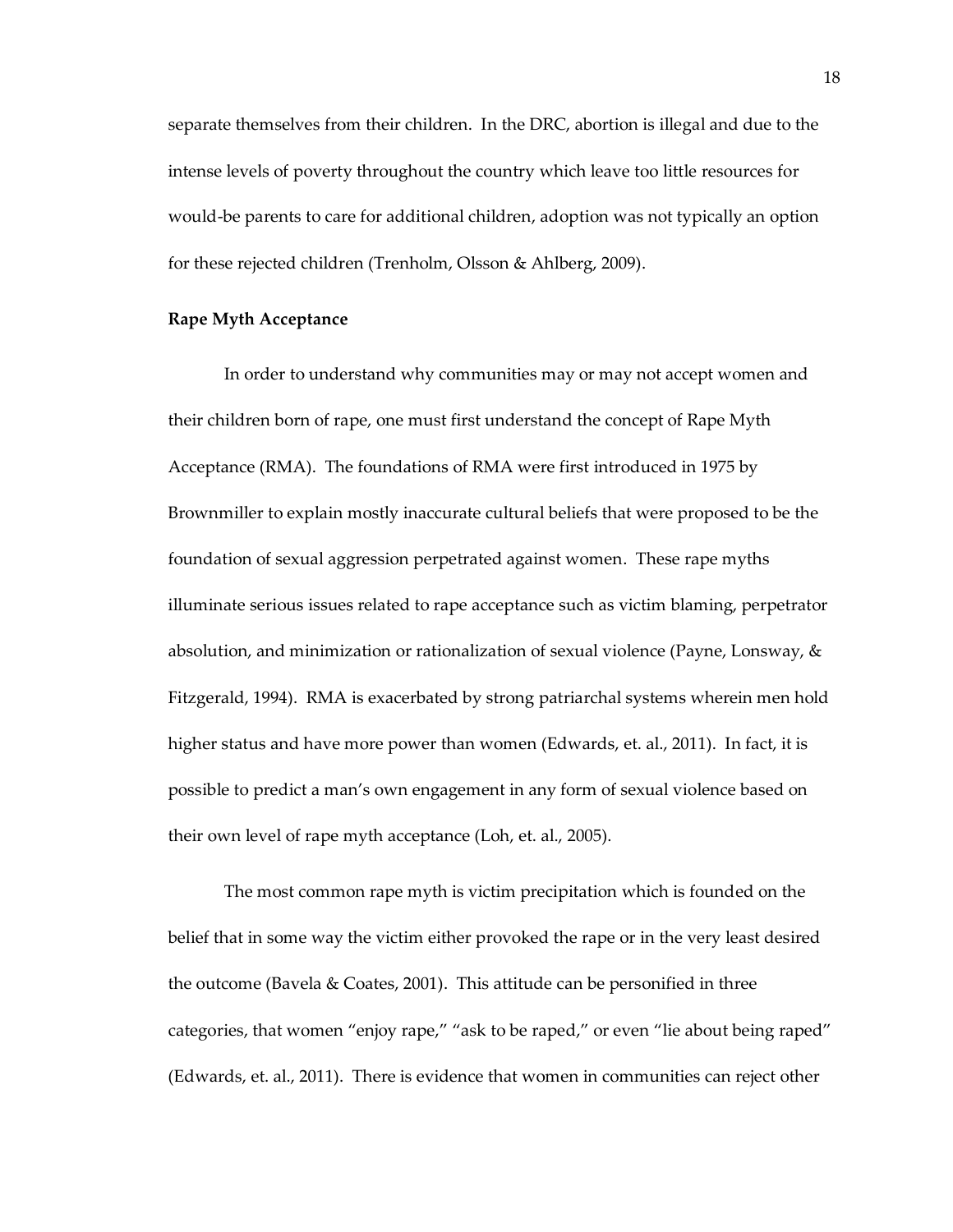separate themselves from their children. In the DRC, abortion is illegal and due to the intense levels of poverty throughout the country which leave too little resources for would-be parents to care for additional children, adoption was not typically an option for these rejected children (Trenholm, Olsson & Ahlberg, 2009).

**Rape Myth Acceptance**

In order to understand why communities may or may not accept women and their children born of rape, one must first understand the concept of Rape Myth Acceptance (RMA). The foundations of RMA were first introduced in 1975 by Brownmiller to explain mostly inaccurate cultural beliefs that were proposed to be the foundation of sexual aggression perpetrated against women. These rape myths illuminate serious issues related to rape acceptance such as victim blaming, perpetrator absolution, and minimization or rationalization of sexual violence (Payne, Lonsway, & Fitzgerald, 1994). RMA is exacerbated by strong patriarchal systems wherein men hold higher status and have more power than women (Edwards, et. al., 2011). In fact, it is possible to predict a man's own engagement in any form of sexual violence based on their own level of rape myth acceptance (Loh, et. al., 2005).

The most common rape myth is victim precipitation which is founded on the belief that in some way the victim either provoked the rape or in the very least desired the outcome (Bavela & Coates, 2001). This attitude can be personified in three categories, that women "enjoy rape," "ask to be raped," or even "lie about being raped" (Edwards, et. al., 2011). There is evidence that women in communities can reject other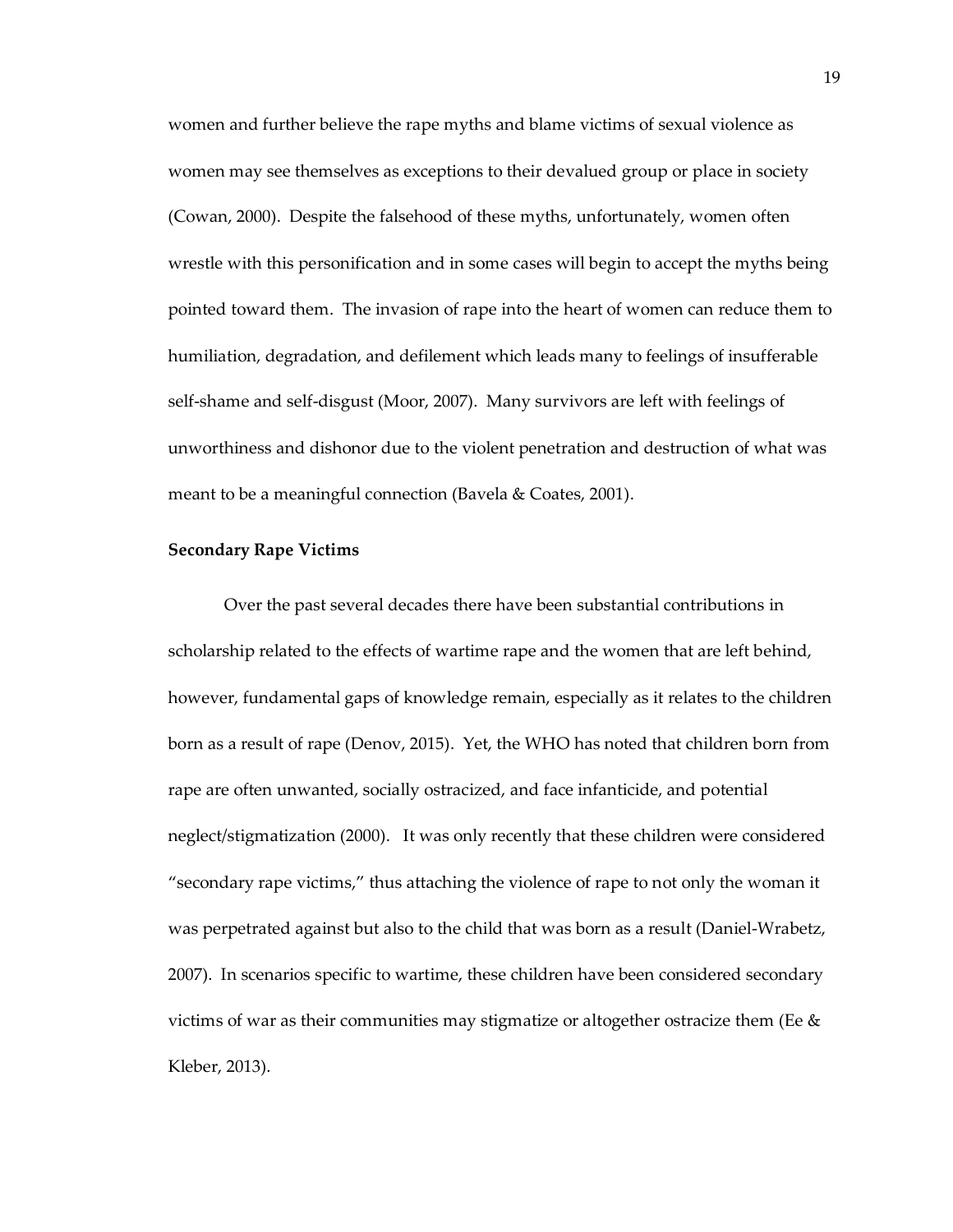women and further believe the rape myths and blame victims of sexual violence as women may see themselves as exceptions to their devalued group or place in society (Cowan, 2000). Despite the falsehood of these myths, unfortunately, women often wrestle with this personification and in some cases will begin to accept the myths being pointed toward them. The invasion of rape into the heart of women can reduce them to humiliation, degradation, and defilement which leads many to feelings of insufferable self-shame and self-disgust (Moor, 2007). Many survivors are left with feelings of unworthiness and dishonor due to the violent penetration and destruction of what was meant to be a meaningful connection (Bavela & Coates, 2001).

**Secondary Rape Victims**

Over the past several decades there have been substantial contributions in scholarship related to the effects of wartime rape and the women that are left behind, however, fundamental gaps of knowledge remain, especially as it relates to the children born as a result of rape (Denov, 2015). Yet, the WHO has noted that children born from rape are often unwanted, socially ostracized, and face infanticide, and potential neglect/stigmatization (2000). It was only recently that these children were considered "secondary rape victims," thus attaching the violence of rape to not only the woman it was perpetrated against but also to the child that was born as a result (Daniel-Wrabetz, 2007). In scenarios specific to wartime, these children have been considered secondary victims of war as their communities may stigmatize or altogether ostracize them (Ee & Kleber, 2013).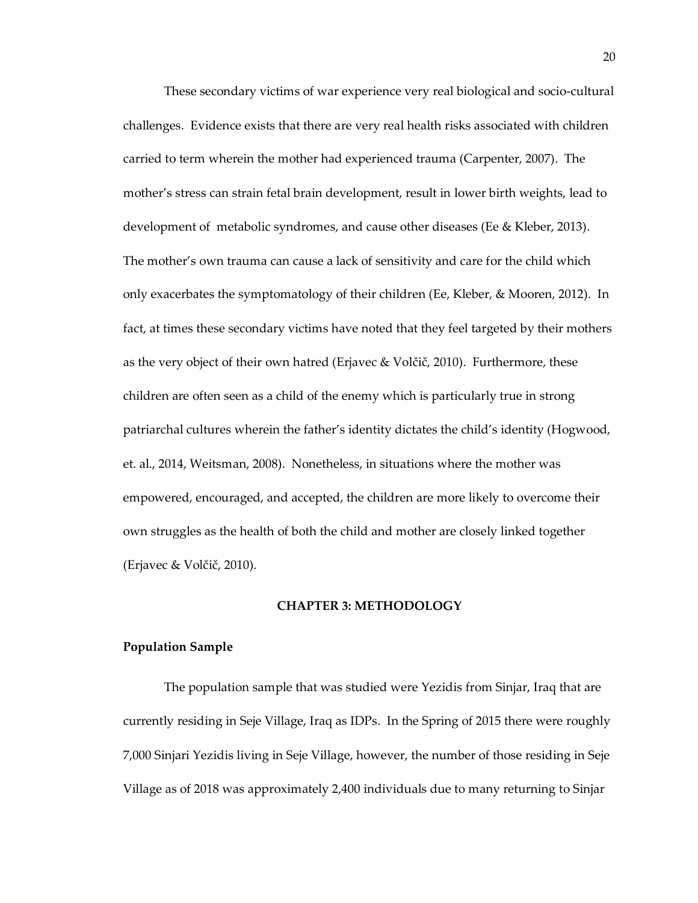These secondary victims of war experience very real biological and socio-cultural challenges. Evidence exists that there are very real health risks associated with children carried to term wherein the mother had experienced trauma (Carpenter, 2007). The mother's stress can strain fetal brain development, result in lower birth weights, lead to development of metabolic syndromes, and cause other diseases (Ee & Kleber, 2013). The mother's own trauma can cause a lack of sensitivity and care for the child which only exacerbates the symptomatology of their children (Ee, Kleber, & Mooren, 2012). In fact, at times these secondary victims have noted that they feel targeted by their mothers as the very object of their own hatred (Erjavec & Volčič, 2010). Furthermore, these children are often seen as a child of the enemy which is particularly true in strong patriarchal cultures wherein the father's identity dictates the child's identity (Hogwood, et. al., 2014, Weitsman, 2008). Nonetheless, in situations where the mother was empowered, encouraged, and accepted, the children are more likely to overcome their own struggles as the health of both the child and mother are closely linked together (Erjavec & Volčič, 2010).

# CHAPTER 3: METHODOLOGY

## Population Sample

The population sample that was studied were Yezidis from Sinjar, Iraq that are currently residing in Seje Village, Iraq as IDPs. In the Spring of 2015 there were roughly 7,000 Sinjari Yezidis living in Seje Village, however, the number of those residing in Seje Village as of 2018 was approximately 2,400 individuals due to many returning to Sinjar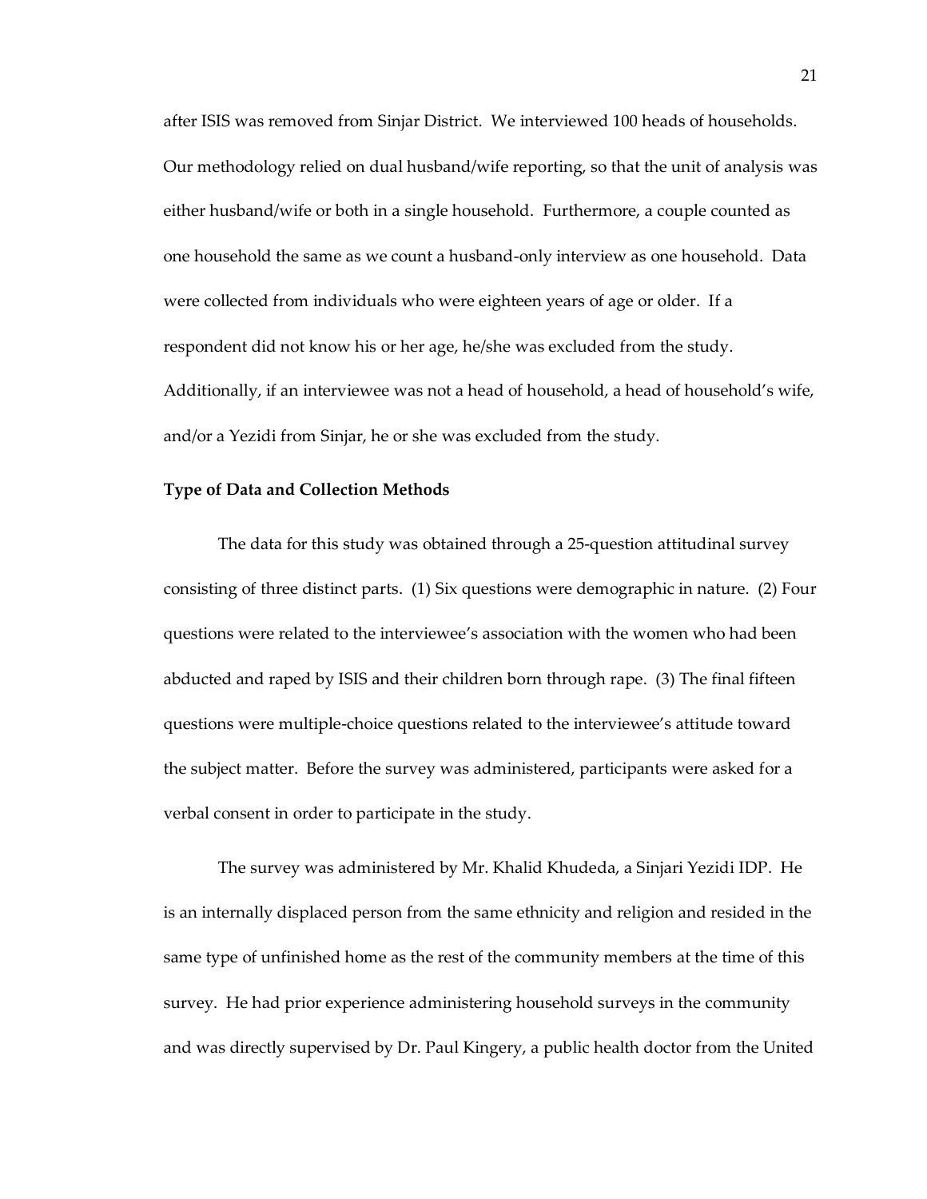after ISIS was removed from Sinjar District. We interviewed 100 heads of households. Our methodology relied on dual husband/wife reporting, so that the unit of analysis was either husband/wife or both in a single household. Furthermore, a couple counted as one household the same as we count a husband-only interview as one household. Data were collected from individuals who were eighteen years of age or older. If a respondent did not know his or her age, he/she was excluded from the study. Additionally, if an interviewee was not a head of household, a head of household's wife, and/or a Yezidi from Sinjar, he or she was excluded from the study.

**Type of Data and Collection Methods**

The data for this study was obtained through a 25-question attitudinal survey consisting of three distinct parts. (1) Six questions were demographic in nature. (2) Four questions were related to the interviewee's association with the women who had been abducted and raped by ISIS and their children born through rape. (3) The final fifteen questions were multiple-choice questions related to the interviewee's attitude toward the subject matter. Before the survey was administered, participants were asked for a verbal consent in order to participate in the study.

The survey was administered by Mr. Khalid Khudeda, a Sinjari Yezidi IDP. He is an internally displaced person from the same ethnicity and religion and resided in the same type of unfinished home as the rest of the community members at the time of this survey. He had prior experience administering household surveys in the community and was directly supervised by Dr. Paul Kingery, a public health doctor from the United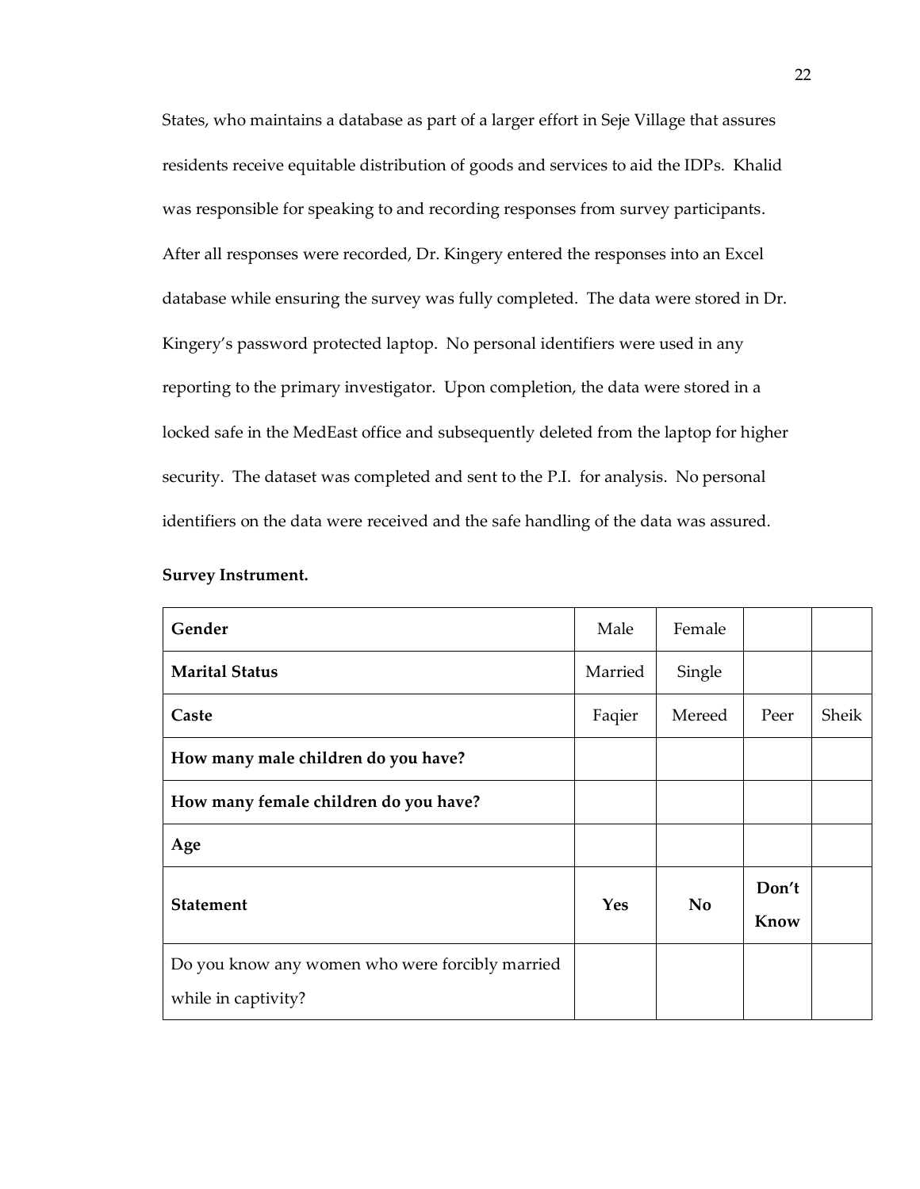States, who maintains a database as part of a larger effort in Seje Village that assures residents receive equitable distribution of goods and services to aid the IDPs. Khalid was responsible for speaking to and recording responses from survey participants. After all responses were recorded, Dr. Kingery entered the responses into an Excel database while ensuring the survey was fully completed. The data were stored in Dr. Kingery's password protected laptop. No personal identifiers were used in any reporting to the primary investigator. Upon completion, the data were stored in a locked safe in the MedEast office and subsequently deleted from the laptop for higher security. The dataset was completed and sent to the P.I. for analysis. No personal identifiers on the data were received and the safe handling of the data was assured.

**Survey Instrument.**

| **Gender** | Male | Female | | |
|---|---|---|---|---|
| **Marital Status** | Married | Single | | |
| **Caste** | Faqier | Mereed | Peer | Sheik |
| **How many male children do you have?** | | | | |
| **How many female children do you have?** | | | | |
| **Age** | | | | |
| **Statement** | **Yes** | **No** | **Don't Know** | |
| Do you know any women who were forcibly married while in captivity? | | | | |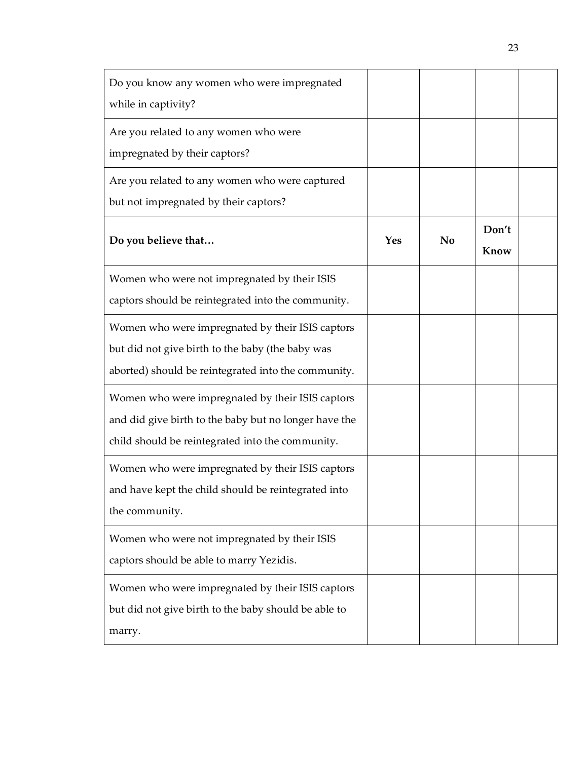| | | | | |
|---|---|---|---|---|
| Do you know any women who were impregnated while in captivity? | | | | |
| Are you related to any women who were impregnated by their captors? | | | | |
| Are you related to any women who were captured but not impregnated by their captors? | | | | |
| **Do you believe that…** | **Yes** | **No** | **Don't Know** | |
| Women who were not impregnated by their ISIS captors should be reintegrated into the community. | | | | |
| Women who were impregnated by their ISIS captors but did not give birth to the baby (the baby was aborted) should be reintegrated into the community. | | | | |
| Women who were impregnated by their ISIS captors and did give birth to the baby but no longer have the child should be reintegrated into the community. | | | | |
| Women who were impregnated by their ISIS captors and have kept the child should be reintegrated into the community. | | | | |
| Women who were not impregnated by their ISIS captors should be able to marry Yezidis. | | | | |
| Women who were impregnated by their ISIS captors but did not give birth to the baby should be able to marry. | | | | |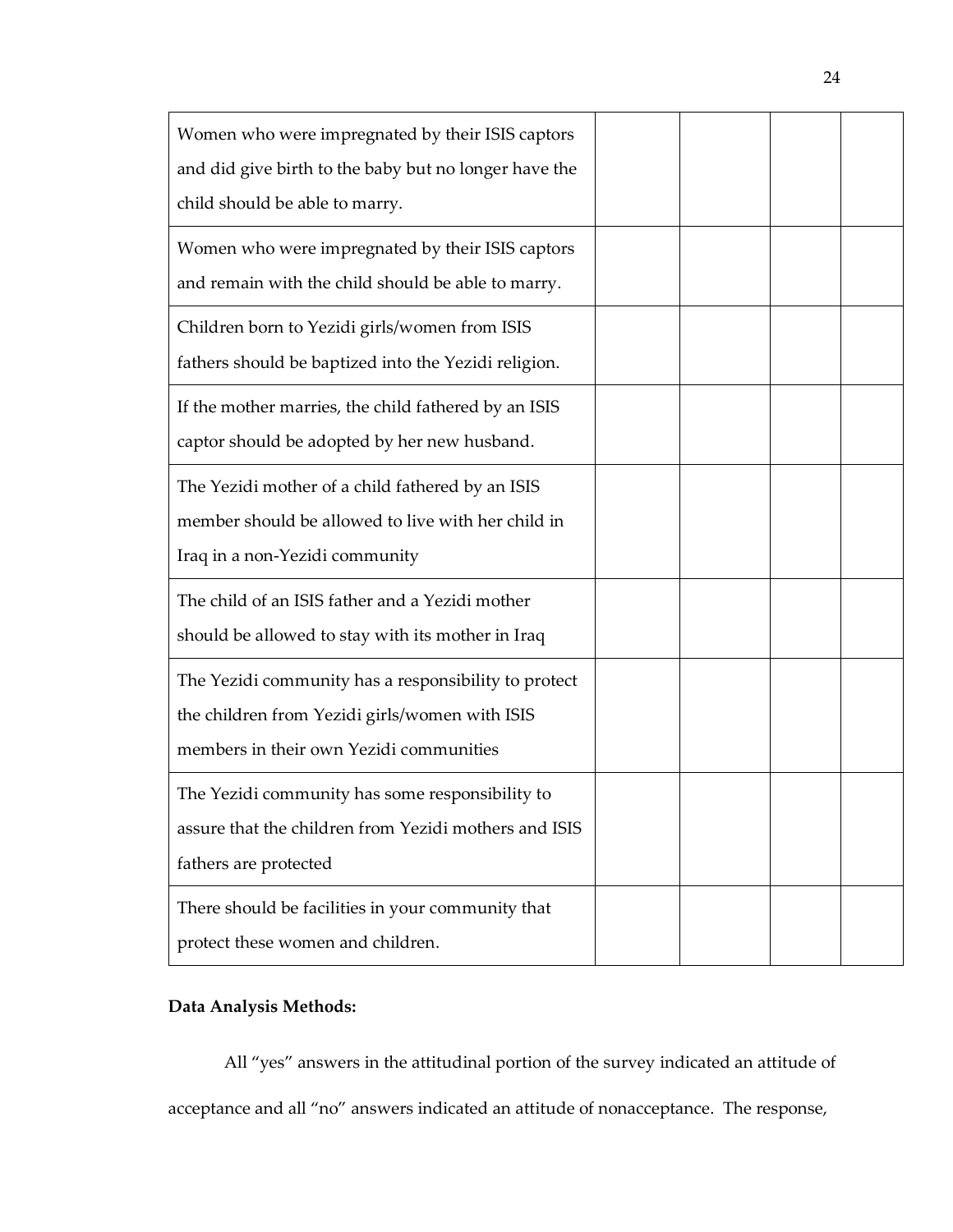| | | | | |
|---|---|---|---|---|
| Women who were impregnated by their ISIS captors and did give birth to the baby but no longer have the child should be able to marry. | | | | |
| Women who were impregnated by their ISIS captors and remain with the child should be able to marry. | | | | |
| Children born to Yezidi girls/women from ISIS fathers should be baptized into the Yezidi religion. | | | | |
| If the mother marries, the child fathered by an ISIS captor should be adopted by her new husband. | | | | |
| The Yezidi mother of a child fathered by an ISIS member should be allowed to live with her child in Iraq in a non-Yezidi community | | | | |
| The child of an ISIS father and a Yezidi mother should be allowed to stay with its mother in Iraq | | | | |
| The Yezidi community has a responsibility to protect the children from Yezidi girls/women with ISIS members in their own Yezidi communities | | | | |
| The Yezidi community has some responsibility to assure that the children from Yezidi mothers and ISIS fathers are protected | | | | |
| There should be facilities in your community that protect these women and children. | | | | |

**Data Analysis Methods:**

All "yes" answers in the attitudinal portion of the survey indicated an attitude of acceptance and all "no" answers indicated an attitude of nonacceptance. The response,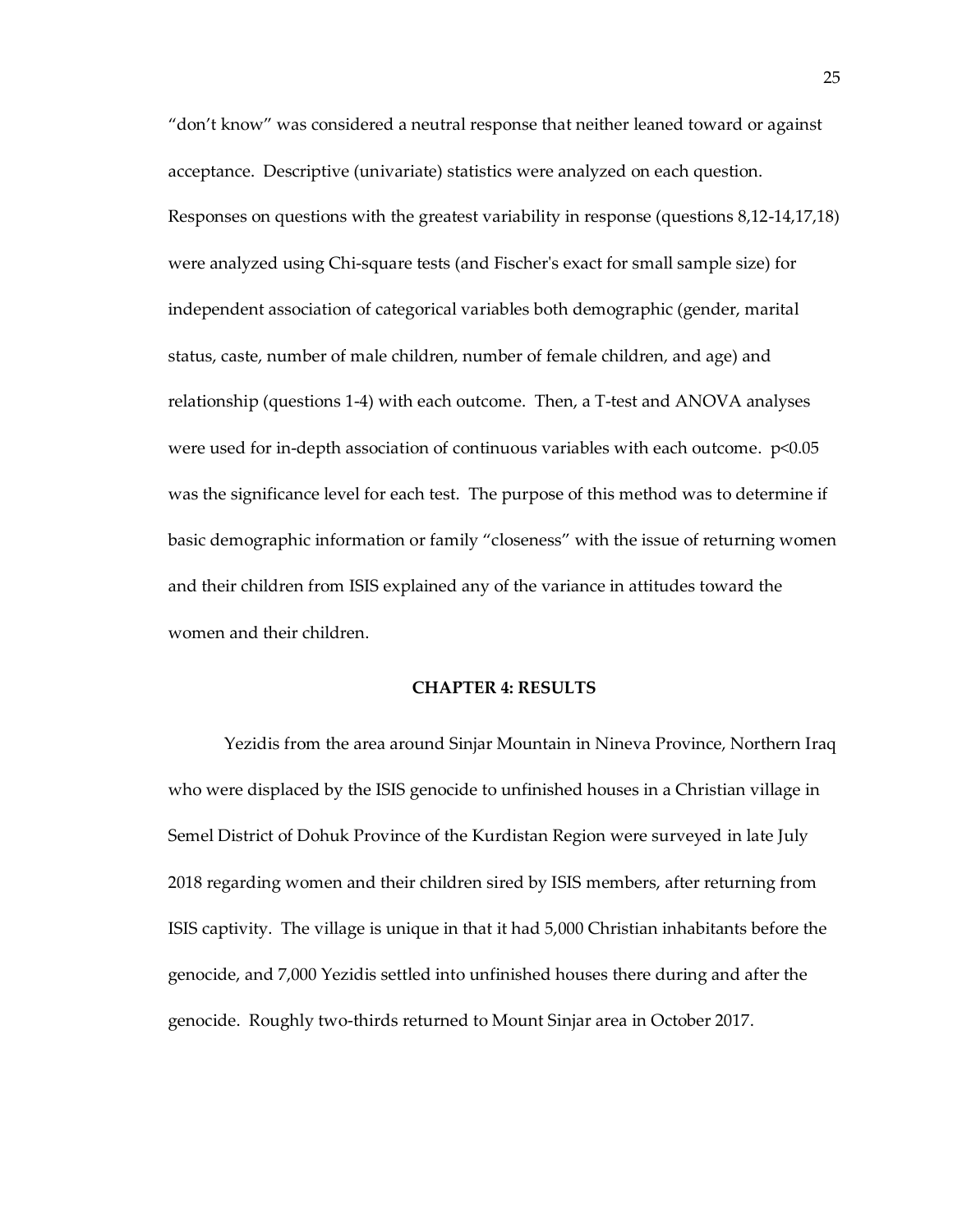"don't know" was considered a neutral response that neither leaned toward or against acceptance. Descriptive (univariate) statistics were analyzed on each question. Responses on questions with the greatest variability in response (questions 8,12-14,17,18) were analyzed using Chi-square tests (and Fischer's exact for small sample size) for independent association of categorical variables both demographic (gender, marital status, caste, number of male children, number of female children, and age) and relationship (questions 1-4) with each outcome. Then, a T-test and ANOVA analyses were used for in-depth association of continuous variables with each outcome. $p<0.05$ was the significance level for each test. The purpose of this method was to determine if basic demographic information or family "closeness" with the issue of returning women and their children from ISIS explained any of the variance in attitudes toward the women and their children.

## CHAPTER 4: RESULTS

Yezidis from the area around Sinjar Mountain in Nineva Province, Northern Iraq who were displaced by the ISIS genocide to unfinished houses in a Christian village in Semel District of Dohuk Province of the Kurdistan Region were surveyed in late July 2018 regarding women and their children sired by ISIS members, after returning from ISIS captivity. The village is unique in that it had 5,000 Christian inhabitants before the genocide, and 7,000 Yezidis settled into unfinished houses there during and after the genocide. Roughly two-thirds returned to Mount Sinjar area in October 2017.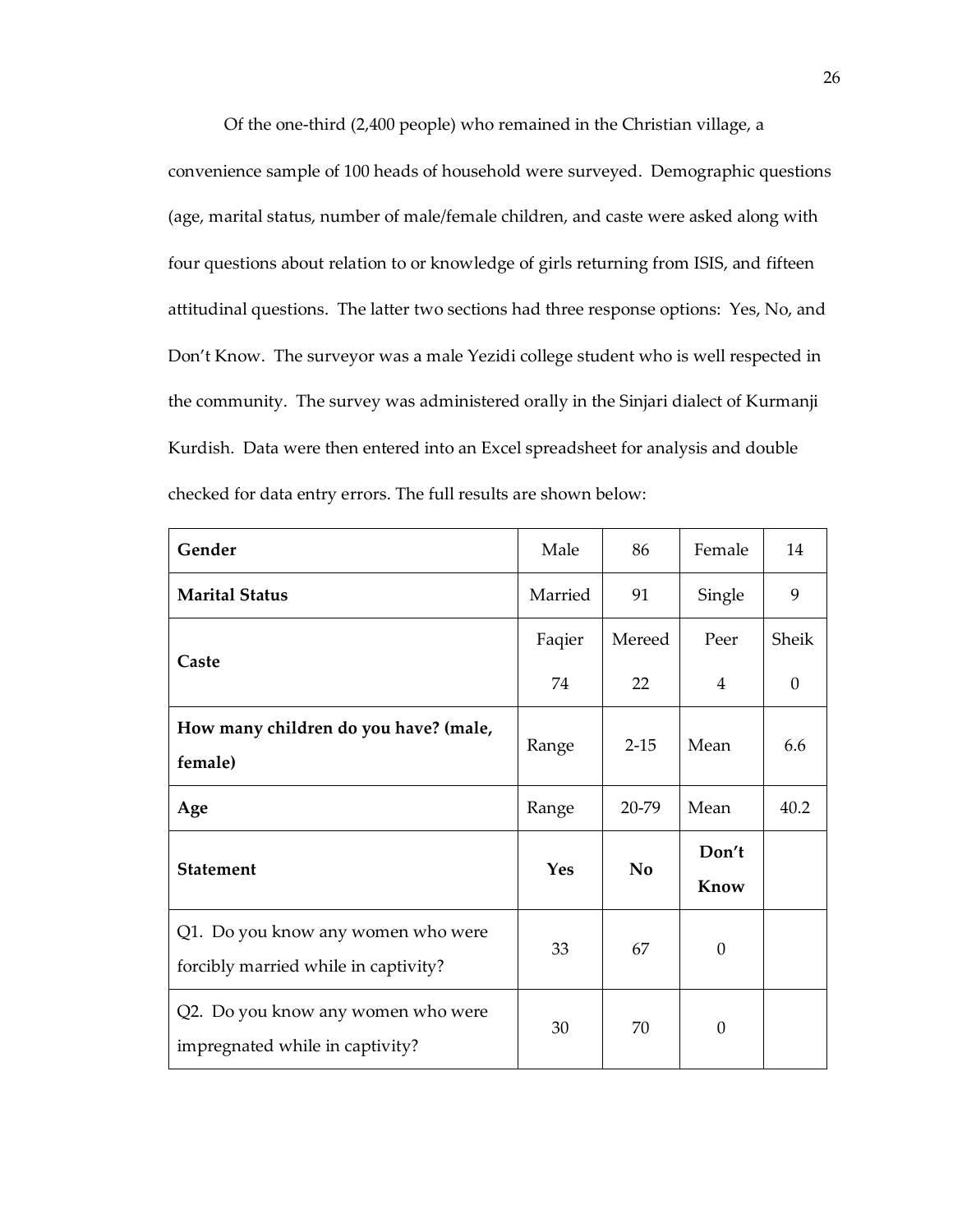Of the one-third (2,400 people) who remained in the Christian village, a convenience sample of 100 heads of household were surveyed. Demographic questions (age, marital status, number of male/female children, and caste were asked along with four questions about relation to or knowledge of girls returning from ISIS, and fifteen attitudinal questions. The latter two sections had three response options: Yes, No, and Don't Know. The surveyor was a male Yezidi college student who is well respected in the community. The survey was administered orally in the Sinjari dialect of Kurmanji Kurdish. Data were then entered into an Excel spreadsheet for analysis and double checked for data entry errors. The full results are shown below:

| **Gender** | Male | 86 | Female | 14 |
|---|---|---|---|---|
| **Marital Status** | Married | 91 | Single | 9 |
| **Caste** | Faqier<br>74 | Mereed<br>22 | Peer<br>4 | Sheik<br>0 |
| **How many children do you have? (male, female)** | Range | 2-15 | Mean | 6.6 |
| **Age** | Range | 20-79 | Mean | 40.2 |
| **Statement** | **Yes** | **No** | **Don't Know** | |
| Q1. Do you know any women who were forcibly married while in captivity? | 33 | 67 | 0 | |
| Q2. Do you know any women who were impregnated while in captivity? | 30 | 70 | 0 | |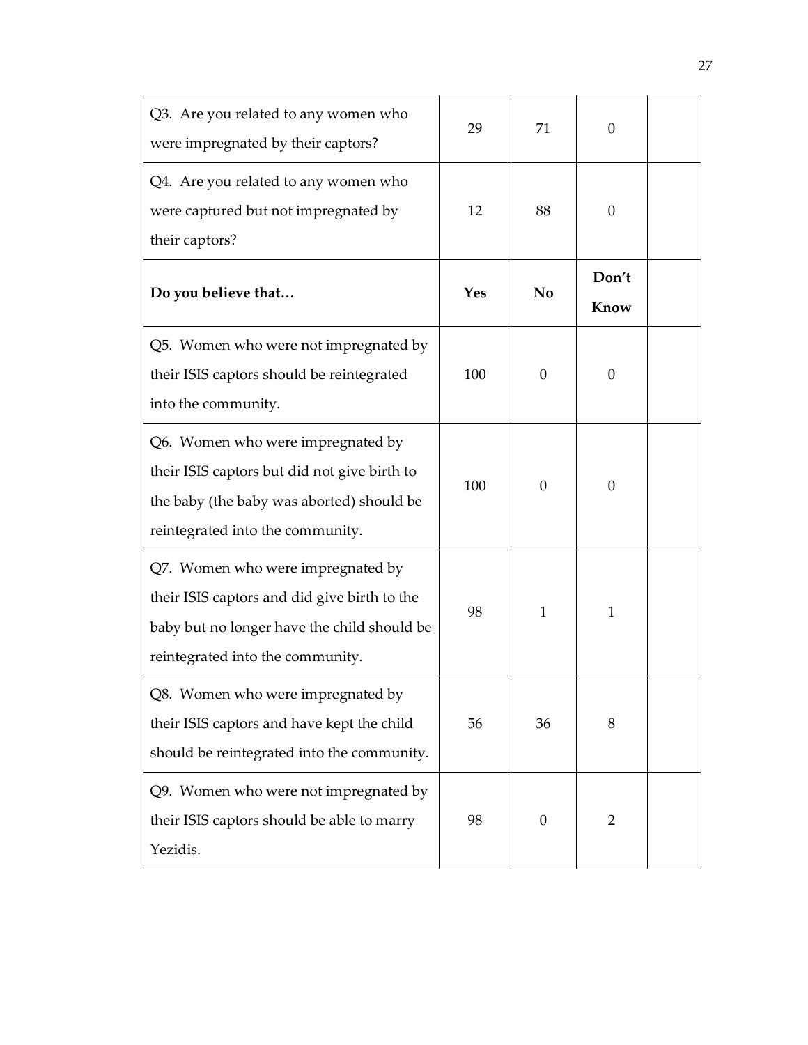| | | | | |
|---|---|---|---|---|
| Q3. Are you related to any women who were impregnated by their captors? | 29 | 71 | 0 | |
| Q4. Are you related to any women who were captured but not impregnated by their captors? | 12 | 88 | 0 | |
| **Do you believe that…** | **Yes** | **No** | **Don't Know** | |
| Q5. Women who were not impregnated by their ISIS captors should be reintegrated into the community. | 100 | 0 | 0 | |
| Q6. Women who were impregnated by their ISIS captors but did not give birth to the baby (the baby was aborted) should be reintegrated into the community. | 100 | 0 | 0 | |
| Q7. Women who were impregnated by their ISIS captors and did give birth to the baby but no longer have the child should be reintegrated into the community. | 98 | 1 | 1 | |
| Q8. Women who were impregnated by their ISIS captors and have kept the child should be reintegrated into the community. | 56 | 36 | 8 | |
| Q9. Women who were not impregnated by their ISIS captors should be able to marry Yezidis. | 98 | 0 | 2 | |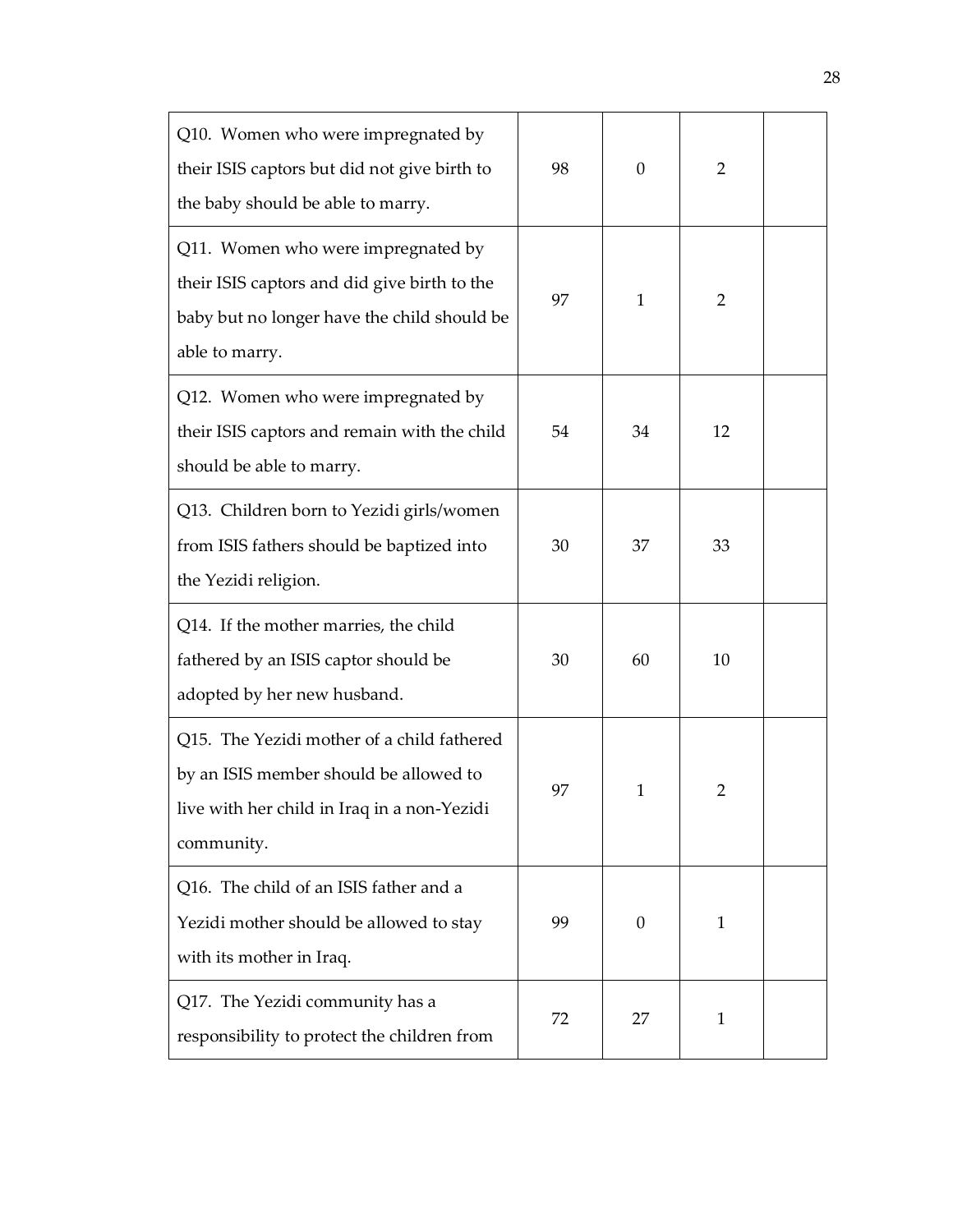| | | | | |
|---|---|---|---|---|
| Q10. Women who were impregnated by their ISIS captors but did not give birth to the baby should be able to marry. | 98 | 0 | 2 | |
| Q11. Women who were impregnated by their ISIS captors and did give birth to the baby but no longer have the child should be able to marry. | 97 | 1 | 2 | |
| Q12. Women who were impregnated by their ISIS captors and remain with the child should be able to marry. | 54 | 34 | 12 | |
| Q13. Children born to Yezidi girls/women from ISIS fathers should be baptized into the Yezidi religion. | 30 | 37 | 33 | |
| Q14. If the mother marries, the child fathered by an ISIS captor should be adopted by her new husband. | 30 | 60 | 10 | |
| Q15. The Yezidi mother of a child fathered by an ISIS member should be allowed to live with her child in Iraq in a non-Yezidi community. | 97 | 1 | 2 | |
| Q16. The child of an ISIS father and a Yezidi mother should be allowed to stay with its mother in Iraq. | 99 | 0 | 1 | |
| Q17. The Yezidi community has a responsibility to protect the children from | 72 | 27 | 1 | |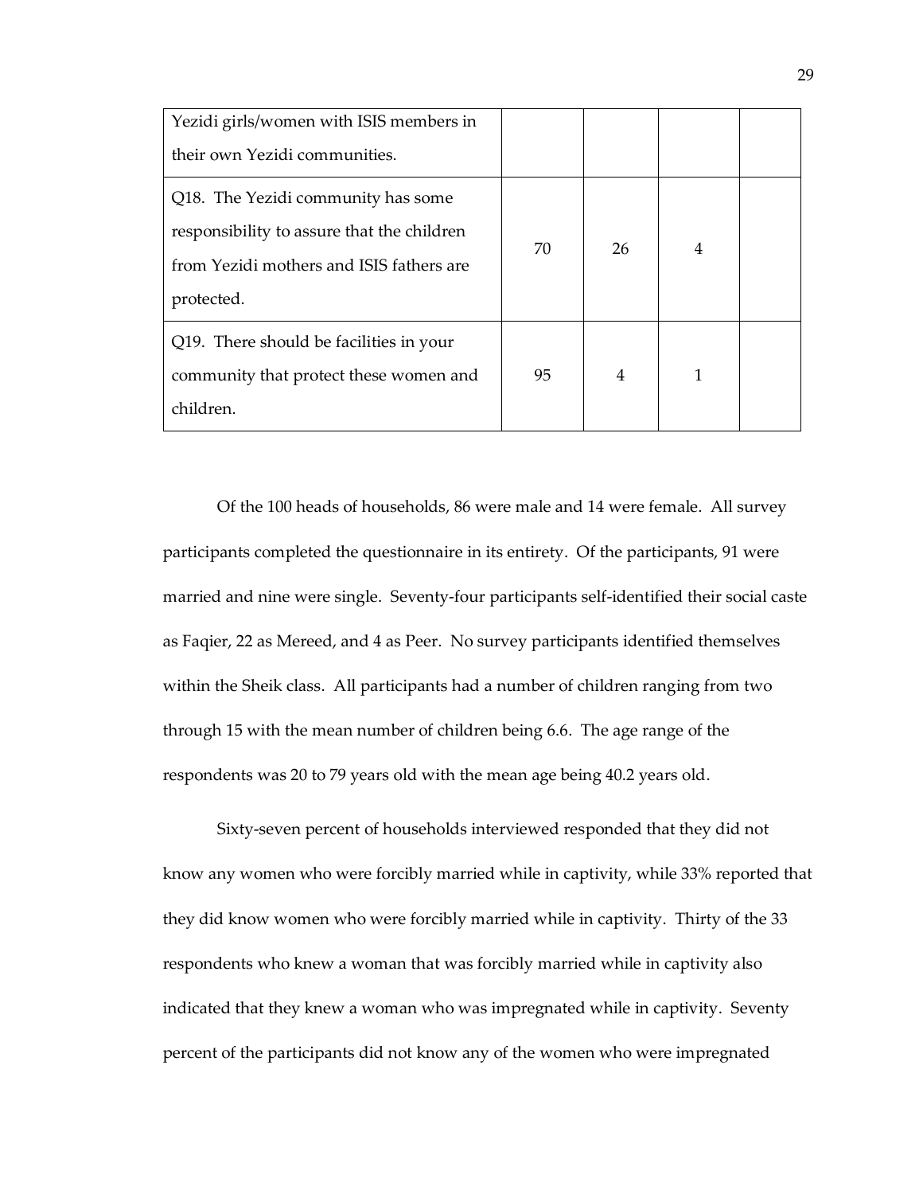| | | | | |
|---|---|---|---|---|
| Yezidi girls/women with ISIS members in their own Yezidi communities. | | | | |
| Q18. The Yezidi community has some responsibility to assure that the children from Yezidi mothers and ISIS fathers are protected. | 70 | 26 | 4 | |
| Q19. There should be facilities in your community that protect these women and children. | 95 | 4 | 1 | |

Of the 100 heads of households, 86 were male and 14 were female. All survey participants completed the questionnaire in its entirety. Of the participants, 91 were married and nine were single. Seventy-four participants self-identified their social caste as Faqier, 22 as Mereed, and 4 as Peer. No survey participants identified themselves within the Sheik class. All participants had a number of children ranging from two through 15 with the mean number of children being 6.6. The age range of the respondents was 20 to 79 years old with the mean age being 40.2 years old.

Sixty-seven percent of households interviewed responded that they did not know any women who were forcibly married while in captivity, while 33% reported that they did know women who were forcibly married while in captivity. Thirty of the 33 respondents who knew a woman that was forcibly married while in captivity also indicated that they knew a woman who was impregnated while in captivity. Seventy percent of the participants did not know any of the women who were impregnated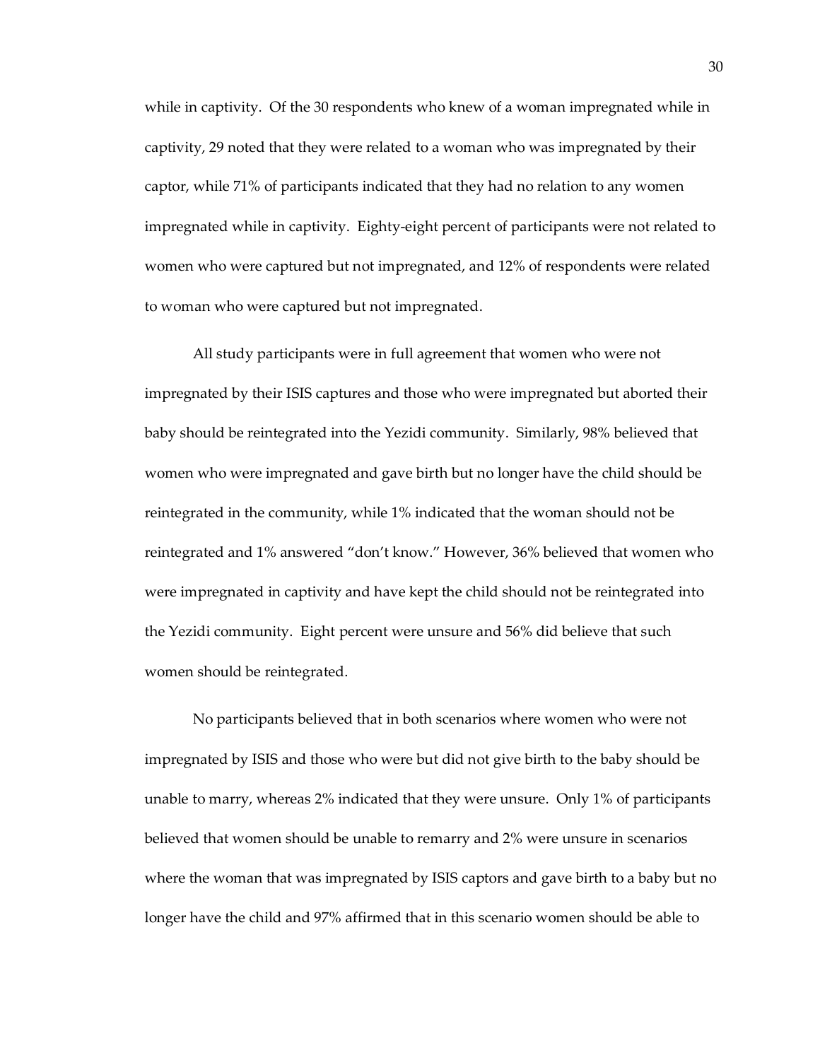while in captivity. Of the 30 respondents who knew of a woman impregnated while in captivity, 29 noted that they were related to a woman who was impregnated by their captor, while 71% of participants indicated that they had no relation to any women impregnated while in captivity. Eighty-eight percent of participants were not related to women who were captured but not impregnated, and 12% of respondents were related to woman who were captured but not impregnated.

All study participants were in full agreement that women who were not impregnated by their ISIS captures and those who were impregnated but aborted their baby should be reintegrated into the Yezidi community. Similarly, 98% believed that women who were impregnated and gave birth but no longer have the child should be reintegrated in the community, while 1% indicated that the woman should not be reintegrated and 1% answered "don't know." However, 36% believed that women who were impregnated in captivity and have kept the child should not be reintegrated into the Yezidi community. Eight percent were unsure and 56% did believe that such women should be reintegrated.

No participants believed that in both scenarios where women who were not impregnated by ISIS and those who were but did not give birth to the baby should be unable to marry, whereas 2% indicated that they were unsure. Only 1% of participants believed that women should be unable to remarry and 2% were unsure in scenarios where the woman that was impregnated by ISIS captors and gave birth to a baby but no longer have the child and 97% affirmed that in this scenario women should be able to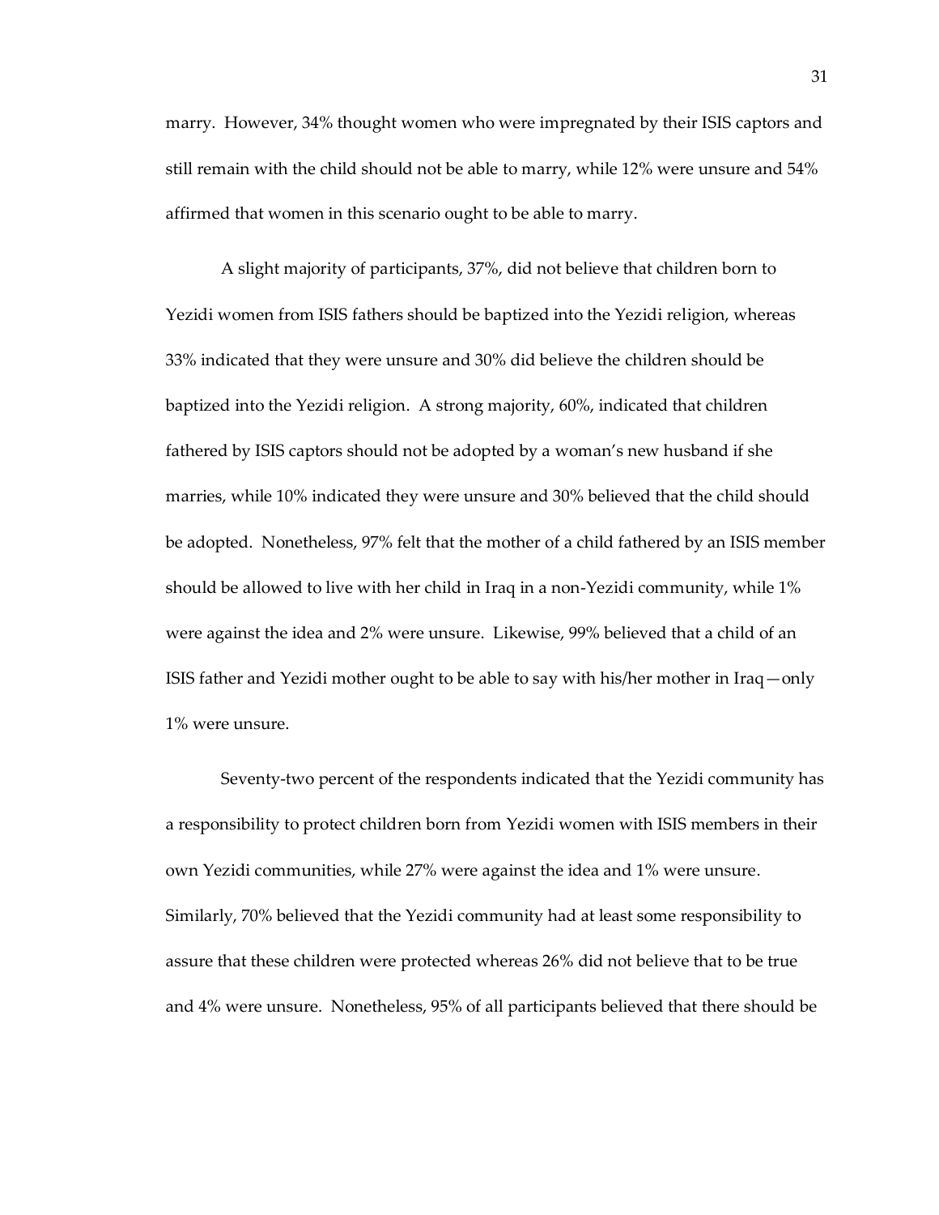marry. However, 34% thought women who were impregnated by their ISIS captors and still remain with the child should not be able to marry, while 12% were unsure and 54% affirmed that women in this scenario ought to be able to marry.

A slight majority of participants, 37%, did not believe that children born to Yezidi women from ISIS fathers should be baptized into the Yezidi religion, whereas 33% indicated that they were unsure and 30% did believe the children should be baptized into the Yezidi religion. A strong majority, 60%, indicated that children fathered by ISIS captors should not be adopted by a woman's new husband if she marries, while 10% indicated they were unsure and 30% believed that the child should be adopted. Nonetheless, 97% felt that the mother of a child fathered by an ISIS member should be allowed to live with her child in Iraq in a non-Yezidi community, while 1% were against the idea and 2% were unsure. Likewise, 99% believed that a child of an ISIS father and Yezidi mother ought to be able to say with his/her mother in Iraq—only 1% were unsure.

Seventy-two percent of the respondents indicated that the Yezidi community has a responsibility to protect children born from Yezidi women with ISIS members in their own Yezidi communities, while 27% were against the idea and 1% were unsure. Similarly, 70% believed that the Yezidi community had at least some responsibility to assure that these children were protected whereas 26% did not believe that to be true and 4% were unsure. Nonetheless, 95% of all participants believed that there should be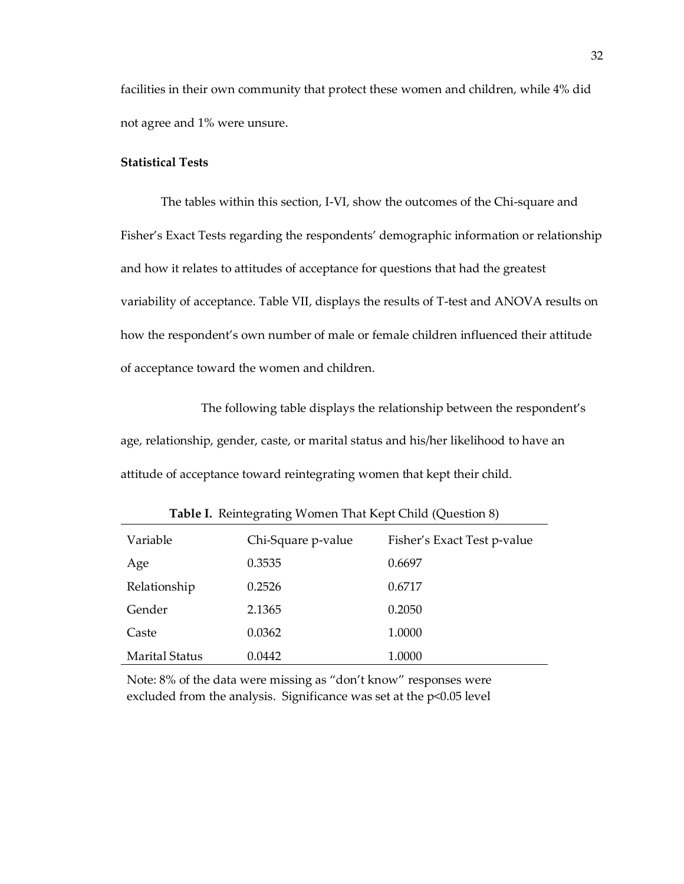facilities in their own community that protect these women and children, while 4% did not agree and 1% were unsure.

**Statistical Tests**

The tables within this section, I-VI, show the outcomes of the Chi-square and Fisher's Exact Tests regarding the respondents' demographic information or relationship and how it relates to attitudes of acceptance for questions that had the greatest variability of acceptance. Table VII, displays the results of T-test and ANOVA results on how the respondent's own number of male or female children influenced their attitude of acceptance toward the women and children.

The following table displays the relationship between the respondent's age, relationship, gender, caste, or marital status and his/her likelihood to have an attitude of acceptance toward reintegrating women that kept their child.

**Table I.** Reintegrating Women That Kept Child (Question 8)

| Variable | Chi-Square p-value | Fisher's Exact Test p-value |
|---|---|---|
| Age | 0.3535 | 0.6697 |
| Relationship | 0.2526 | 0.6717 |
| Gender | 2.1365 | 0.2050 |
| Caste | 0.0362 | 1.0000 |
| Marital Status | 0.0442 | 1.0000 |

Note: 8% of the data were missing as "don't know" responses were excluded from the analysis. Significance was set at the $p<0.05$ level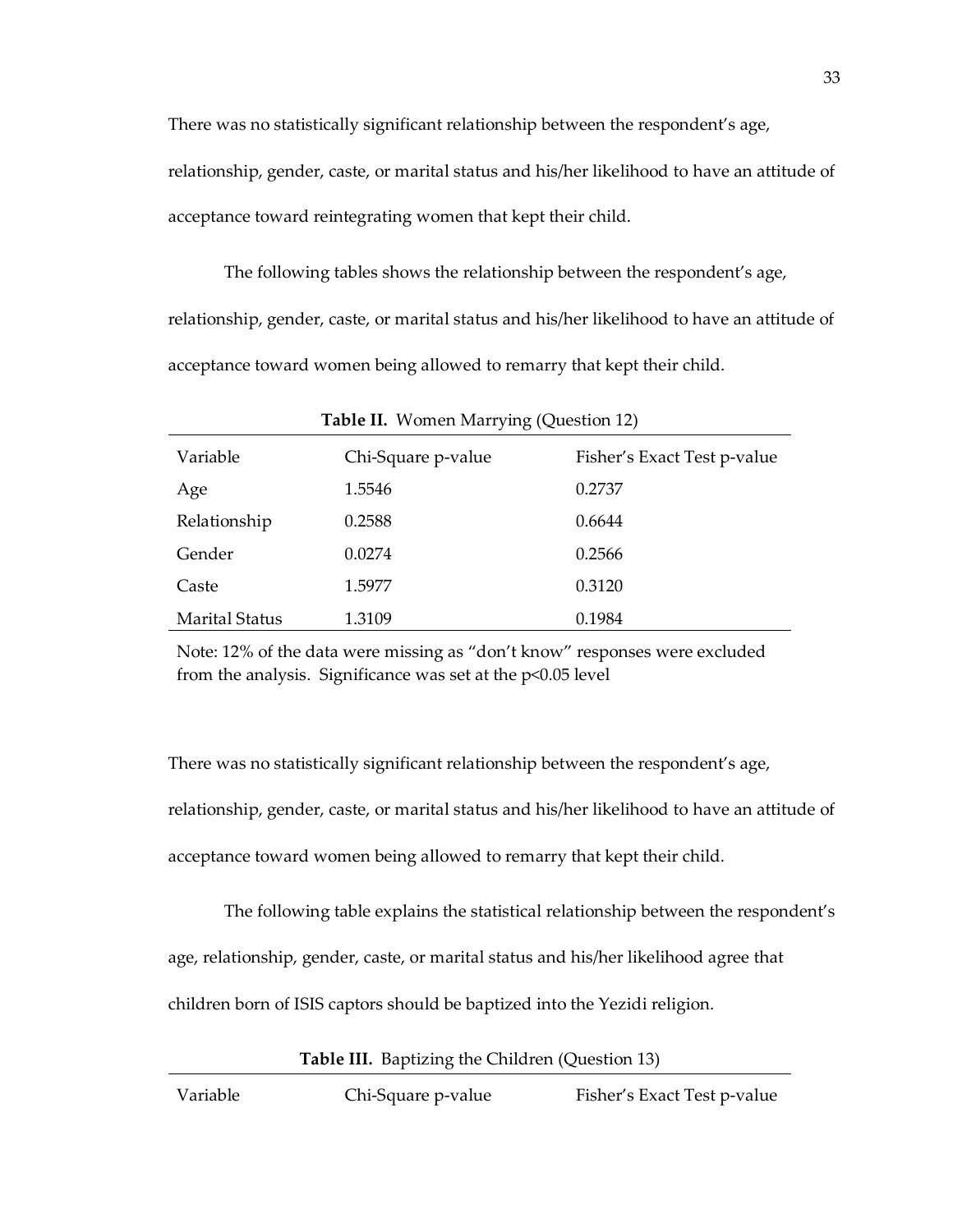There was no statistically significant relationship between the respondent's age, relationship, gender, caste, or marital status and his/her likelihood to have an attitude of acceptance toward reintegrating women that kept their child.

The following tables shows the relationship between the respondent's age, relationship, gender, caste, or marital status and his/her likelihood to have an attitude of acceptance toward women being allowed to remarry that kept their child.

**Table II.** Women Marrying (Question 12)

| Variable | Chi-Square p-value | Fisher's Exact Test p-value |
|---|---|---|
| Age | 1.5546 | 0.2737 |
| Relationship | 0.2588 | 0.6644 |
| Gender | 0.0274 | 0.2566 |
| Caste | 1.5977 | 0.3120 |
| Marital Status | 1.3109 | 0.1984 |

Note: 12% of the data were missing as "don't know" responses were excluded from the analysis. Significance was set at the $p<0.05$ level

There was no statistically significant relationship between the respondent's age, relationship, gender, caste, or marital status and his/her likelihood to have an attitude of acceptance toward women being allowed to remarry that kept their child.

The following table explains the statistical relationship between the respondent's age, relationship, gender, caste, or marital status and his/her likelihood agree that children born of ISIS captors should be baptized into the Yezidi religion.

**Table III.** Baptizing the Children (Question 13)

| Variable | Chi-Square p-value | Fisher's Exact Test p-value |
|---|---|---|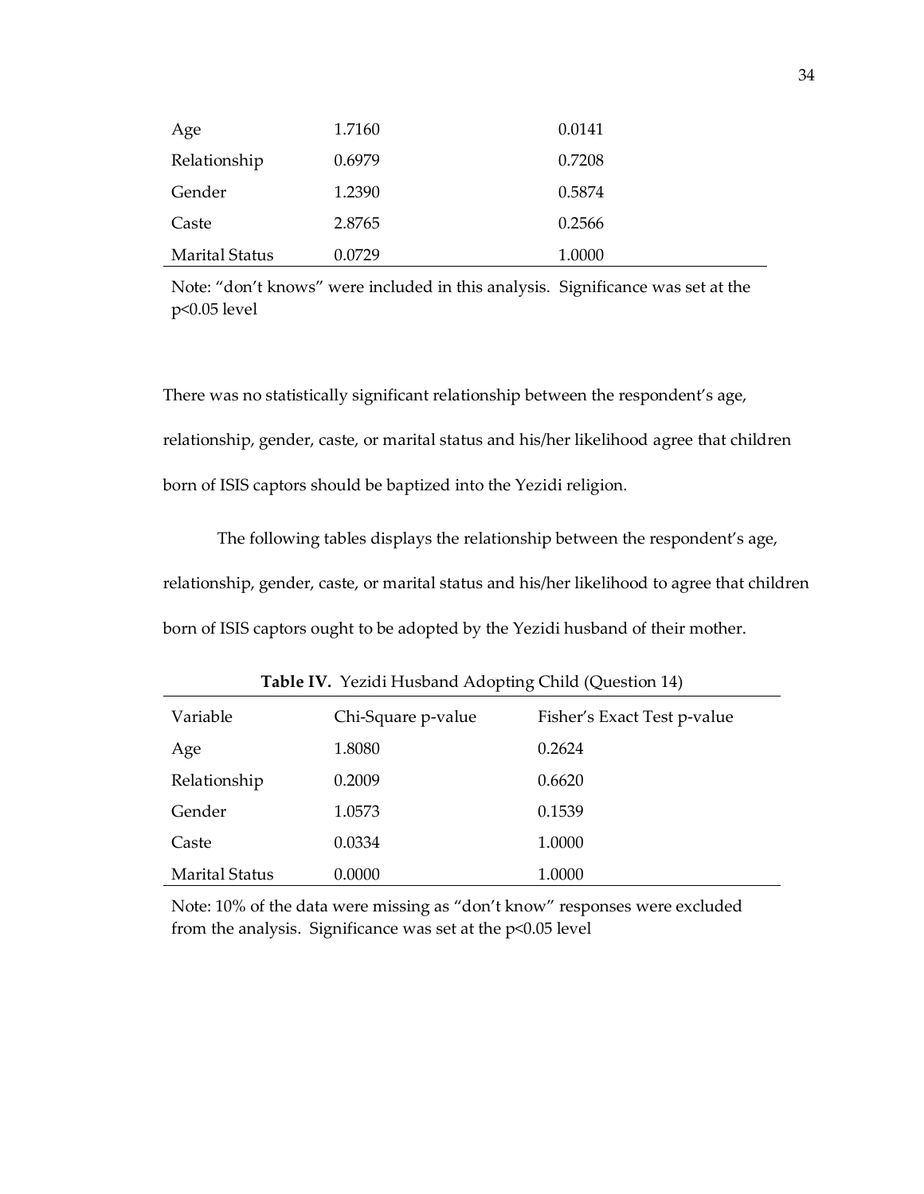| Age | 1.7160 | 0.0141 |
|---|---|---|
| Relationship | 0.6979 | 0.7208 |
| Gender | 1.2390 | 0.5874 |
| Caste | 2.8765 | 0.2566 |
| Marital Status | 0.0729 | 1.0000 |

Note: "don't knows" were included in this analysis. Significance was set at the $p<0.05$ level

There was no statistically significant relationship between the respondent's age, relationship, gender, caste, or marital status and his/her likelihood agree that children born of ISIS captors should be baptized into the Yezidi religion.

The following tables displays the relationship between the respondent's age, relationship, gender, caste, or marital status and his/her likelihood to agree that children born of ISIS captors ought to be adopted by the Yezidi husband of their mother.

**Table IV.** Yezidi Husband Adopting Child (Question 14)

| Variable | Chi-Square p-value | Fisher's Exact Test p-value |
|---|---|---|
| Age | 1.8080 | 0.2624 |
| Relationship | 0.2009 | 0.6620 |
| Gender | 1.0573 | 0.1539 |
| Caste | 0.0334 | 1.0000 |
| Marital Status | 0.0000 | 1.0000 |

Note: 10% of the data were missing as "don't know" responses were excluded from the analysis. Significance was set at the $p<0.05$ level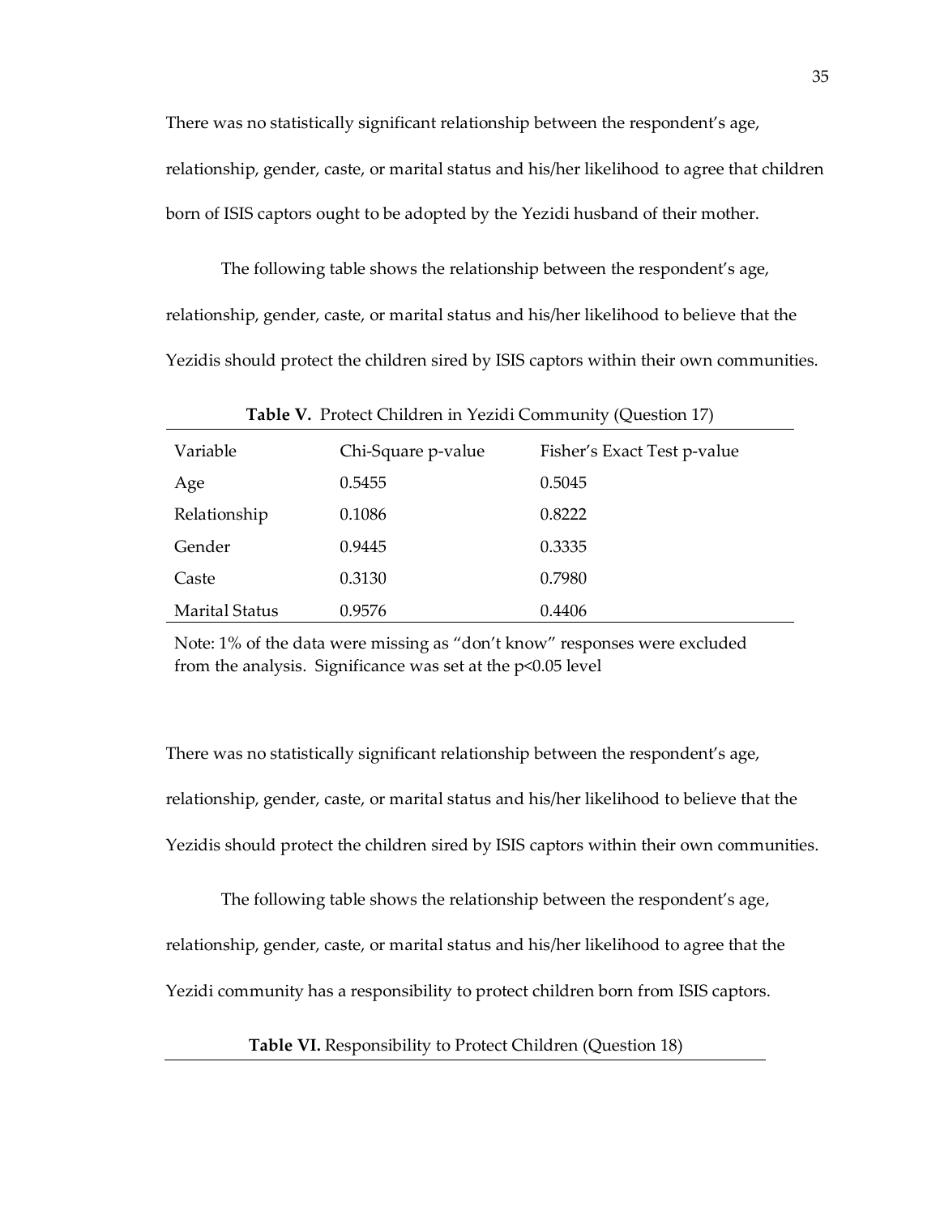There was no statistically significant relationship between the respondent's age, relationship, gender, caste, or marital status and his/her likelihood to agree that children born of ISIS captors ought to be adopted by the Yezidi husband of their mother.

The following table shows the relationship between the respondent's age, relationship, gender, caste, or marital status and his/her likelihood to believe that the Yezidis should protect the children sired by ISIS captors within their own communities.

**Table V.** Protect Children in Yezidi Community (Question 17)

| Variable | Chi-Square p-value | Fisher's Exact Test p-value |
|---|---|---|
| Age | 0.5455 | 0.5045 |
| Relationship | 0.1086 | 0.8222 |
| Gender | 0.9445 | 0.3335 |
| Caste | 0.3130 | 0.7980 |
| Marital Status | 0.9576 | 0.4406 |

Note: 1% of the data were missing as "don't know" responses were excluded from the analysis. Significance was set at the $p<0.05$ level

There was no statistically significant relationship between the respondent's age, relationship, gender, caste, or marital status and his/her likelihood to believe that the Yezidis should protect the children sired by ISIS captors within their own communities.

The following table shows the relationship between the respondent's age, relationship, gender, caste, or marital status and his/her likelihood to agree that the Yezidi community has a responsibility to protect children born from ISIS captors.

**Table VI.** Responsibility to Protect Children (Question 18)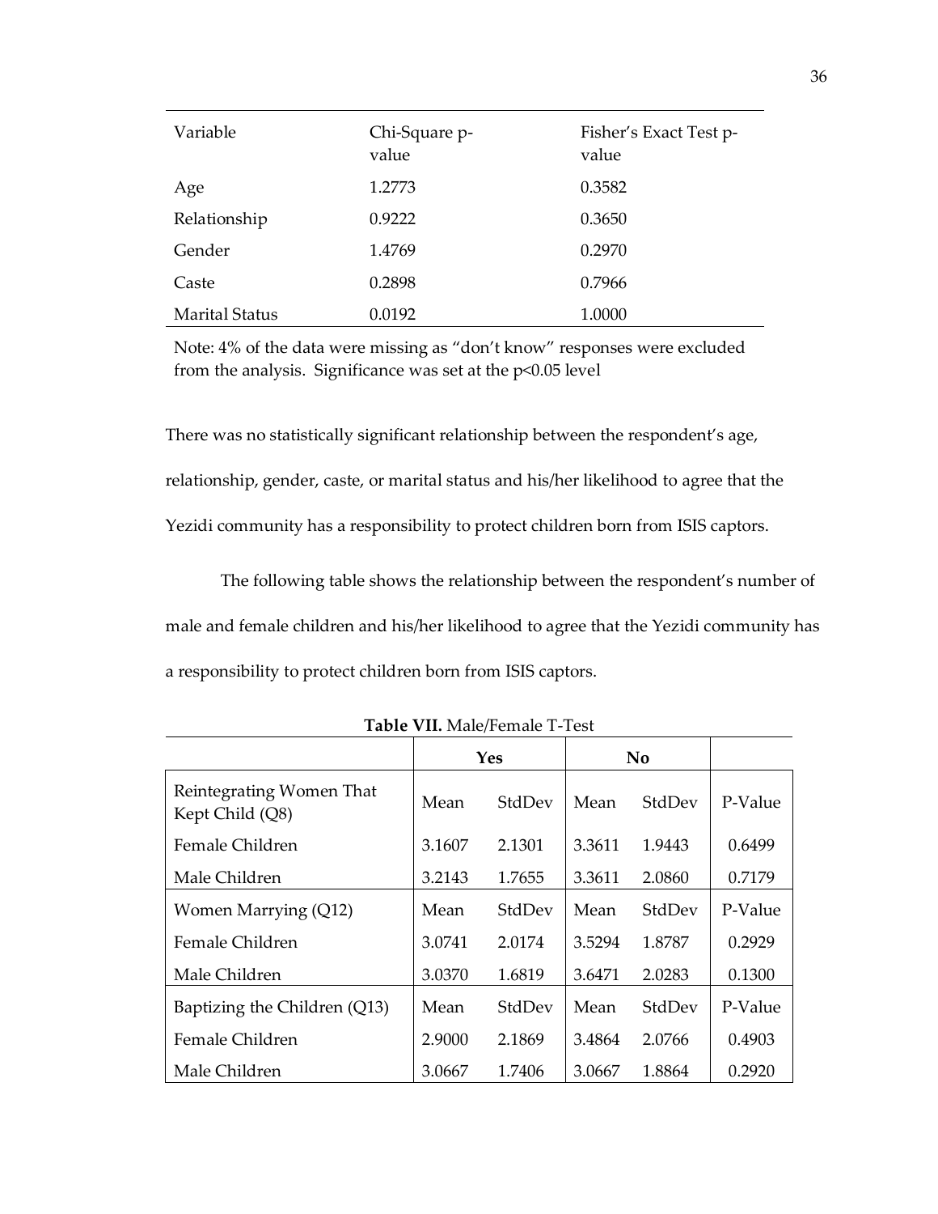| Variable | Chi-Square p-value | Fisher's Exact Test p-value |
|---|---|---|
| Age | 1.2773 | 0.3582 |
| Relationship | 0.9222 | 0.3650 |
| Gender | 1.4769 | 0.2970 |
| Caste | 0.2898 | 0.7966 |
| Marital Status | 0.0192 | 1.0000 |

Note: 4% of the data were missing as "don't know" responses were excluded from the analysis. Significance was set at the $p<0.05$ level

There was no statistically significant relationship between the respondent's age, relationship, gender, caste, or marital status and his/her likelihood to agree that the Yezidi community has a responsibility to protect children born from ISIS captors.

The following table shows the relationship between the respondent's number of male and female children and his/her likelihood to agree that the Yezidi community has a responsibility to protect children born from ISIS captors.

**Table VII.** Male/Female T-Test

| | Yes | | No | | |
|---|---|---|---|---|---|
| Reintegrating Women That Kept Child (Q8) | Mean | StdDev | Mean | StdDev | P-Value |
| Female Children | 3.1607 | 2.1301 | 3.3611 | 1.9443 | 0.6499 |
| Male Children | 3.2143 | 1.7655 | 3.3611 | 2.0860 | 0.7179 |
| Women Marrying (Q12) | Mean | StdDev | Mean | StdDev | P-Value |
| Female Children | 3.0741 | 2.0174 | 3.5294 | 1.8787 | 0.2929 |
| Male Children | 3.0370 | 1.6819 | 3.6471 | 2.0283 | 0.1300 |
| Baptizing the Children (Q13) | Mean | StdDev | Mean | StdDev | P-Value |
| Female Children | 2.9000 | 2.1869 | 3.4864 | 2.0766 | 0.4903 |
| Male Children | 3.0667 | 1.7406 | 3.0667 | 1.8864 | 0.2920 |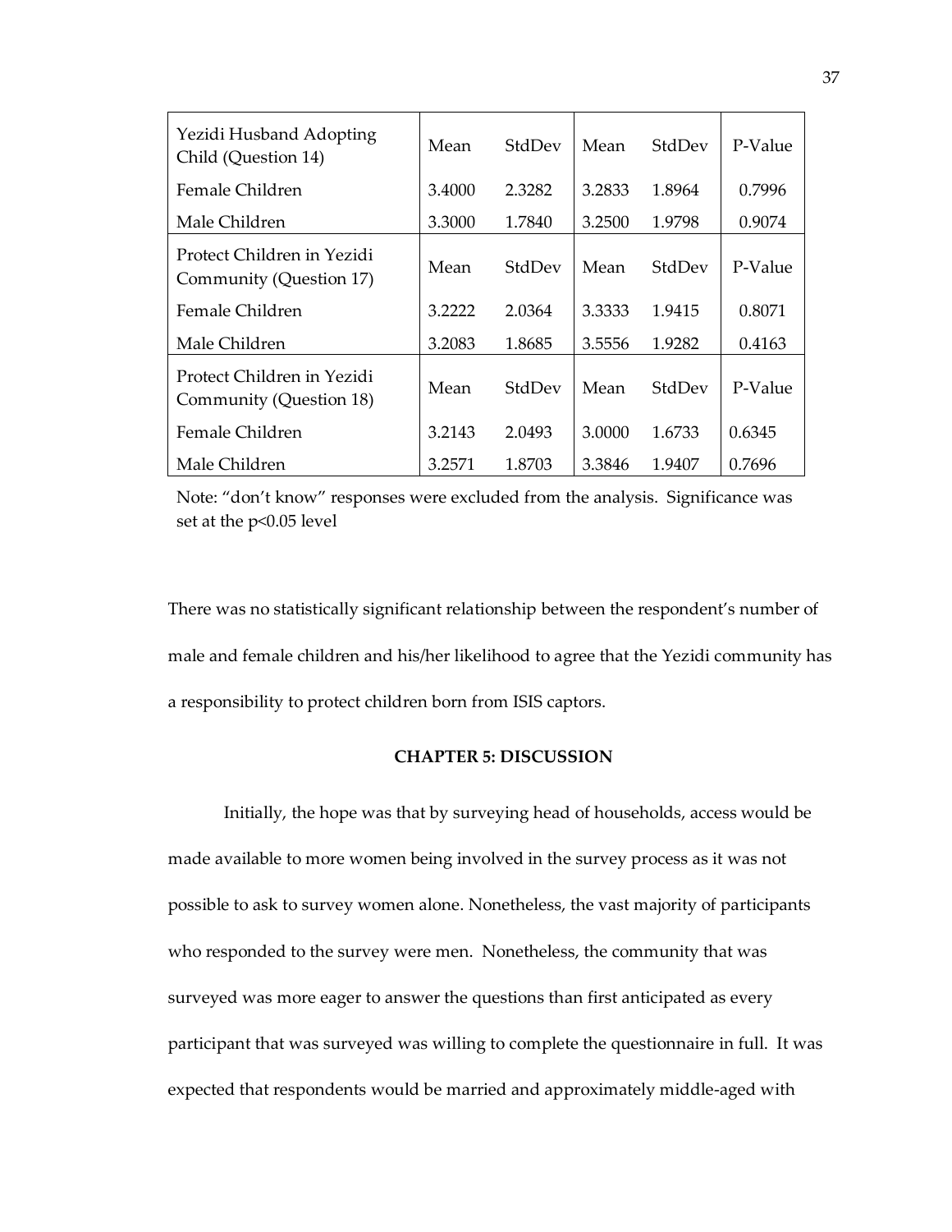| Yezidi Husband Adopting Child (Question 14) | Mean | StdDev | Mean | StdDev | P-Value |
|---|---|---|---|---|---|
| Female Children | 3.4000 | 2.3282 | 3.2833 | 1.8964 | 0.7996 |
| Male Children | 3.3000 | 1.7840 | 3.2500 | 1.9798 | 0.9074 |
| **Protect Children in Yezidi Community (Question 17)** | **Mean** | **StdDev** | **Mean** | **StdDev** | **P-Value** |
| Female Children | 3.2222 | 2.0364 | 3.3333 | 1.9415 | 0.8071 |
| Male Children | 3.2083 | 1.8685 | 3.5556 | 1.9282 | 0.4163 |
| **Protect Children in Yezidi Community (Question 18)** | **Mean** | **StdDev** | **Mean** | **StdDev** | **P-Value** |
| Female Children | 3.2143 | 2.0493 | 3.0000 | 1.6733 | 0.6345 |
| Male Children | 3.2571 | 1.8703 | 3.3846 | 1.9407 | 0.7696 |

Note: "don't know" responses were excluded from the analysis. Significance was set at the $p<0.05$ level

There was no statistically significant relationship between the respondent's number of male and female children and his/her likelihood to agree that the Yezidi community has a responsibility to protect children born from ISIS captors.

## CHAPTER 5: DISCUSSION

Initially, the hope was that by surveying head of households, access would be made available to more women being involved in the survey process as it was not possible to ask to survey women alone. Nonetheless, the vast majority of participants who responded to the survey were men. Nonetheless, the community that was surveyed was more eager to answer the questions than first anticipated as every participant that was surveyed was willing to complete the questionnaire in full. It was expected that respondents would be married and approximately middle-aged with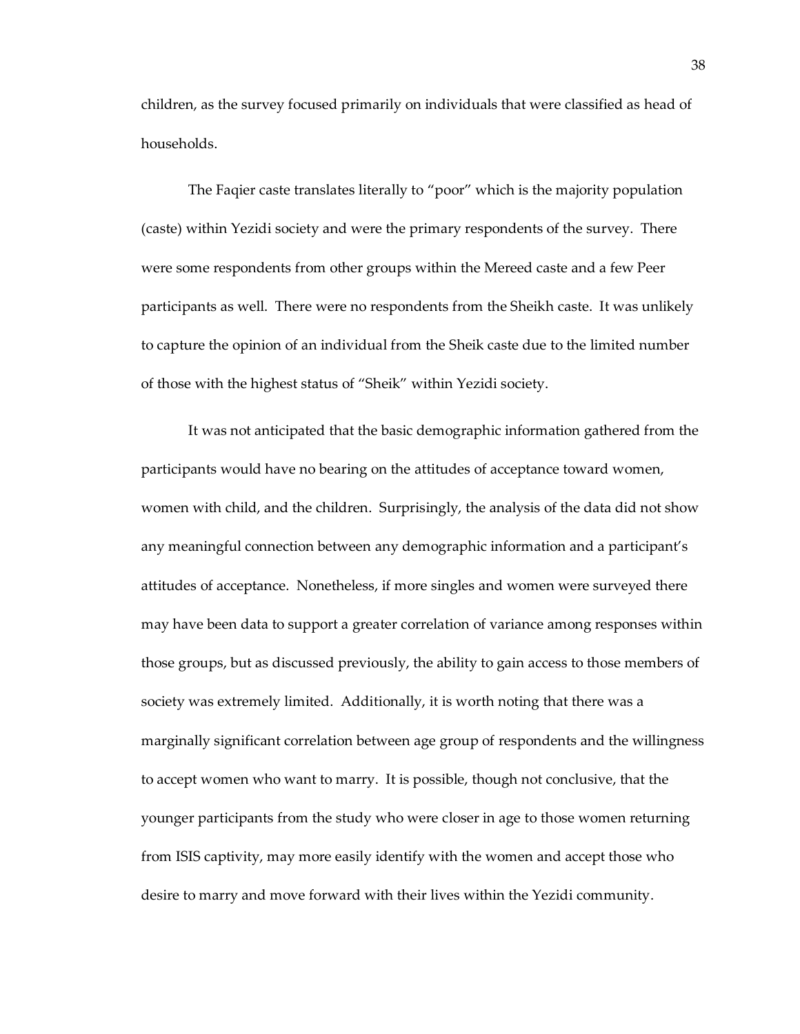children, as the survey focused primarily on individuals that were classified as head of households.

The Faqier caste translates literally to "poor" which is the majority population (caste) within Yezidi society and were the primary respondents of the survey. There were some respondents from other groups within the Mereed caste and a few Peer participants as well. There were no respondents from the Sheikh caste. It was unlikely to capture the opinion of an individual from the Sheik caste due to the limited number of those with the highest status of "Sheik" within Yezidi society.

It was not anticipated that the basic demographic information gathered from the participants would have no bearing on the attitudes of acceptance toward women, women with child, and the children. Surprisingly, the analysis of the data did not show any meaningful connection between any demographic information and a participant's attitudes of acceptance. Nonetheless, if more singles and women were surveyed there may have been data to support a greater correlation of variance among responses within those groups, but as discussed previously, the ability to gain access to those members of society was extremely limited. Additionally, it is worth noting that there was a marginally significant correlation between age group of respondents and the willingness to accept women who want to marry. It is possible, though not conclusive, that the younger participants from the study who were closer in age to those women returning from ISIS captivity, may more easily identify with the women and accept those who desire to marry and move forward with their lives within the Yezidi community.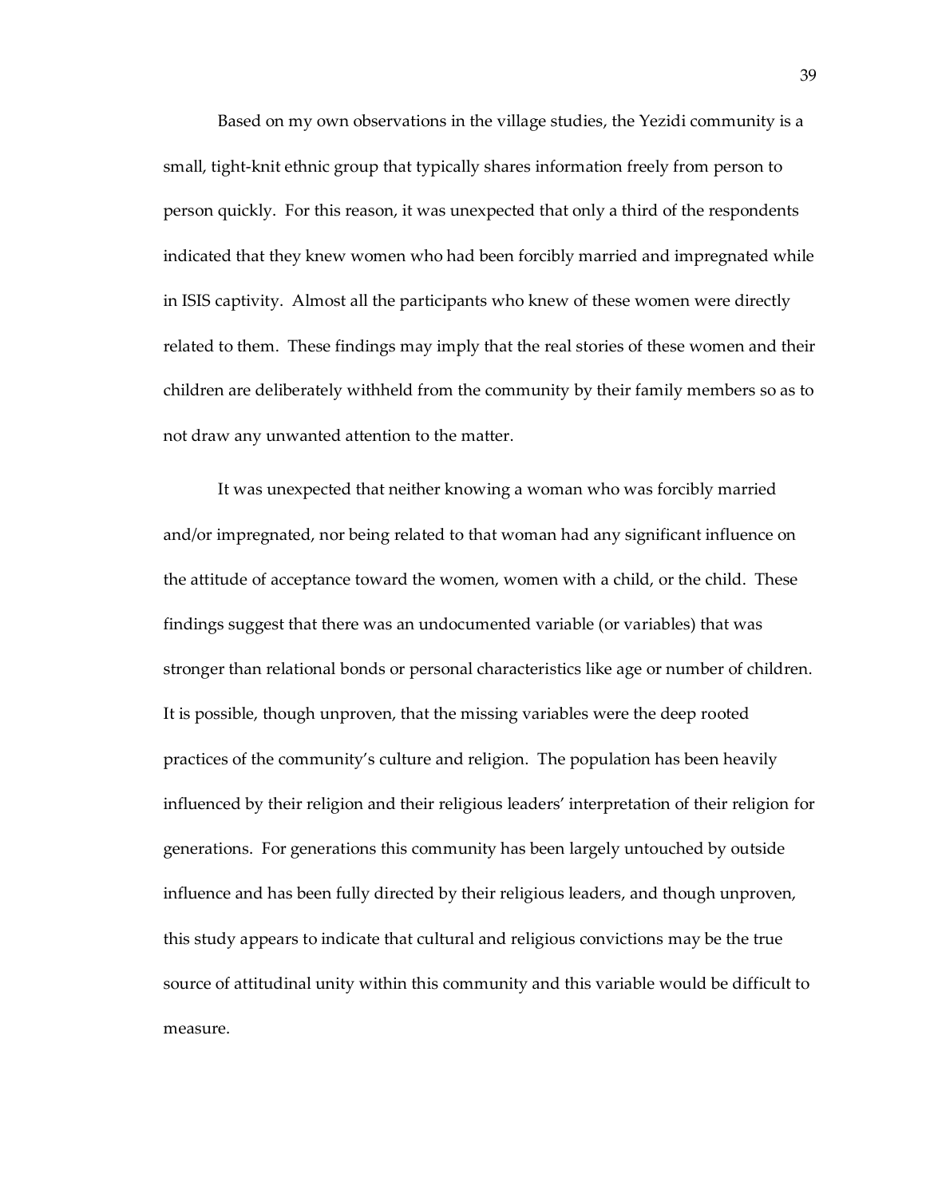Based on my own observations in the village studies, the Yezidi community is a small, tight-knit ethnic group that typically shares information freely from person to person quickly. For this reason, it was unexpected that only a third of the respondents indicated that they knew women who had been forcibly married and impregnated while in ISIS captivity. Almost all the participants who knew of these women were directly related to them. These findings may imply that the real stories of these women and their children are deliberately withheld from the community by their family members so as to not draw any unwanted attention to the matter.

It was unexpected that neither knowing a woman who was forcibly married and/or impregnated, nor being related to that woman had any significant influence on the attitude of acceptance toward the women, women with a child, or the child. These findings suggest that there was an undocumented variable (or variables) that was stronger than relational bonds or personal characteristics like age or number of children. It is possible, though unproven, that the missing variables were the deep rooted practices of the community's culture and religion. The population has been heavily influenced by their religion and their religious leaders' interpretation of their religion for generations. For generations this community has been largely untouched by outside influence and has been fully directed by their religious leaders, and though unproven, this study appears to indicate that cultural and religious convictions may be the true source of attitudinal unity within this community and this variable would be difficult to measure.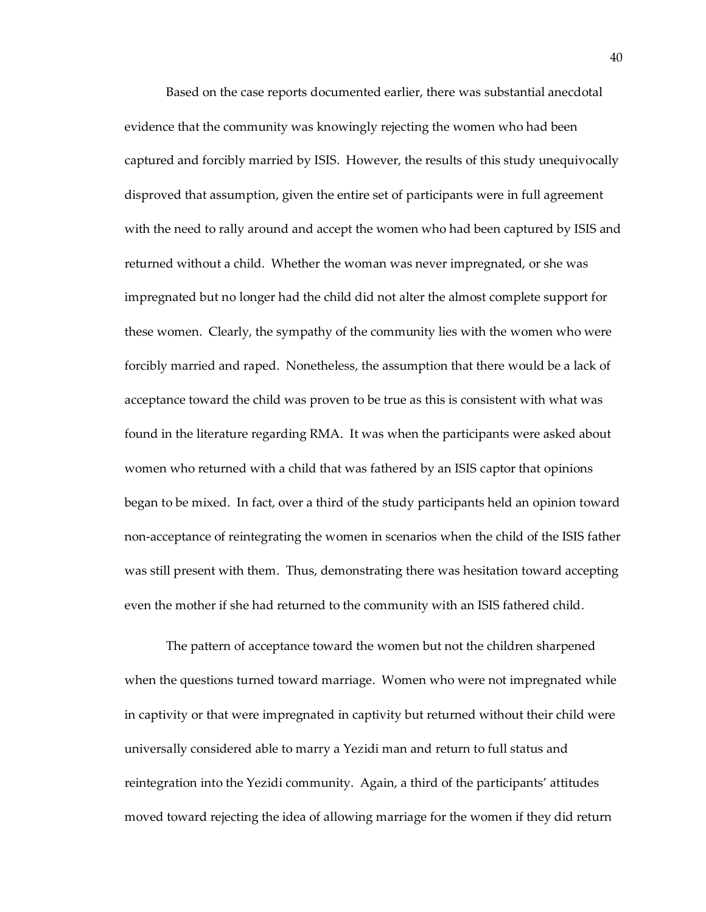Based on the case reports documented earlier, there was substantial anecdotal evidence that the community was knowingly rejecting the women who had been captured and forcibly married by ISIS. However, the results of this study unequivocally disproved that assumption, given the entire set of participants were in full agreement with the need to rally around and accept the women who had been captured by ISIS and returned without a child. Whether the woman was never impregnated, or she was impregnated but no longer had the child did not alter the almost complete support for these women. Clearly, the sympathy of the community lies with the women who were forcibly married and raped. Nonetheless, the assumption that there would be a lack of acceptance toward the child was proven to be true as this is consistent with what was found in the literature regarding RMA. It was when the participants were asked about women who returned with a child that was fathered by an ISIS captor that opinions began to be mixed. In fact, over a third of the study participants held an opinion toward non-acceptance of reintegrating the women in scenarios when the child of the ISIS father was still present with them. Thus, demonstrating there was hesitation toward accepting even the mother if she had returned to the community with an ISIS fathered child.

The pattern of acceptance toward the women but not the children sharpened when the questions turned toward marriage. Women who were not impregnated while in captivity or that were impregnated in captivity but returned without their child were universally considered able to marry a Yezidi man and return to full status and reintegration into the Yezidi community. Again, a third of the participants' attitudes moved toward rejecting the idea of allowing marriage for the women if they did return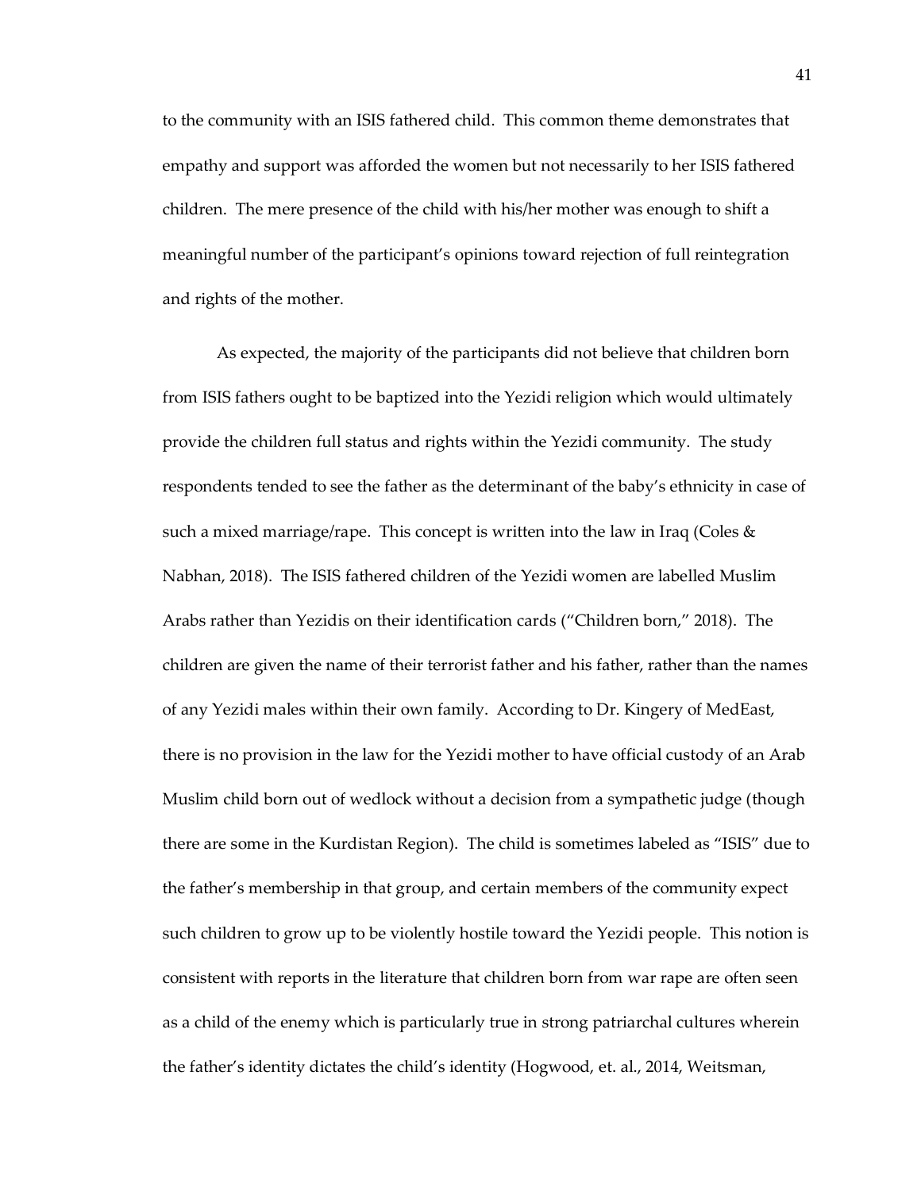to the community with an ISIS fathered child. This common theme demonstrates that empathy and support was afforded the women but not necessarily to her ISIS fathered children. The mere presence of the child with his/her mother was enough to shift a meaningful number of the participant's opinions toward rejection of full reintegration and rights of the mother.

As expected, the majority of the participants did not believe that children born from ISIS fathers ought to be baptized into the Yezidi religion which would ultimately provide the children full status and rights within the Yezidi community. The study respondents tended to see the father as the determinant of the baby's ethnicity in case of such a mixed marriage/rape. This concept is written into the law in Iraq (Coles & Nabhan, 2018). The ISIS fathered children of the Yezidi women are labelled Muslim Arabs rather than Yezidis on their identification cards ("Children born," 2018). The children are given the name of their terrorist father and his father, rather than the names of any Yezidi males within their own family. According to Dr. Kingery of MedEast, there is no provision in the law for the Yezidi mother to have official custody of an Arab Muslim child born out of wedlock without a decision from a sympathetic judge (though there are some in the Kurdistan Region). The child is sometimes labeled as "ISIS" due to the father's membership in that group, and certain members of the community expect such children to grow up to be violently hostile toward the Yezidi people. This notion is consistent with reports in the literature that children born from war rape are often seen as a child of the enemy which is particularly true in strong patriarchal cultures wherein the father's identity dictates the child's identity (Hogwood, et. al., 2014, Weitsman,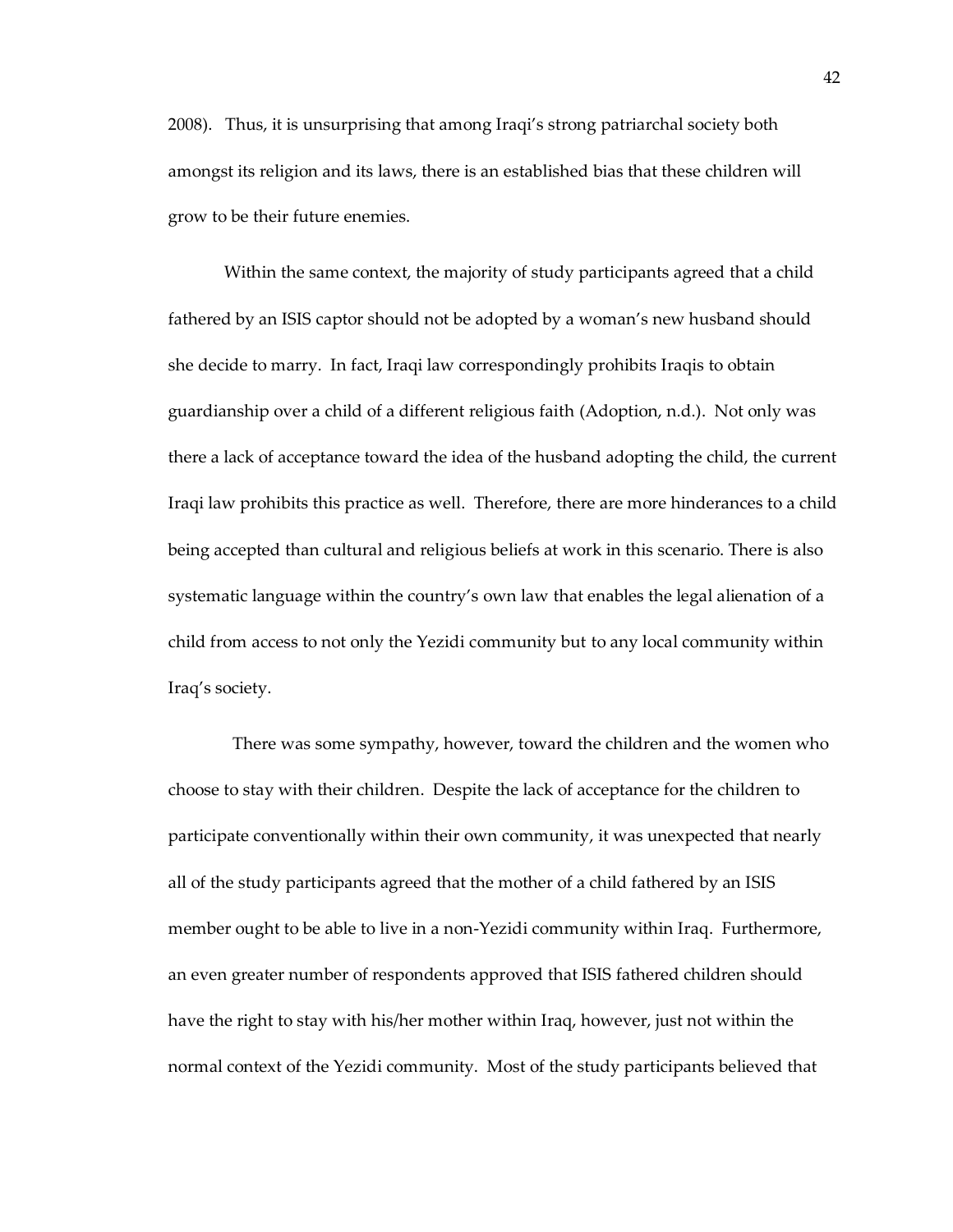2008). Thus, it is unsurprising that among Iraqi's strong patriarchal society both amongst its religion and its laws, there is an established bias that these children will grow to be their future enemies.

Within the same context, the majority of study participants agreed that a child fathered by an ISIS captor should not be adopted by a woman's new husband should she decide to marry. In fact, Iraqi law correspondingly prohibits Iraqis to obtain guardianship over a child of a different religious faith (Adoption, n.d.). Not only was there a lack of acceptance toward the idea of the husband adopting the child, the current Iraqi law prohibits this practice as well. Therefore, there are more hinderances to a child being accepted than cultural and religious beliefs at work in this scenario. There is also systematic language within the country's own law that enables the legal alienation of a child from access to not only the Yezidi community but to any local community within Iraq's society.

There was some sympathy, however, toward the children and the women who choose to stay with their children. Despite the lack of acceptance for the children to participate conventionally within their own community, it was unexpected that nearly all of the study participants agreed that the mother of a child fathered by an ISIS member ought to be able to live in a non-Yezidi community within Iraq. Furthermore, an even greater number of respondents approved that ISIS fathered children should have the right to stay with his/her mother within Iraq, however, just not within the normal context of the Yezidi community. Most of the study participants believed that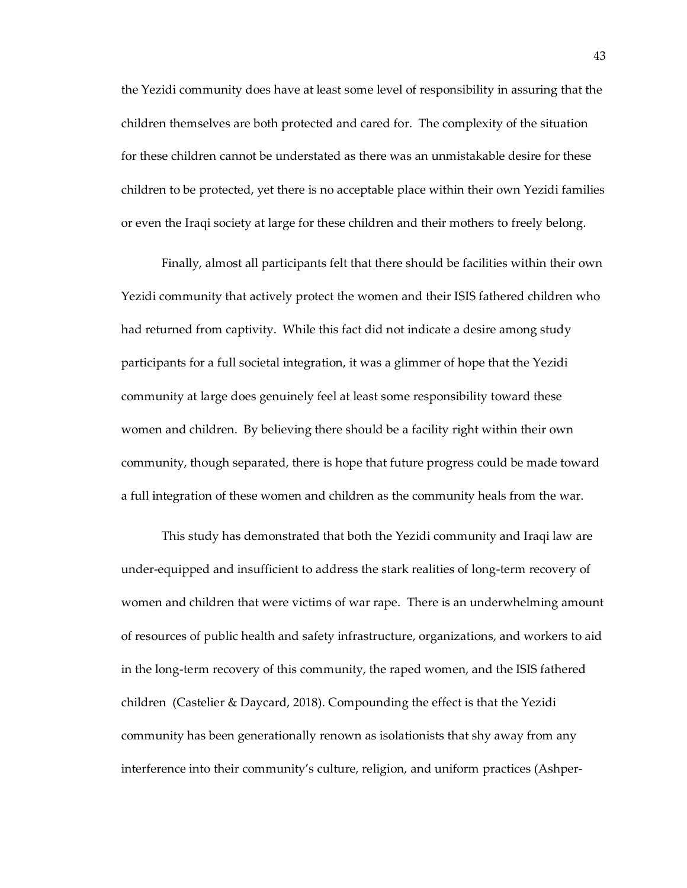the Yezidi community does have at least some level of responsibility in assuring that the children themselves are both protected and cared for. The complexity of the situation for these children cannot be understated as there was an unmistakable desire for these children to be protected, yet there is no acceptable place within their own Yezidi families or even the Iraqi society at large for these children and their mothers to freely belong.

Finally, almost all participants felt that there should be facilities within their own Yezidi community that actively protect the women and their ISIS fathered children who had returned from captivity. While this fact did not indicate a desire among study participants for a full societal integration, it was a glimmer of hope that the Yezidi community at large does genuinely feel at least some responsibility toward these women and children. By believing there should be a facility right within their own community, though separated, there is hope that future progress could be made toward a full integration of these women and children as the community heals from the war.

This study has demonstrated that both the Yezidi community and Iraqi law are under-equipped and insufficient to address the stark realities of long-term recovery of women and children that were victims of war rape. There is an underwhelming amount of resources of public health and safety infrastructure, organizations, and workers to aid in the long-term recovery of this community, the raped women, and the ISIS fathered children (Castelier & Daycard, 2018). Compounding the effect is that the Yezidi community has been generationally renown as isolationists that shy away from any interference into their community's culture, religion, and uniform practices (Ashper-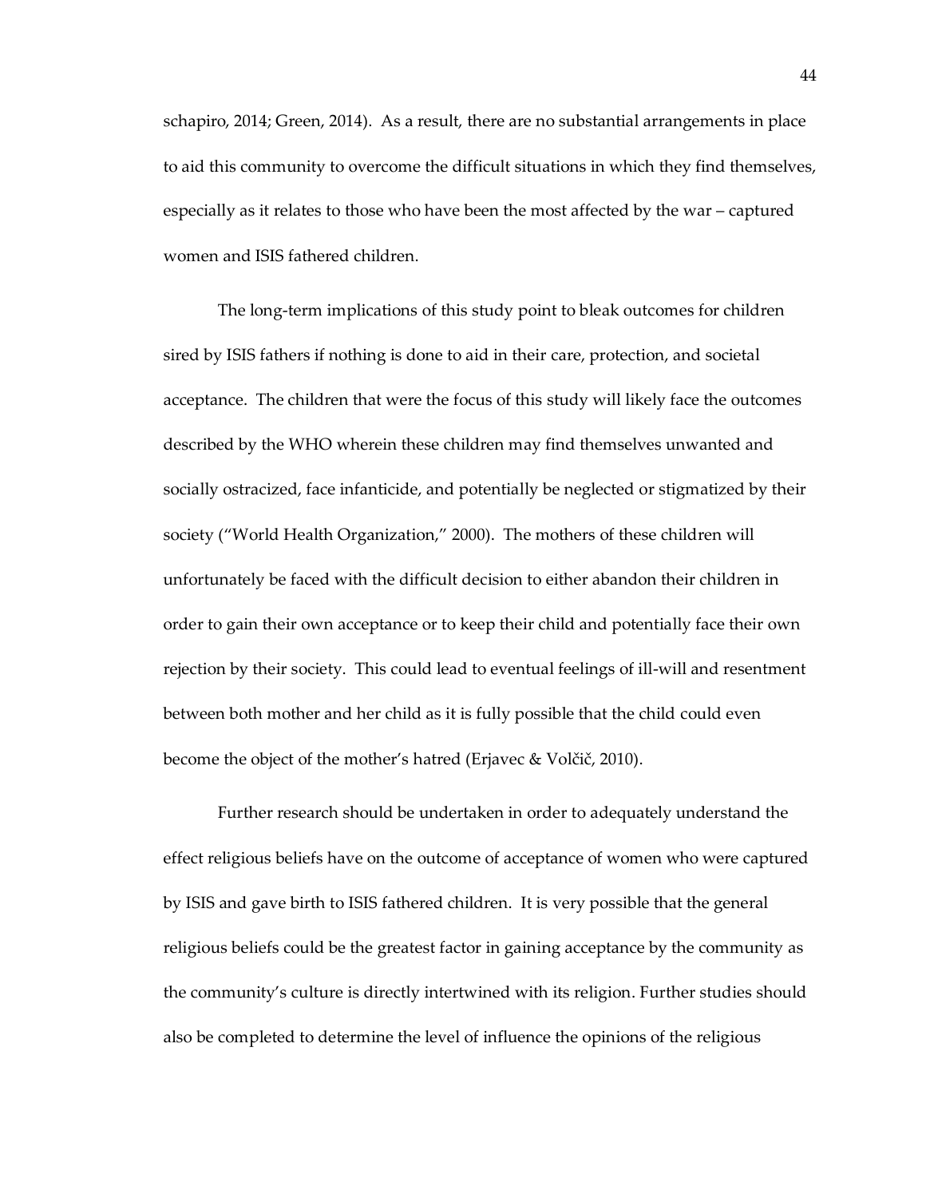schapiro, 2014; Green, 2014). As a result, there are no substantial arrangements in place to aid this community to overcome the difficult situations in which they find themselves, especially as it relates to those who have been the most affected by the war – captured women and ISIS fathered children.

The long-term implications of this study point to bleak outcomes for children sired by ISIS fathers if nothing is done to aid in their care, protection, and societal acceptance. The children that were the focus of this study will likely face the outcomes described by the WHO wherein these children may find themselves unwanted and socially ostracized, face infanticide, and potentially be neglected or stigmatized by their society ("World Health Organization," 2000). The mothers of these children will unfortunately be faced with the difficult decision to either abandon their children in order to gain their own acceptance or to keep their child and potentially face their own rejection by their society. This could lead to eventual feelings of ill-will and resentment between both mother and her child as it is fully possible that the child could even become the object of the mother's hatred (Erjavec & Volčič, 2010).

Further research should be undertaken in order to adequately understand the effect religious beliefs have on the outcome of acceptance of women who were captured by ISIS and gave birth to ISIS fathered children. It is very possible that the general religious beliefs could be the greatest factor in gaining acceptance by the community as the community's culture is directly intertwined with its religion. Further studies should also be completed to determine the level of influence the opinions of the religious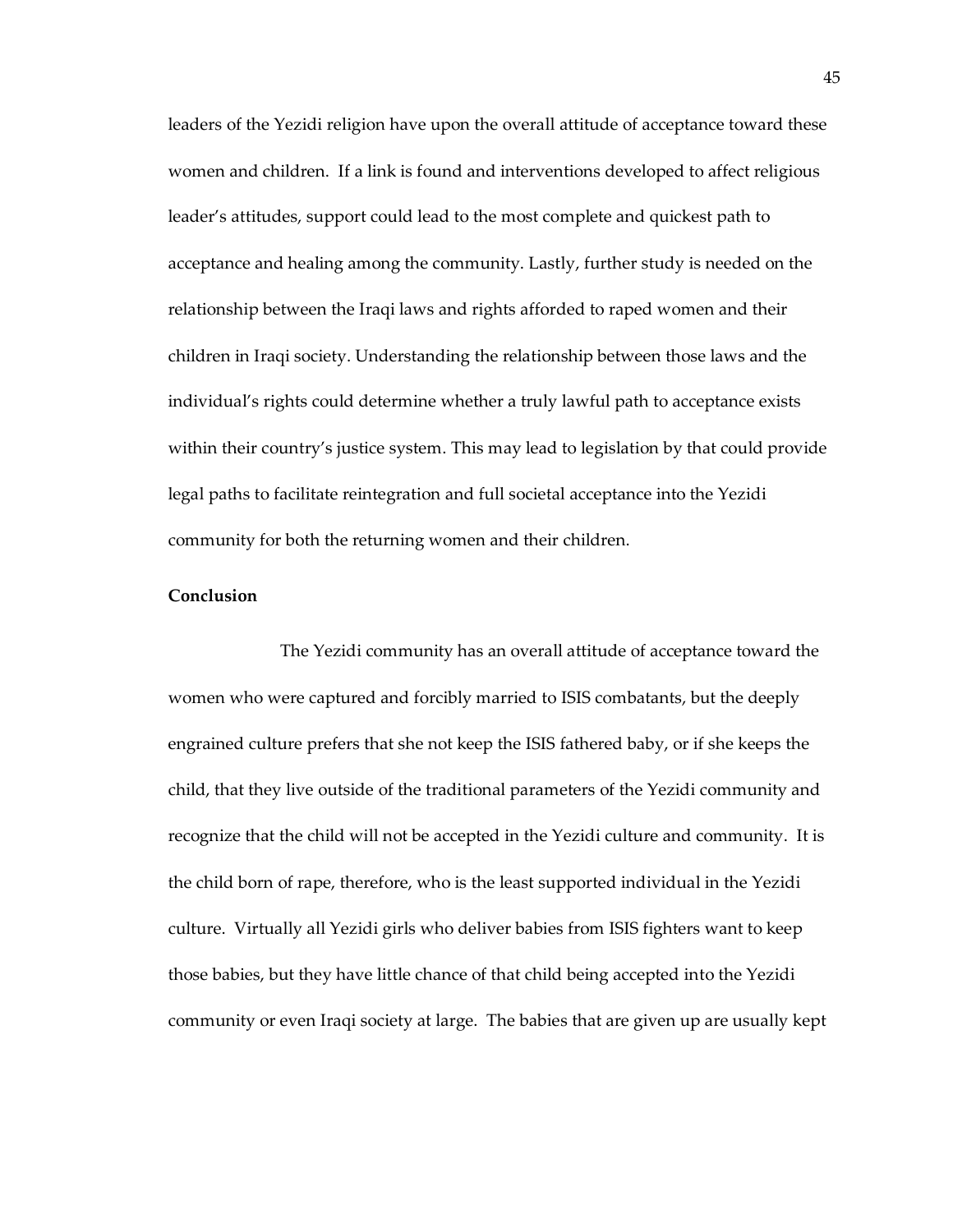leaders of the Yezidi religion have upon the overall attitude of acceptance toward these women and children. If a link is found and interventions developed to affect religious leader's attitudes, support could lead to the most complete and quickest path to acceptance and healing among the community. Lastly, further study is needed on the relationship between the Iraqi laws and rights afforded to raped women and their children in Iraqi society. Understanding the relationship between those laws and the individual's rights could determine whether a truly lawful path to acceptance exists within their country's justice system. This may lead to legislation by that could provide legal paths to facilitate reintegration and full societal acceptance into the Yezidi community for both the returning women and their children.

**Conclusion**

The Yezidi community has an overall attitude of acceptance toward the women who were captured and forcibly married to ISIS combatants, but the deeply engrained culture prefers that she not keep the ISIS fathered baby, or if she keeps the child, that they live outside of the traditional parameters of the Yezidi community and recognize that the child will not be accepted in the Yezidi culture and community. It is the child born of rape, therefore, who is the least supported individual in the Yezidi culture. Virtually all Yezidi girls who deliver babies from ISIS fighters want to keep those babies, but they have little chance of that child being accepted into the Yezidi community or even Iraqi society at large. The babies that are given up are usually kept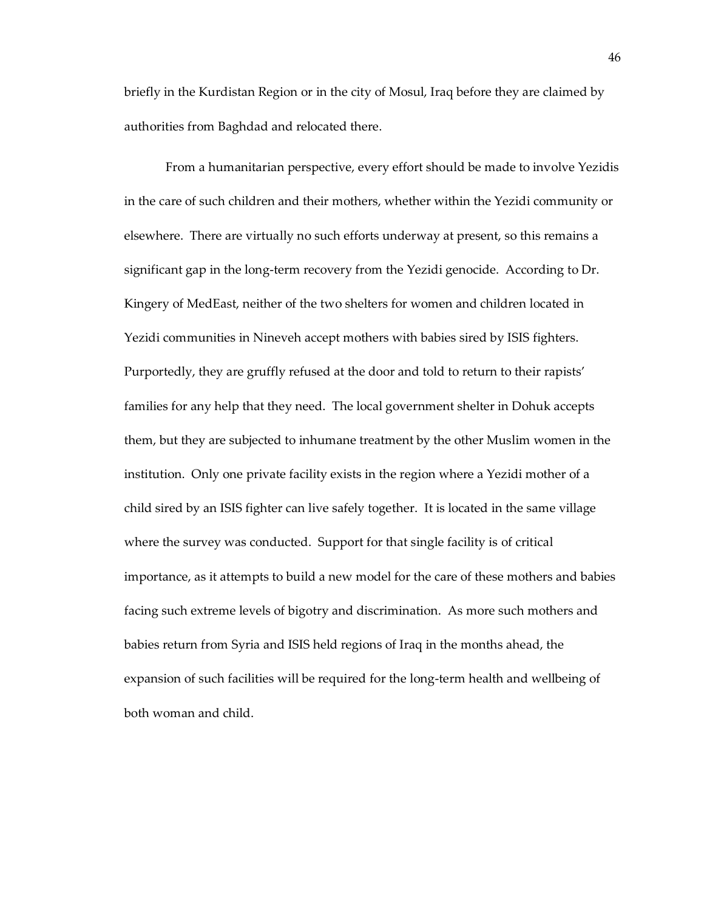briefly in the Kurdistan Region or in the city of Mosul, Iraq before they are claimed by authorities from Baghdad and relocated there.

From a humanitarian perspective, every effort should be made to involve Yezidis in the care of such children and their mothers, whether within the Yezidi community or elsewhere. There are virtually no such efforts underway at present, so this remains a significant gap in the long-term recovery from the Yezidi genocide. According to Dr. Kingery of MedEast, neither of the two shelters for women and children located in Yezidi communities in Nineveh accept mothers with babies sired by ISIS fighters. Purportedly, they are gruffly refused at the door and told to return to their rapists' families for any help that they need. The local government shelter in Dohuk accepts them, but they are subjected to inhumane treatment by the other Muslim women in the institution. Only one private facility exists in the region where a Yezidi mother of a child sired by an ISIS fighter can live safely together. It is located in the same village where the survey was conducted. Support for that single facility is of critical importance, as it attempts to build a new model for the care of these mothers and babies facing such extreme levels of bigotry and discrimination. As more such mothers and babies return from Syria and ISIS held regions of Iraq in the months ahead, the expansion of such facilities will be required for the long-term health and wellbeing of both woman and child.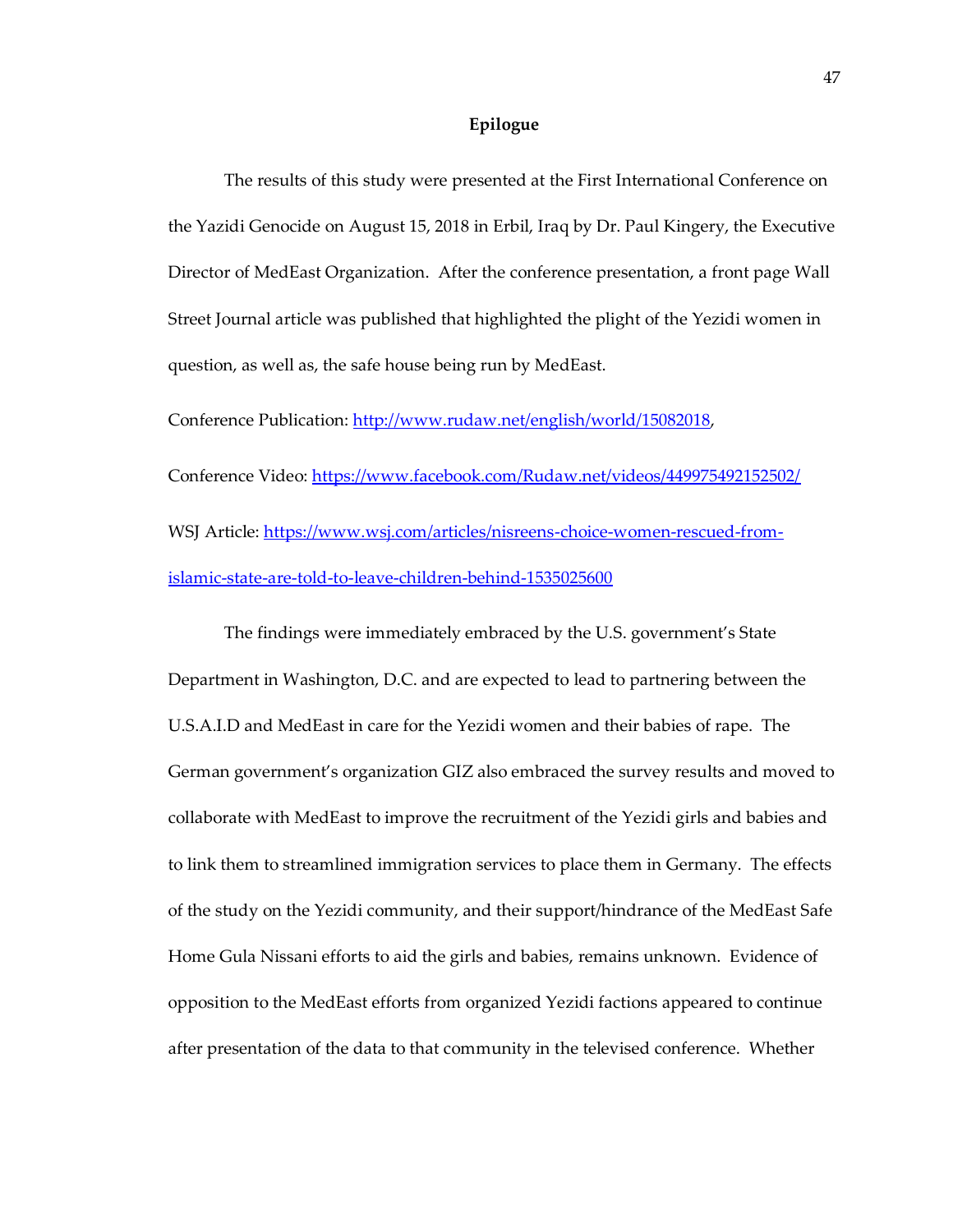# Epilogue

The results of this study were presented at the First International Conference on the Yazidi Genocide on August 15, 2018 in Erbil, Iraq by Dr. Paul Kingery, the Executive Director of MedEast Organization. After the conference presentation, a front page Wall Street Journal article was published that highlighted the plight of the Yezidi women in question, as well as, the safe house being run by MedEast.

Conference Publication: [http://www.rudaw.net/english/world/15082018](http://www.rudaw.net/english/world/15082018),

Conference Video: [https://www.facebook.com/Rudaw.net/videos/449975492152502/](https://www.facebook.com/Rudaw.net/videos/449975492152502/)

WSJ Article: [https://www.wsj.com/articles/nisreens-choice-women-rescued-from-islamic-state-are-told-to-leave-children-behind-1535025600](https://www.wsj.com/articles/nisreens-choice-women-rescued-from-islamic-state-are-told-to-leave-children-behind-1535025600)

The findings were immediately embraced by the U.S. government's State Department in Washington, D.C. and are expected to lead to partnering between the U.S.A.I.D and MedEast in care for the Yezidi women and their babies of rape. The German government's organization GIZ also embraced the survey results and moved to collaborate with MedEast to improve the recruitment of the Yezidi girls and babies and to link them to streamlined immigration services to place them in Germany. The effects of the study on the Yezidi community, and their support/hindrance of the MedEast Safe Home Gula Nissani efforts to aid the girls and babies, remains unknown. Evidence of opposition to the MedEast efforts from organized Yezidi factions appeared to continue after presentation of the data to that community in the televised conference. Whether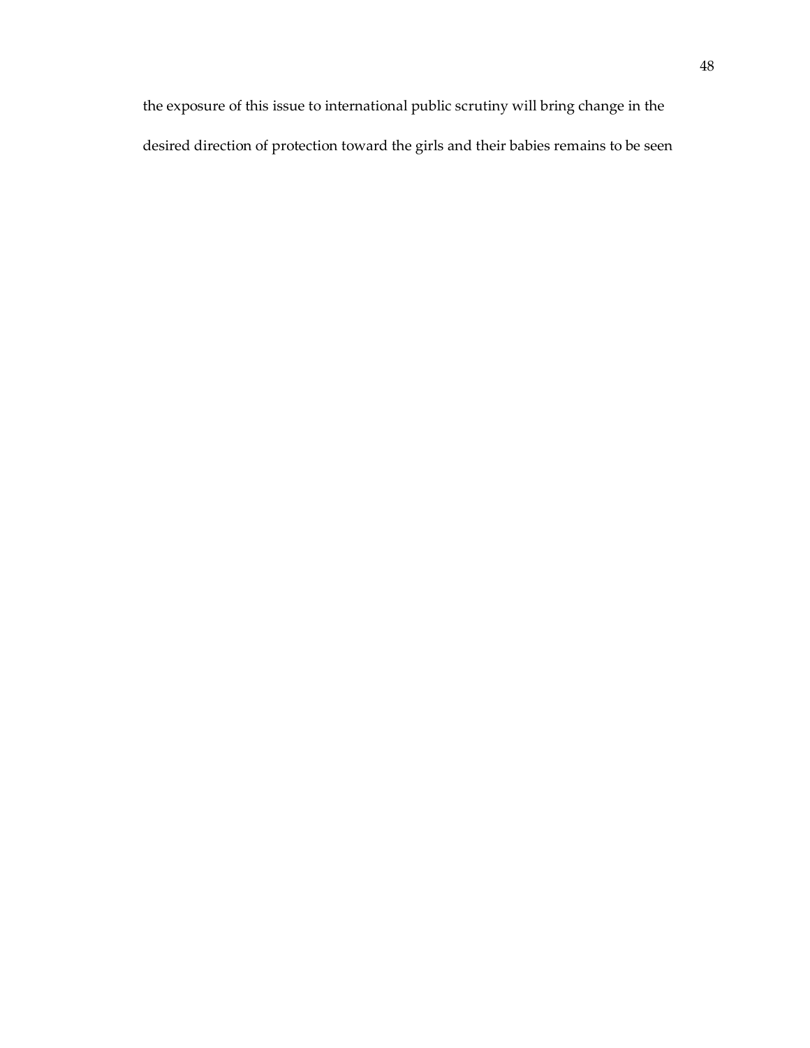the exposure of this issue to international public scrutiny will bring change in the desired direction of protection toward the girls and their babies remains to be seen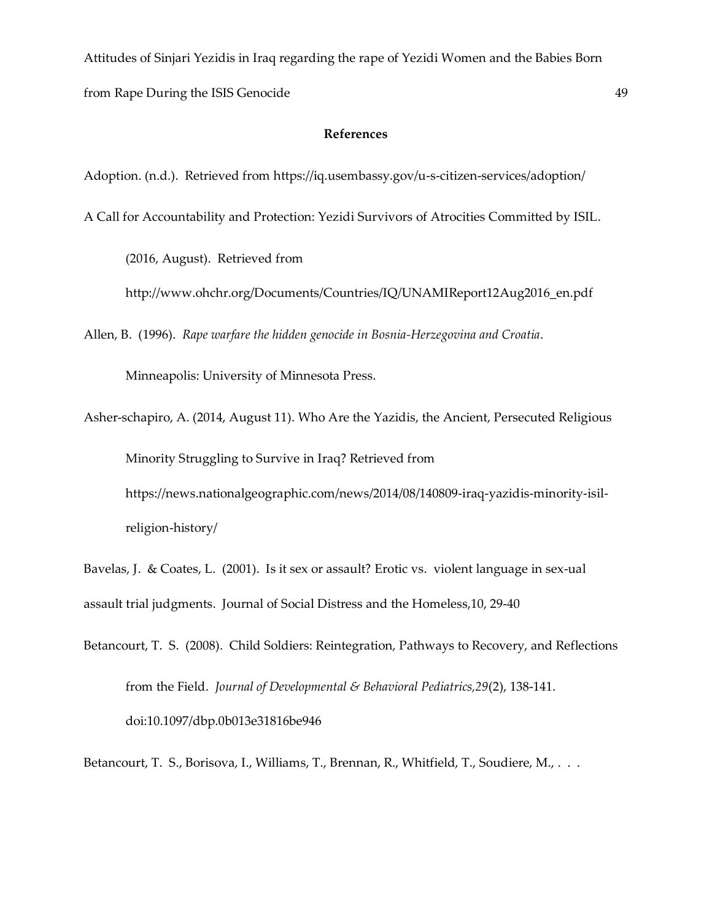## References

Adoption. (n.d.). Retrieved from https://iq.usembassy.gov/u-s-citizen-services/adoption/

A Call for Accountability and Protection: Yezidi Survivors of Atrocities Committed by ISIL. (2016, August). Retrieved from http://www.ohchr.org/Documents/Countries/IQ/UNAMIReport12Aug2016_en.pdf

Allen, B. (1996). *Rape warfare the hidden genocide in Bosnia-Herzegovina and Croatia*. Minneapolis: University of Minnesota Press.

Asher-schapiro, A. (2014, August 11). Who Are the Yazidis, the Ancient, Persecuted Religious Minority Struggling to Survive in Iraq? Retrieved from https://news.nationalgeographic.com/news/2014/08/140809-iraq-yazidis-minority-isil-religion-history/

Bavelas, J. & Coates, L. (2001). Is it sex or assault? Erotic vs. violent language in sex-ual assault trial judgments. Journal of Social Distress and the Homeless,10, 29-40

Betancourt, T. S. (2008). Child Soldiers: Reintegration, Pathways to Recovery, and Reflections from the Field. *Journal of Developmental & Behavioral Pediatrics,29*(2), 138-141. doi:10.1097/dbp.0b013e31816be946

Betancourt, T. S., Borisova, I., Williams, T., Brennan, R., Whitfield, T., Soudiere, M., . . .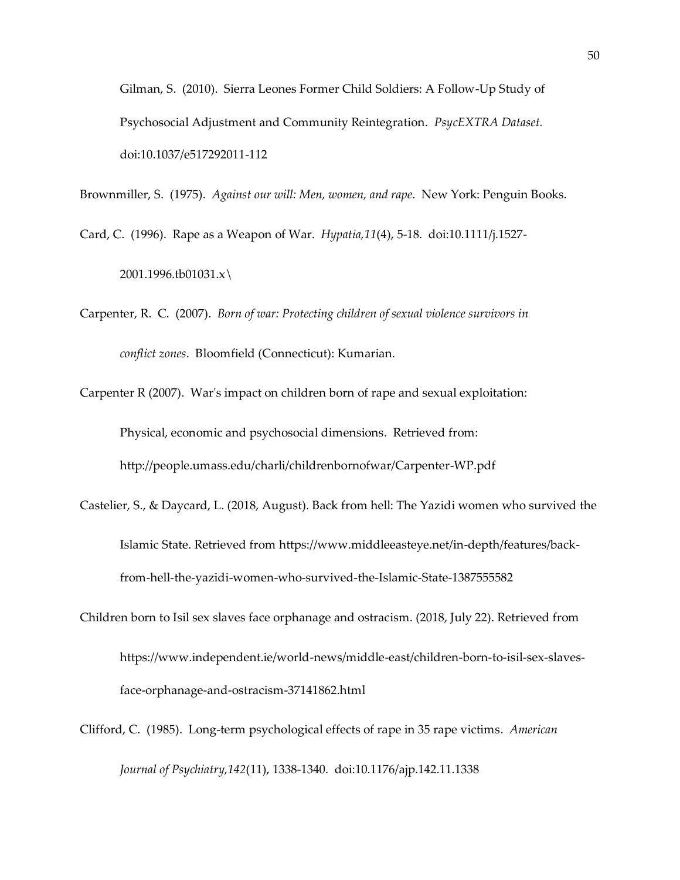Gilman, S. (2010). Sierra Leones Former Child Soldiers: A Follow-Up Study of Psychosocial Adjustment and Community Reintegration. *PsycEXTRA Dataset.* doi:10.1037/e517292011-112

Brownmiller, S. (1975). *Against our will: Men, women, and rape*. New York: Penguin Books.

Card, C. (1996). Rape as a Weapon of War. *Hypatia,11*(4), 5-18. doi:10.1111/j.1527-2001.1996.tb01031.x\

Carpenter, R. C. (2007). *Born of war: Protecting children of sexual violence survivors in conflict zones*. Bloomfield (Connecticut): Kumarian.

Carpenter R (2007). War's impact on children born of rape and sexual exploitation: Physical, economic and psychosocial dimensions. Retrieved from: http://people.umass.edu/charli/childrenbornofwar/Carpenter-WP.pdf

Castelier, S., & Daycard, L. (2018, August). Back from hell: The Yazidi women who survived the Islamic State. Retrieved from https://www.middleeasteye.net/in-depth/features/back-from-hell-the-yazidi-women-who-survived-the-Islamic-State-1387555582

Children born to Isil sex slaves face orphanage and ostracism. (2018, July 22). Retrieved from https://www.independent.ie/world-news/middle-east/children-born-to-isil-sex-slaves-face-orphanage-and-ostracism-37141862.html

Clifford, C. (1985). Long-term psychological effects of rape in 35 rape victims. *American Journal of Psychiatry,142*(11), 1338-1340. doi:10.1176/ajp.142.11.1338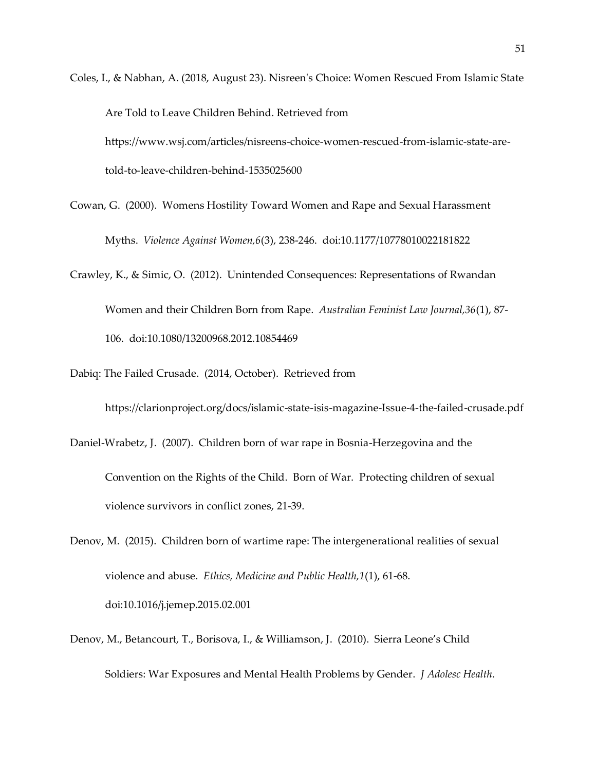Coles, I., & Nabhan, A. (2018, August 23). Nisreen's Choice: Women Rescued From Islamic State Are Told to Leave Children Behind. Retrieved from https://www.wsj.com/articles/nisreens-choice-women-rescued-from-islamic-state-are-told-to-leave-children-behind-1535025600

Cowan, G. (2000). Womens Hostility Toward Women and Rape and Sexual Harassment Myths. *Violence Against Women,6*(3), 238-246. doi:10.1177/10778010022181822

Crawley, K., & Simic, O. (2012). Unintended Consequences: Representations of Rwandan Women and their Children Born from Rape. *Australian Feminist Law Journal,36*(1), 87-106. doi:10.1080/13200968.2012.10854469

Dabiq: The Failed Crusade. (2014, October). Retrieved from https://clarionproject.org/docs/islamic-state-isis-magazine-Issue-4-the-failed-crusade.pdf

Daniel-Wrabetz, J. (2007). Children born of war rape in Bosnia-Herzegovina and the Convention on the Rights of the Child. Born of War. Protecting children of sexual violence survivors in conflict zones, 21-39.

Denov, M. (2015). Children born of wartime rape: The intergenerational realities of sexual violence and abuse. *Ethics, Medicine and Public Health,1*(1), 61-68. doi:10.1016/j.jemep.2015.02.001

Denov, M., Betancourt, T., Borisova, I., & Williamson, J. (2010). Sierra Leone's Child Soldiers: War Exposures and Mental Health Problems by Gender. *J Adolesc Health*.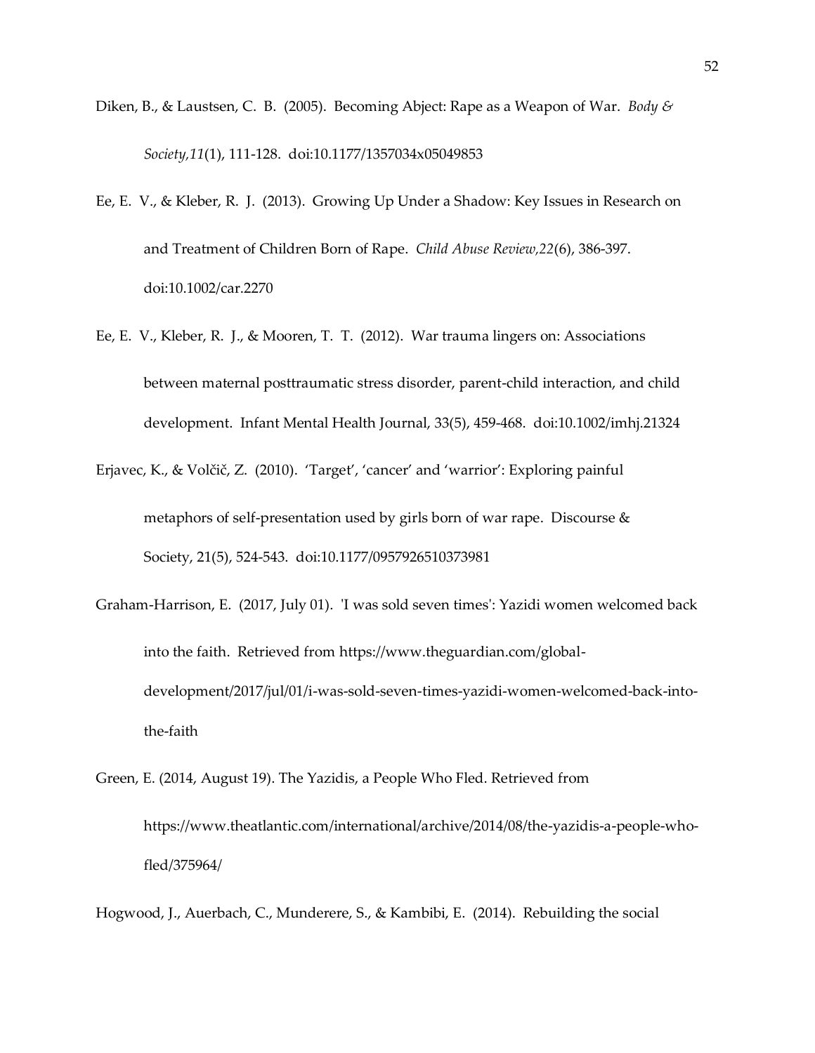Diken, B., & Laustsen, C. B. (2005). Becoming Abject: Rape as a Weapon of War. *Body & Society,11*(1), 111-128. doi:10.1177/1357034x05049853

Ee, E. V., & Kleber, R. J. (2013). Growing Up Under a Shadow: Key Issues in Research on and Treatment of Children Born of Rape. *Child Abuse Review,22*(6), 386-397. doi:10.1002/car.2270

Ee, E. V., Kleber, R. J., & Mooren, T. T. (2012). War trauma lingers on: Associations between maternal posttraumatic stress disorder, parent-child interaction, and child development. Infant Mental Health Journal, 33(5), 459-468. doi:10.1002/imhj.21324

Erjavec, K., & Volčič, Z. (2010). 'Target', 'cancer' and 'warrior': Exploring painful metaphors of self-presentation used by girls born of war rape. Discourse & Society, 21(5), 524-543. doi:10.1177/0957926510373981

Graham-Harrison, E. (2017, July 01). 'I was sold seven times': Yazidi women welcomed back into the faith. Retrieved from https://www.theguardian.com/global-development/2017/jul/01/i-was-sold-seven-times-yazidi-women-welcomed-back-into-the-faith

Green, E. (2014, August 19). The Yazidis, a People Who Fled. Retrieved from https://www.theatlantic.com/international/archive/2014/08/the-yazidis-a-people-who-fled/375964/

Hogwood, J., Auerbach, C., Munderere, S., & Kambibi, E. (2014). Rebuilding the social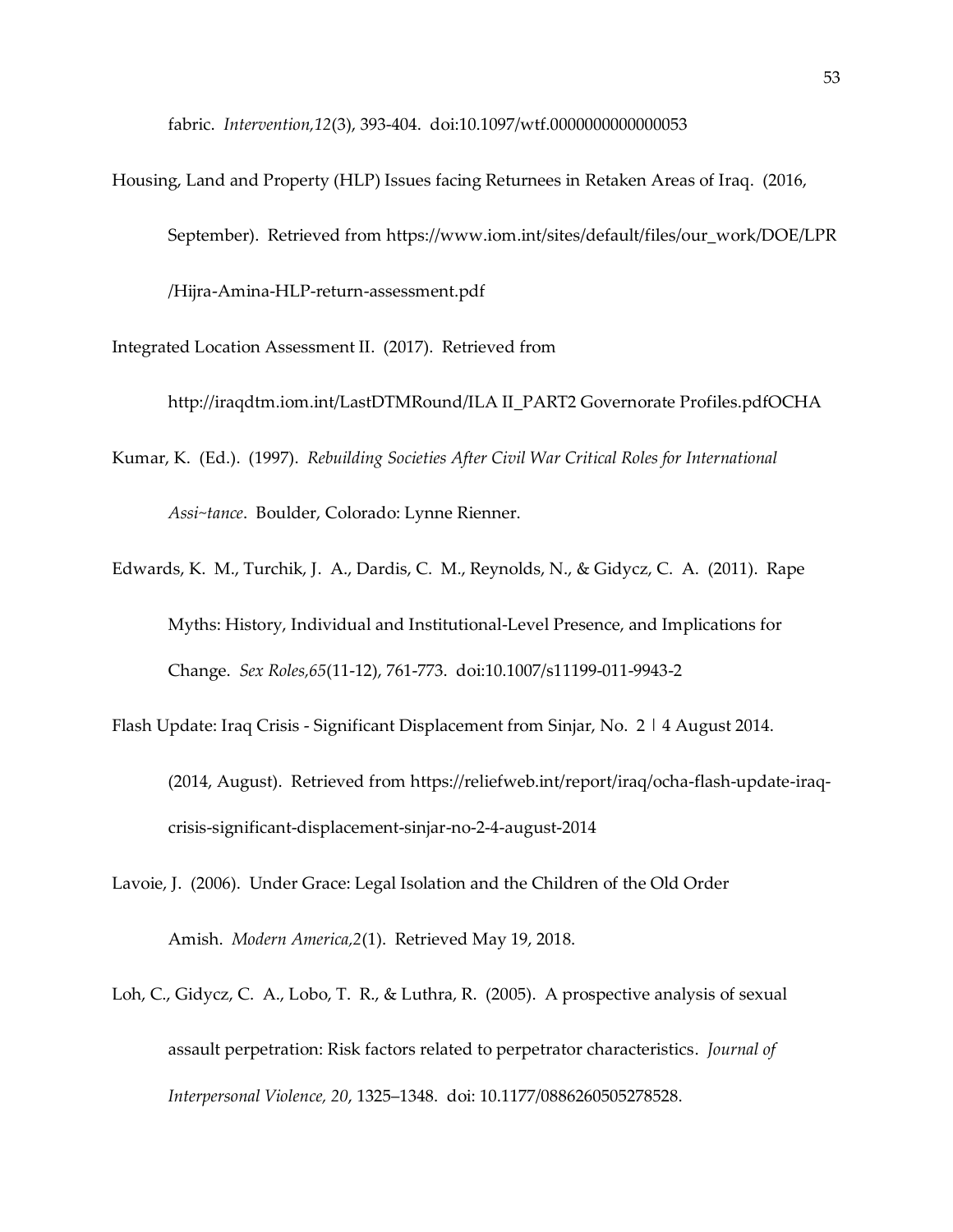fabric. *Intervention,12*(3), 393-404. doi:10.1097/wtf.0000000000000053

Housing, Land and Property (HLP) Issues facing Returnees in Retaken Areas of Iraq. (2016, September). Retrieved from https://www.iom.int/sites/default/files/our_work/DOE/LPR/Hijra-Amina-HLP-return-assessment.pdf

Integrated Location Assessment II. (2017). Retrieved from http://iraqdtm.iom.int/LastDTMRound/ILA II_PART2 Governorate Profiles.pdfOCHA

Kumar, K. (Ed.). (1997). *Rebuilding Societies After Civil War Critical Roles for International Assi~tance*. Boulder, Colorado: Lynne Rienner.

Edwards, K. M., Turchik, J. A., Dardis, C. M., Reynolds, N., & Gidycz, C. A. (2011). Rape Myths: History, Individual and Institutional-Level Presence, and Implications for Change. *Sex Roles,65*(11-12), 761-773. doi:10.1007/s11199-011-9943-2

Flash Update: Iraq Crisis - Significant Displacement from Sinjar, No. 2 | 4 August 2014. (2014, August). Retrieved from https://reliefweb.int/report/iraq/ocha-flash-update-iraq-crisis-significant-displacement-sinjar-no-2-4-august-2014

Lavoie, J. (2006). Under Grace: Legal Isolation and the Children of the Old Order Amish. *Modern America,2*(1). Retrieved May 19, 2018.

Loh, C., Gidycz, C. A., Lobo, T. R., & Luthra, R. (2005). A prospective analysis of sexual assault perpetration: Risk factors related to perpetrator characteristics. *Journal of Interpersonal Violence, 20*, 1325–1348. doi: 10.1177/0886260505278528.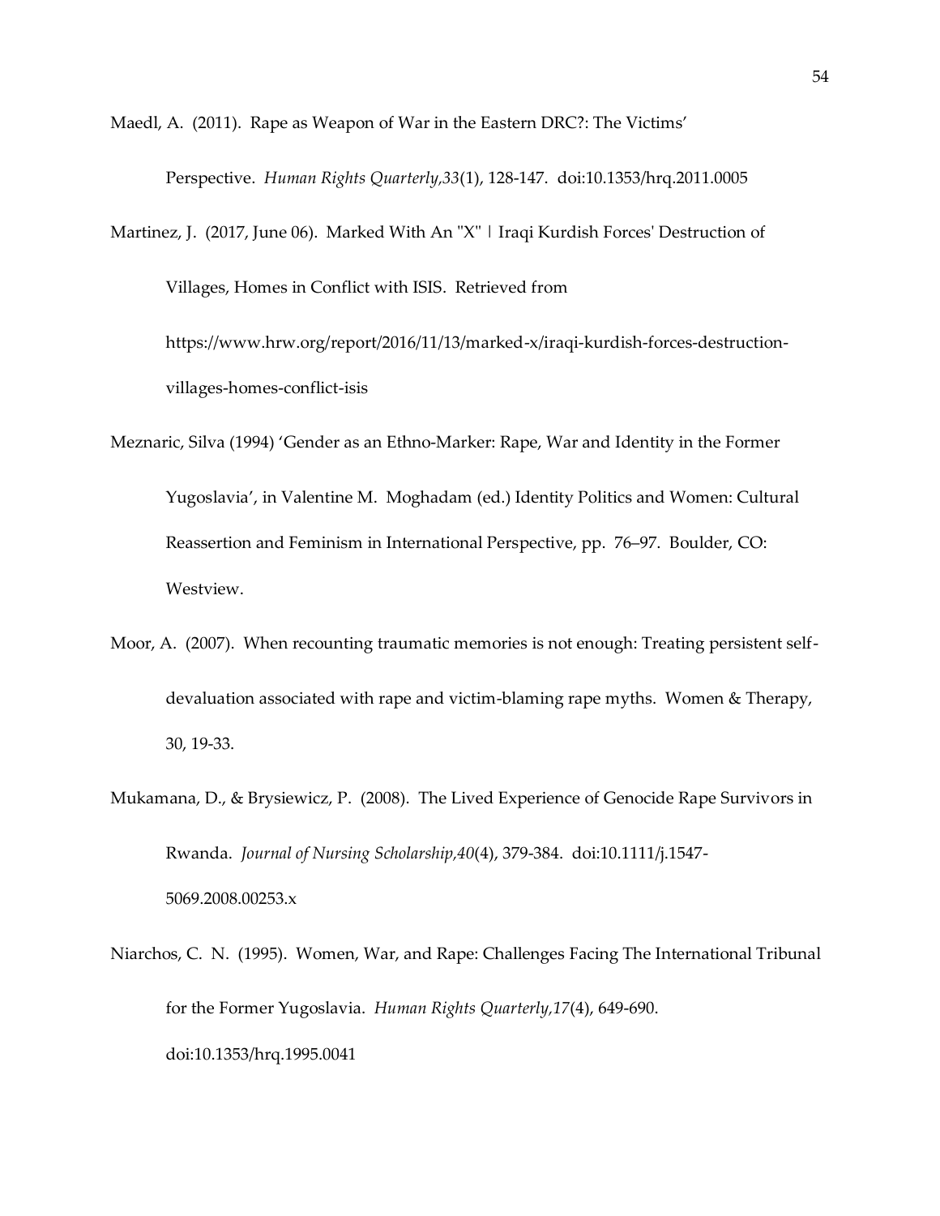Maedl, A. (2011). Rape as Weapon of War in the Eastern DRC?: The Victims' Perspective. *Human Rights Quarterly,33*(1), 128-147. doi:10.1353/hrq.2011.0005

Martinez, J. (2017, June 06). Marked With An "X" | Iraqi Kurdish Forces' Destruction of Villages, Homes in Conflict with ISIS. Retrieved from https://www.hrw.org/report/2016/11/13/marked-x/iraqi-kurdish-forces-destruction-villages-homes-conflict-isis

Meznaric, Silva (1994) 'Gender as an Ethno-Marker: Rape, War and Identity in the Former Yugoslavia', in Valentine M. Moghadam (ed.) Identity Politics and Women: Cultural Reassertion and Feminism in International Perspective, pp. 76–97. Boulder, CO: Westview.

Moor, A. (2007). When recounting traumatic memories is not enough: Treating persistent self-devaluation associated with rape and victim-blaming rape myths. Women & Therapy, 30, 19-33.

Mukamana, D., & Brysiewicz, P. (2008). The Lived Experience of Genocide Rape Survivors in Rwanda. *Journal of Nursing Scholarship,40*(4), 379-384. doi:10.1111/j.1547-5069.2008.00253.x

Niarchos, C. N. (1995). Women, War, and Rape: Challenges Facing The International Tribunal for the Former Yugoslavia. *Human Rights Quarterly,17*(4), 649-690. doi:10.1353/hrq.1995.0041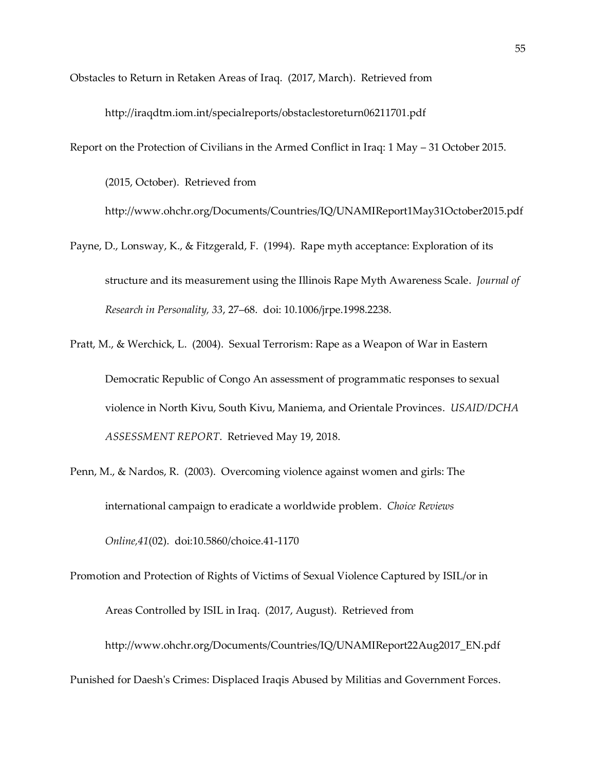Obstacles to Return in Retaken Areas of Iraq. (2017, March). Retrieved from http://iraqdtm.iom.int/specialreports/obstaclestoreturn06211701.pdf

Report on the Protection of Civilians in the Armed Conflict in Iraq: 1 May – 31 October 2015. (2015, October). Retrieved from http://www.ohchr.org/Documents/Countries/IQ/UNAMIReport1May31October2015.pdf

Payne, D., Lonsway, K., & Fitzgerald, F. (1994). Rape myth acceptance: Exploration of its structure and its measurement using the Illinois Rape Myth Awareness Scale. *Journal of Research in Personality, 33*, 27–68. doi: 10.1006/jrpe.1998.2238.

Pratt, M., & Werchick, L. (2004). Sexual Terrorism: Rape as a Weapon of War in Eastern Democratic Republic of Congo An assessment of programmatic responses to sexual violence in North Kivu, South Kivu, Maniema, and Orientale Provinces. *USAID/DCHA ASSESSMENT REPORT*. Retrieved May 19, 2018.

Penn, M., & Nardos, R. (2003). Overcoming violence against women and girls: The international campaign to eradicate a worldwide problem. *Choice Reviews Online,41*(02). doi:10.5860/choice.41-1170

Promotion and Protection of Rights of Victims of Sexual Violence Captured by ISIL/or in Areas Controlled by ISIL in Iraq. (2017, August). Retrieved from http://www.ohchr.org/Documents/Countries/IQ/UNAMIReport22Aug2017_EN.pdf

Punished for Daesh's Crimes: Displaced Iraqis Abused by Militias and Government Forces.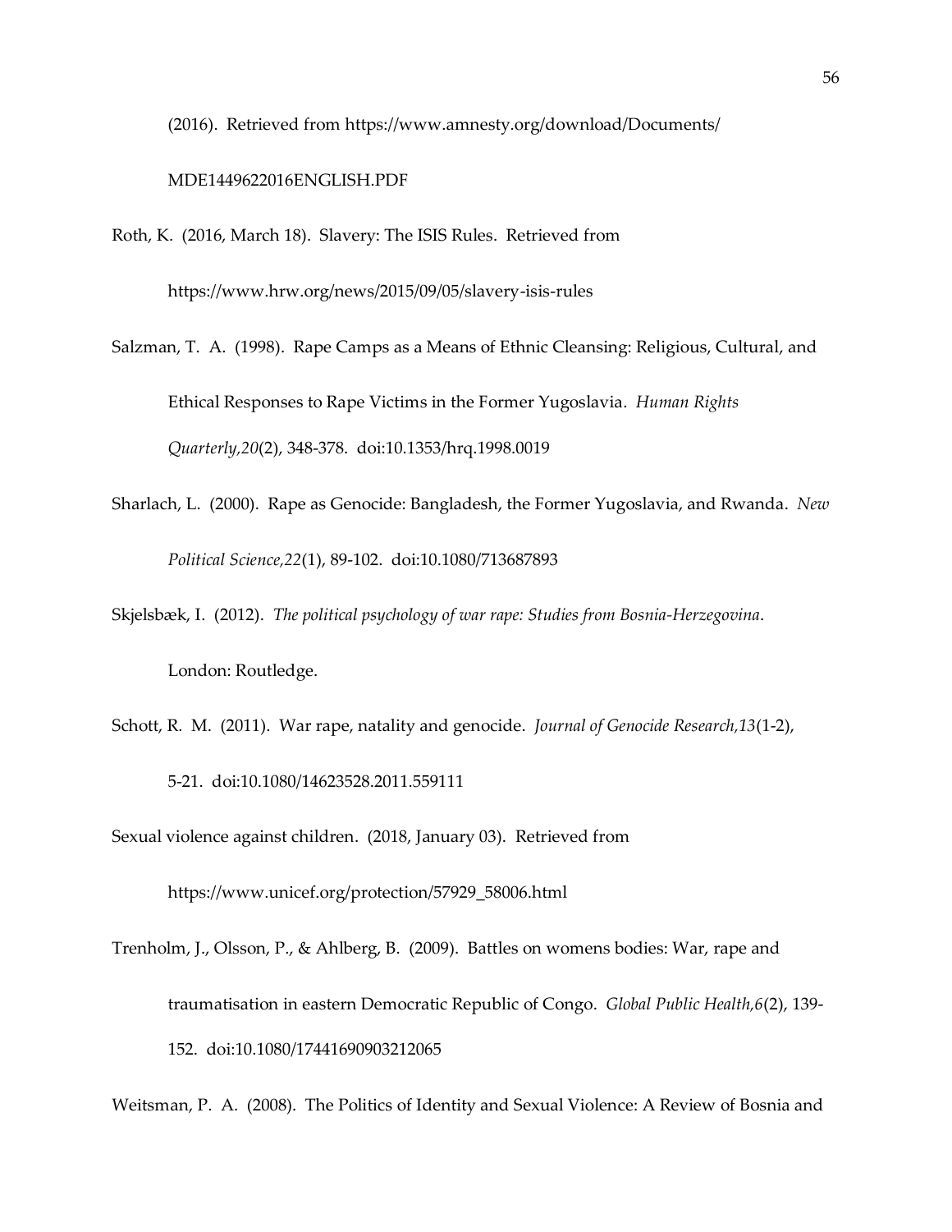(2016). Retrieved from https://www.amnesty.org/download/Documents/MDE1449622016ENGLISH.PDF

Roth, K. (2016, March 18). Slavery: The ISIS Rules. Retrieved from https://www.hrw.org/news/2015/09/05/slavery-isis-rules

Salzman, T. A. (1998). Rape Camps as a Means of Ethnic Cleansing: Religious, Cultural, and Ethical Responses to Rape Victims in the Former Yugoslavia. *Human Rights Quarterly,20*(2), 348-378. doi:10.1353/hrq.1998.0019

Sharlach, L. (2000). Rape as Genocide: Bangladesh, the Former Yugoslavia, and Rwanda. *New Political Science,22*(1), 89-102. doi:10.1080/713687893

Skjelsbæk, I. (2012). *The political psychology of war rape: Studies from Bosnia-Herzegovina*. London: Routledge.

Schott, R. M. (2011). War rape, natality and genocide. *Journal of Genocide Research,13*(1-2), 5-21. doi:10.1080/14623528.2011.559111

Sexual violence against children. (2018, January 03). Retrieved from https://www.unicef.org/protection/57929_58006.html

Trenholm, J., Olsson, P., & Ahlberg, B. (2009). Battles on womens bodies: War, rape and traumatisation in eastern Democratic Republic of Congo. *Global Public Health,6*(2), 139-152. doi:10.1080/17441690903212065

Weitsman, P. A. (2008). The Politics of Identity and Sexual Violence: A Review of Bosnia and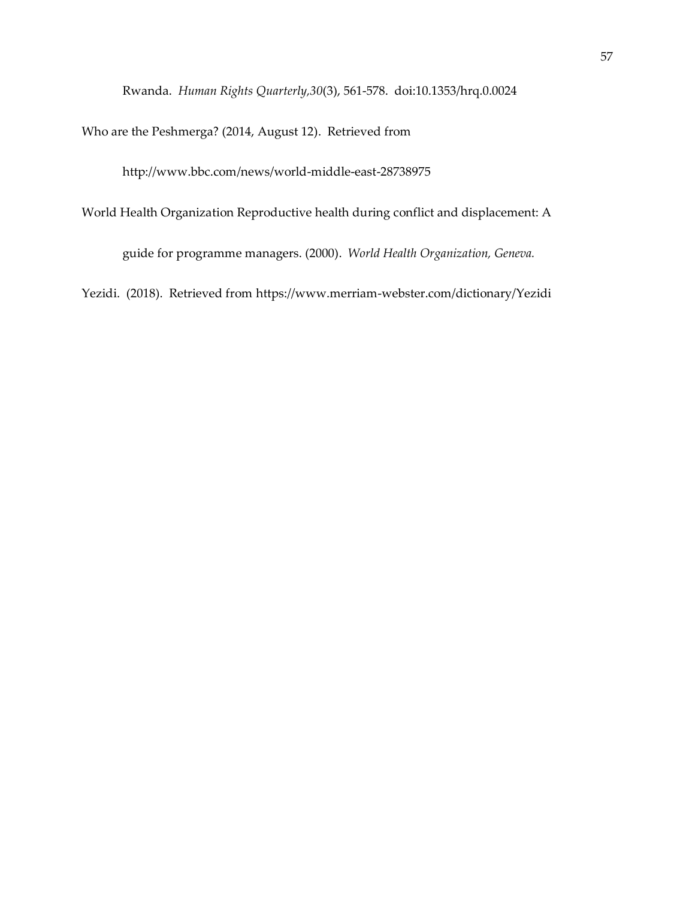Rwanda. *Human Rights Quarterly,30*(3), 561-578. doi:10.1353/hrq.0.0024

Who are the Peshmerga? (2014, August 12). Retrieved from http://www.bbc.com/news/world-middle-east-28738975

World Health Organization Reproductive health during conflict and displacement: A guide for programme managers. (2000). *World Health Organization, Geneva.*

Yezidi. (2018). Retrieved from https://www.merriam-webster.com/dictionary/Yezidi